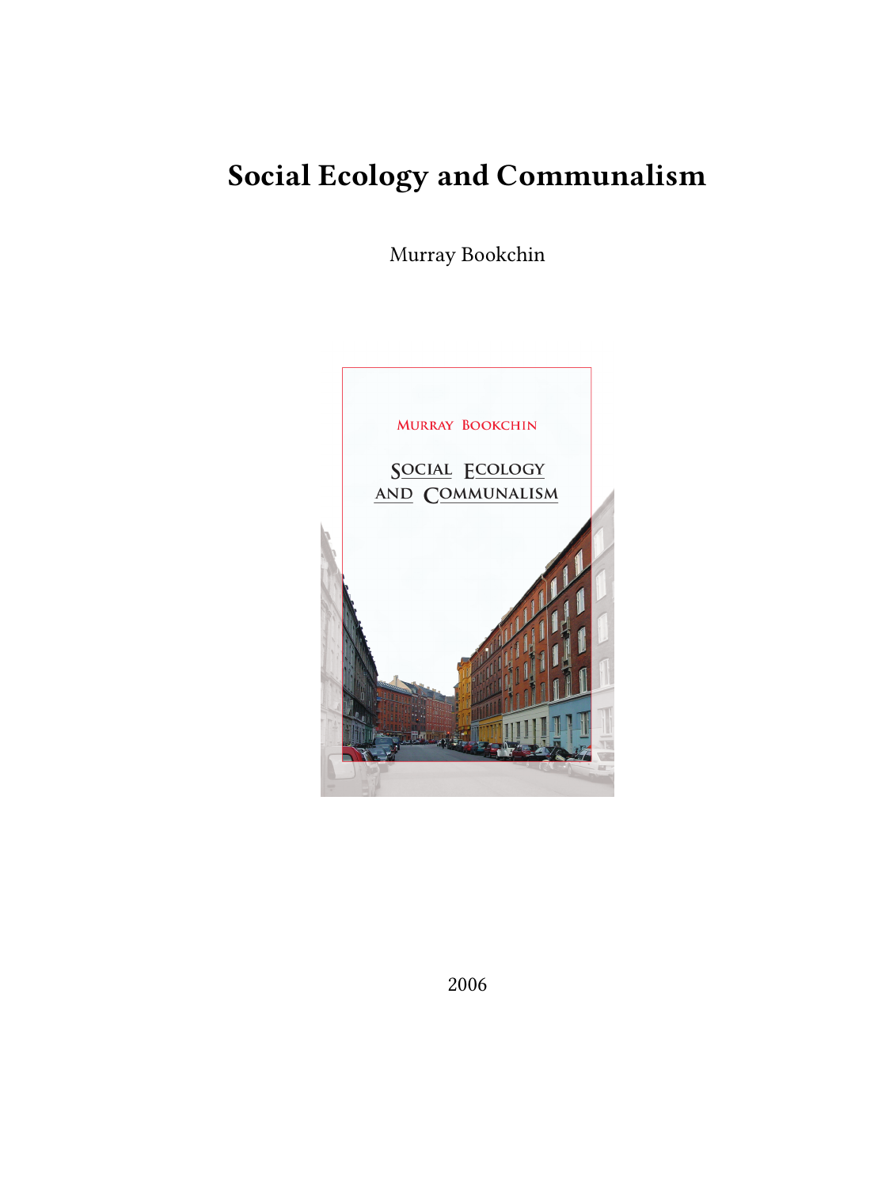# Social Ecology and Communalism

Murray Bookchin

2006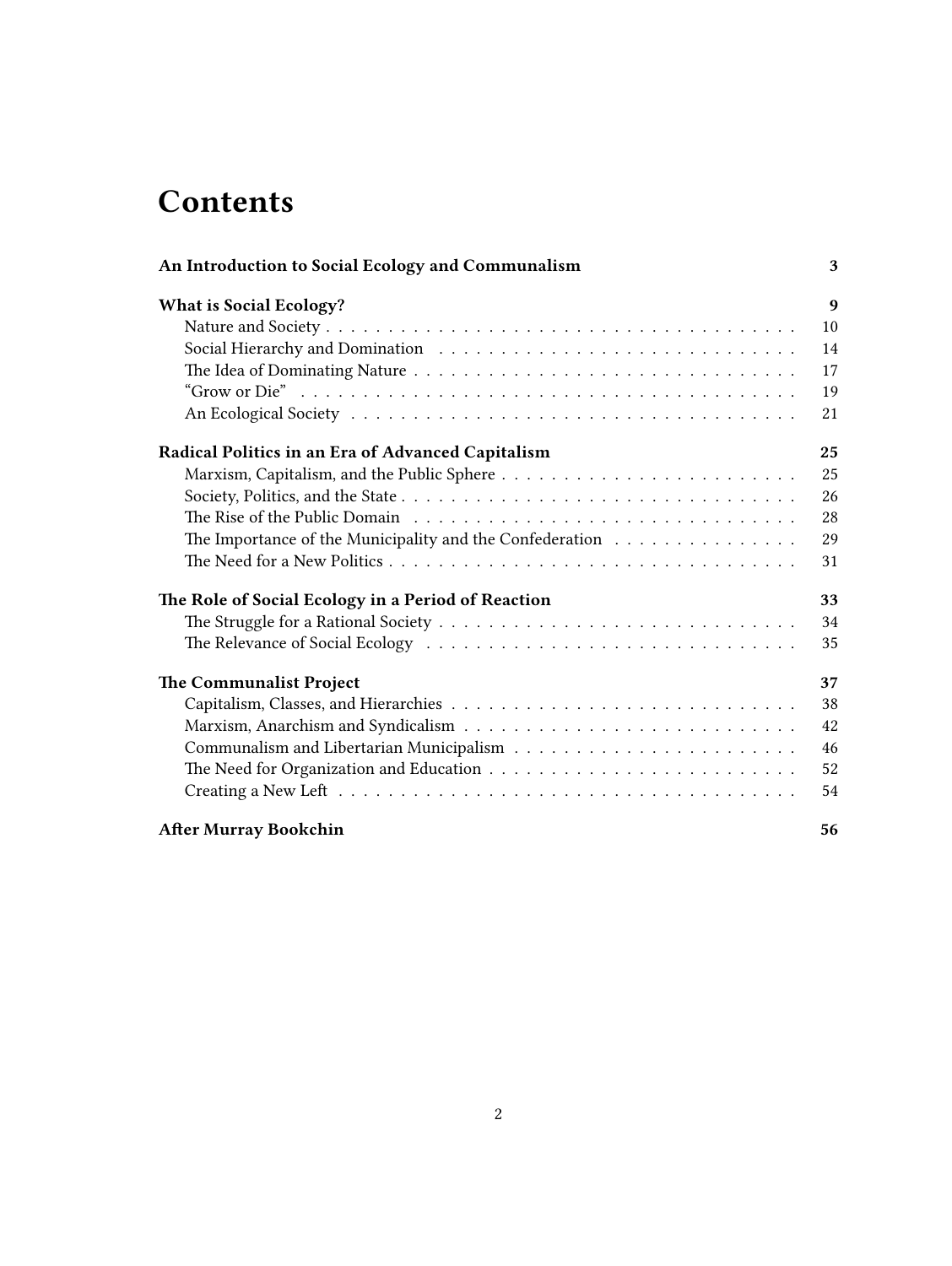# Contents

**An Introduction to Social Ecology and Communalism** **3**

**What is Social Ecology?** **9**
- Nature and Society 10
- Social Hierarchy and Domination 14
- The Idea of Dominating Nature 17
- "Grow or Die" 19
- An Ecological Society 21

**Radical Politics in an Era of Advanced Capitalism** **25**
- Marxism, Capitalism, and the Public Sphere 25
- Society, Politics, and the State 26
- The Rise of the Public Domain 28
- The Importance of the Municipality and the Confederation 29
- The Need for a New Politics 31

**The Role of Social Ecology in a Period of Reaction** **33**
- The Struggle for a Rational Society 34
- The Relevance of Social Ecology 35

**The Communalist Project** **37**
- Capitalism, Classes, and Hierarchies 38
- Marxism, Anarchism and Syndicalism 42
- Communalism and Libertarian Municipalism 46
- The Need for Organization and Education 52
- Creating a New Left 54

**After Murray Bookchin** **56**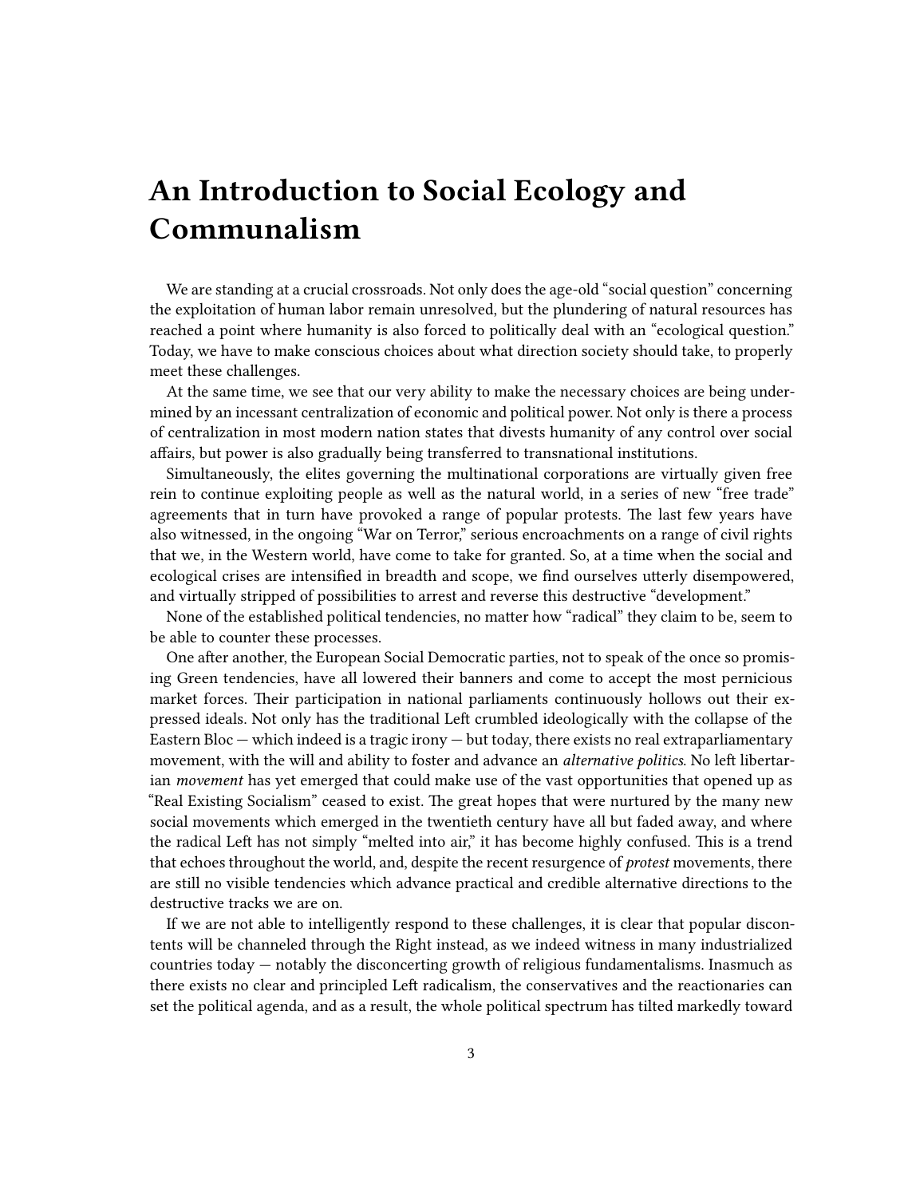# An Introduction to Social Ecology and Communalism

We are standing at a crucial crossroads. Not only does the age-old "social question" concerning the exploitation of human labor remain unresolved, but the plundering of natural resources has reached a point where humanity is also forced to politically deal with an "ecological question." Today, we have to make conscious choices about what direction society should take, to properly meet these challenges.

At the same time, we see that our very ability to make the necessary choices are being undermined by an incessant centralization of economic and political power. Not only is there a process of centralization in most modern nation states that divests humanity of any control over social affairs, but power is also gradually being transferred to transnational institutions.

Simultaneously, the elites governing the multinational corporations are virtually given free rein to continue exploiting people as well as the natural world, in a series of new "free trade" agreements that in turn have provoked a range of popular protests. The last few years have also witnessed, in the ongoing "War on Terror," serious encroachments on a range of civil rights that we, in the Western world, have come to take for granted. So, at a time when the social and ecological crises are intensified in breadth and scope, we find ourselves utterly disempowered, and virtually stripped of possibilities to arrest and reverse this destructive "development."

None of the established political tendencies, no matter how "radical" they claim to be, seem to be able to counter these processes.

One after another, the European Social Democratic parties, not to speak of the once so promising Green tendencies, have all lowered their banners and come to accept the most pernicious market forces. Their participation in national parliaments continuously hollows out their expressed ideals. Not only has the traditional Left crumbled ideologically with the collapse of the Eastern Bloc — which indeed is a tragic irony — but today, there exists no real extraparliamentary movement, with the will and ability to foster and advance an *alternative politics*. No left libertarian *movement* has yet emerged that could make use of the vast opportunities that opened up as "Real Existing Socialism" ceased to exist. The great hopes that were nurtured by the many new social movements which emerged in the twentieth century have all but faded away, and where the radical Left has not simply "melted into air," it has become highly confused. This is a trend that echoes throughout the world, and, despite the recent resurgence of *protest* movements, there are still no visible tendencies which advance practical and credible alternative directions to the destructive tracks we are on.

If we are not able to intelligently respond to these challenges, it is clear that popular discontents will be channeled through the Right instead, as we indeed witness in many industrialized countries today — notably the disconcerting growth of religious fundamentalisms. Inasmuch as there exists no clear and principled Left radicalism, the conservatives and the reactionaries can set the political agenda, and as a result, the whole political spectrum has tilted markedly toward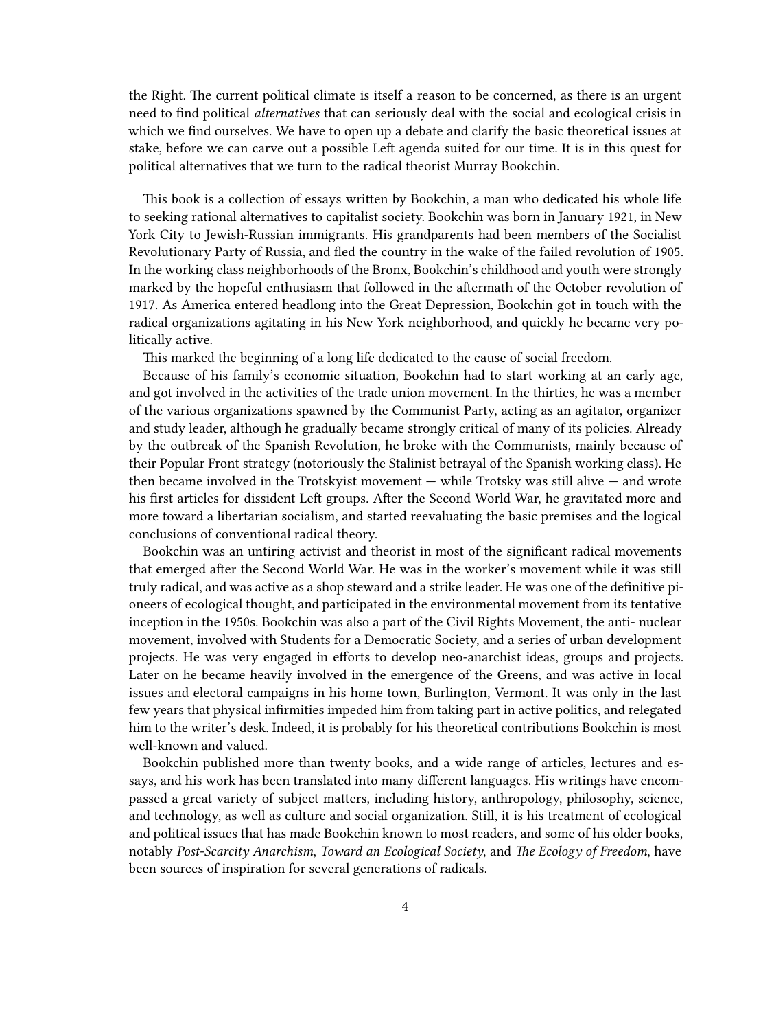the Right. The current political climate is itself a reason to be concerned, as there is an urgent need to find political *alternatives* that can seriously deal with the social and ecological crisis in which we find ourselves. We have to open up a debate and clarify the basic theoretical issues at stake, before we can carve out a possible Left agenda suited for our time. It is in this quest for political alternatives that we turn to the radical theorist Murray Bookchin.

This book is a collection of essays written by Bookchin, a man who dedicated his whole life to seeking rational alternatives to capitalist society. Bookchin was born in January 1921, in New York City to Jewish-Russian immigrants. His grandparents had been members of the Socialist Revolutionary Party of Russia, and fled the country in the wake of the failed revolution of 1905. In the working class neighborhoods of the Bronx, Bookchin's childhood and youth were strongly marked by the hopeful enthusiasm that followed in the aftermath of the October revolution of 1917. As America entered headlong into the Great Depression, Bookchin got in touch with the radical organizations agitating in his New York neighborhood, and quickly he became very politically active.

This marked the beginning of a long life dedicated to the cause of social freedom.

Because of his family's economic situation, Bookchin had to start working at an early age, and got involved in the activities of the trade union movement. In the thirties, he was a member of the various organizations spawned by the Communist Party, acting as an agitator, organizer and study leader, although he gradually became strongly critical of many of its policies. Already by the outbreak of the Spanish Revolution, he broke with the Communists, mainly because of their Popular Front strategy (notoriously the Stalinist betrayal of the Spanish working class). He then became involved in the Trotskyist movement — while Trotsky was still alive — and wrote his first articles for dissident Left groups. After the Second World War, he gravitated more and more toward a libertarian socialism, and started reevaluating the basic premises and the logical conclusions of conventional radical theory.

Bookchin was an untiring activist and theorist in most of the significant radical movements that emerged after the Second World War. He was in the worker's movement while it was still truly radical, and was active as a shop steward and a strike leader. He was one of the definitive pioneers of ecological thought, and participated in the environmental movement from its tentative inception in the 1950s. Bookchin was also a part of the Civil Rights Movement, the anti- nuclear movement, involved with Students for a Democratic Society, and a series of urban development projects. He was very engaged in efforts to develop neo-anarchist ideas, groups and projects. Later on he became heavily involved in the emergence of the Greens, and was active in local issues and electoral campaigns in his home town, Burlington, Vermont. It was only in the last few years that physical infirmities impeded him from taking part in active politics, and relegated him to the writer's desk. Indeed, it is probably for his theoretical contributions Bookchin is most well-known and valued.

Bookchin published more than twenty books, and a wide range of articles, lectures and essays, and his work has been translated into many different languages. His writings have encompassed a great variety of subject matters, including history, anthropology, philosophy, science, and technology, as well as culture and social organization. Still, it is his treatment of ecological and political issues that has made Bookchin known to most readers, and some of his older books, notably *Post-Scarcity Anarchism*, *Toward an Ecological Society*, and *The Ecology of Freedom*, have been sources of inspiration for several generations of radicals.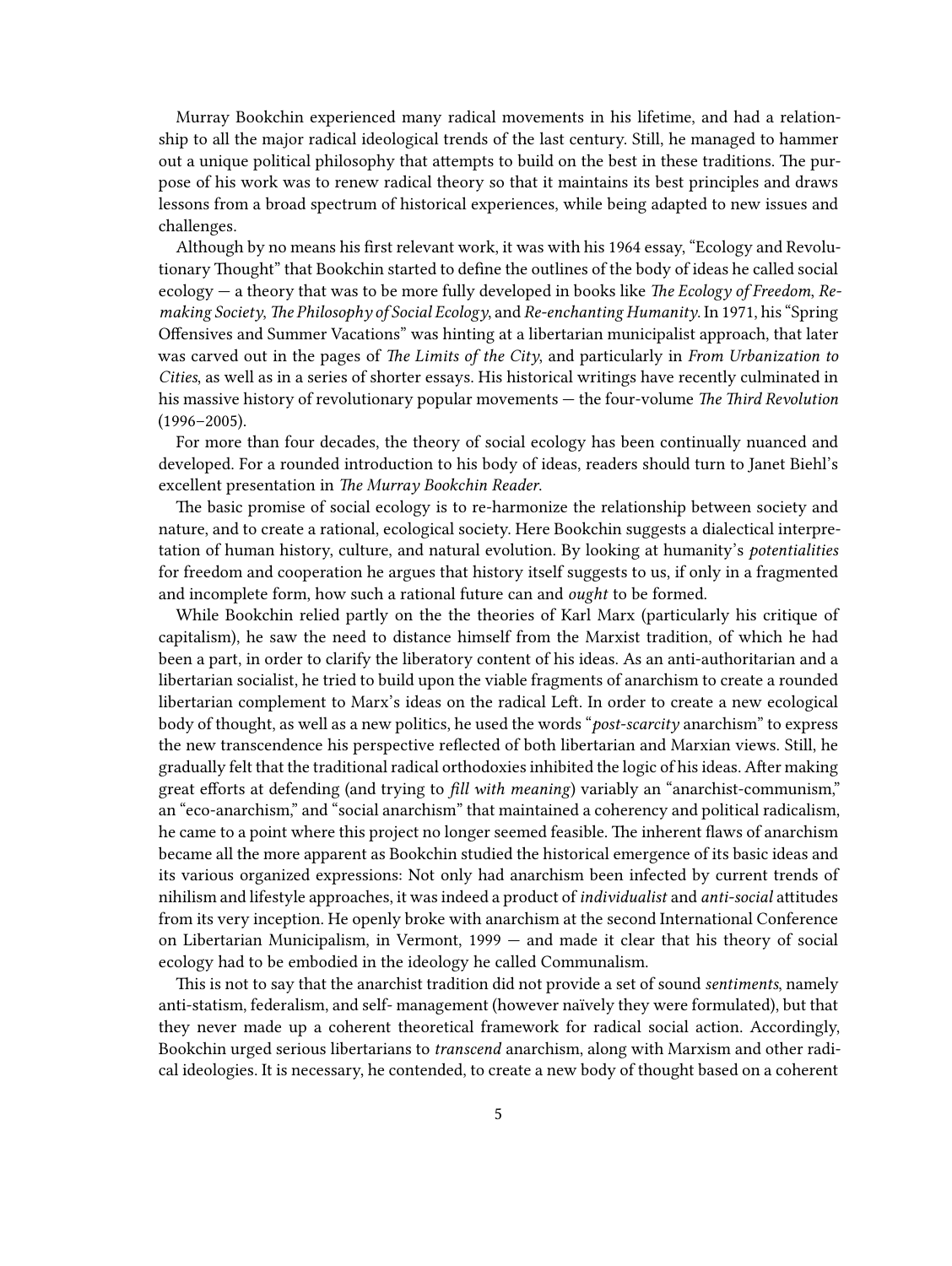Murray Bookchin experienced many radical movements in his lifetime, and had a relationship to all the major radical ideological trends of the last century. Still, he managed to hammer out a unique political philosophy that attempts to build on the best in these traditions. The purpose of his work was to renew radical theory so that it maintains its best principles and draws lessons from a broad spectrum of historical experiences, while being adapted to new issues and challenges.

Although by no means his first relevant work, it was with his 1964 essay, "Ecology and Revolutionary Thought" that Bookchin started to define the outlines of the body of ideas he called social ecology — a theory that was to be more fully developed in books like *The Ecology of Freedom*, *Remaking Society*, *The Philosophy of Social Ecology*, and *Re-enchanting Humanity*. In 1971, his "Spring Offensives and Summer Vacations" was hinting at a libertarian municipalist approach, that later was carved out in the pages of *The Limits of the City*, and particularly in *From Urbanization to Cities*, as well as in a series of shorter essays. His historical writings have recently culminated in his massive history of revolutionary popular movements — the four-volume *The Third Revolution* (1996–2005).

For more than four decades, the theory of social ecology has been continually nuanced and developed. For a rounded introduction to his body of ideas, readers should turn to Janet Biehl's excellent presentation in *The Murray Bookchin Reader*.

The basic promise of social ecology is to re-harmonize the relationship between society and nature, and to create a rational, ecological society. Here Bookchin suggests a dialectical interpretation of human history, culture, and natural evolution. By looking at humanity's *potentialities* for freedom and cooperation he argues that history itself suggests to us, if only in a fragmented and incomplete form, how such a rational future can and *ought* to be formed.

While Bookchin relied partly on the the theories of Karl Marx (particularly his critique of capitalism), he saw the need to distance himself from the Marxist tradition, of which he had been a part, in order to clarify the liberatory content of his ideas. As an anti-authoritarian and a libertarian socialist, he tried to build upon the viable fragments of anarchism to create a rounded libertarian complement to Marx's ideas on the radical Left. In order to create a new ecological body of thought, as well as a new politics, he used the words "*post-scarcity* anarchism" to express the new transcendence his perspective reflected of both libertarian and Marxian views. Still, he gradually felt that the traditional radical orthodoxies inhibited the logic of his ideas. After making great efforts at defending (and trying to *fill with meaning*) variably an "anarchist-communism," an "eco-anarchism," and "social anarchism" that maintained a coherency and political radicalism, he came to a point where this project no longer seemed feasible. The inherent flaws of anarchism became all the more apparent as Bookchin studied the historical emergence of its basic ideas and its various organized expressions: Not only had anarchism been infected by current trends of nihilism and lifestyle approaches, it was indeed a product of *individualist* and *anti-social* attitudes from its very inception. He openly broke with anarchism at the second International Conference on Libertarian Municipalism, in Vermont, 1999 — and made it clear that his theory of social ecology had to be embodied in the ideology he called Communalism.

This is not to say that the anarchist tradition did not provide a set of sound *sentiments*, namely anti-statism, federalism, and self- management (however naïvely they were formulated), but that they never made up a coherent theoretical framework for radical social action. Accordingly, Bookchin urged serious libertarians to *transcend* anarchism, along with Marxism and other radical ideologies. It is necessary, he contended, to create a new body of thought based on a coherent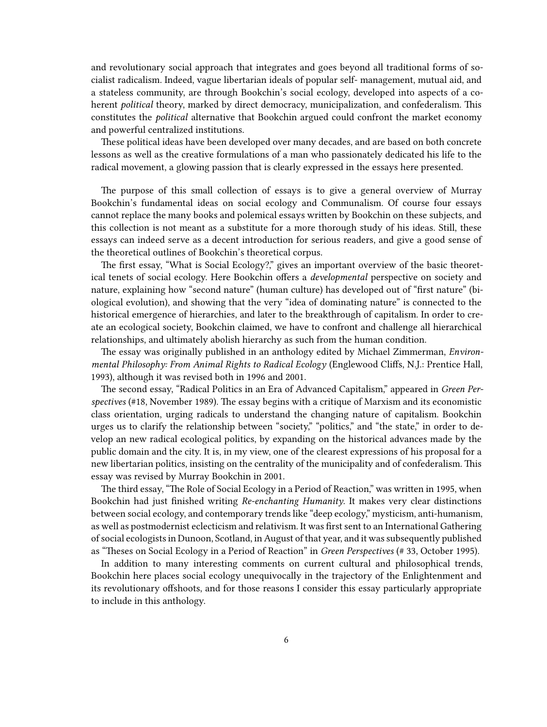and revolutionary social approach that integrates and goes beyond all traditional forms of socialist radicalism. Indeed, vague libertarian ideals of popular self- management, mutual aid, and a stateless community, are through Bookchin's social ecology, developed into aspects of a coherent *political* theory, marked by direct democracy, municipalization, and confederalism. This constitutes the *political* alternative that Bookchin argued could confront the market economy and powerful centralized institutions.

These political ideas have been developed over many decades, and are based on both concrete lessons as well as the creative formulations of a man who passionately dedicated his life to the radical movement, a glowing passion that is clearly expressed in the essays here presented.

The purpose of this small collection of essays is to give a general overview of Murray Bookchin's fundamental ideas on social ecology and Communalism. Of course four essays cannot replace the many books and polemical essays written by Bookchin on these subjects, and this collection is not meant as a substitute for a more thorough study of his ideas. Still, these essays can indeed serve as a decent introduction for serious readers, and give a good sense of the theoretical outlines of Bookchin's theoretical corpus.

The first essay, "What is Social Ecology?," gives an important overview of the basic theoretical tenets of social ecology. Here Bookchin offers a *developmental* perspective on society and nature, explaining how "second nature" (human culture) has developed out of "first nature" (biological evolution), and showing that the very "idea of dominating nature" is connected to the historical emergence of hierarchies, and later to the breakthrough of capitalism. In order to create an ecological society, Bookchin claimed, we have to confront and challenge all hierarchical relationships, and ultimately abolish hierarchy as such from the human condition.

The essay was originally published in an anthology edited by Michael Zimmerman, *Environmental Philosophy: From Animal Rights to Radical Ecology* (Englewood Cliffs, N.J.: Prentice Hall, 1993), although it was revised both in 1996 and 2001.

The second essay, "Radical Politics in an Era of Advanced Capitalism," appeared in *Green Perspectives* (#18, November 1989). The essay begins with a critique of Marxism and its economistic class orientation, urging radicals to understand the changing nature of capitalism. Bookchin urges us to clarify the relationship between "society," "politics," and "the state," in order to develop an new radical ecological politics, by expanding on the historical advances made by the public domain and the city. It is, in my view, one of the clearest expressions of his proposal for a new libertarian politics, insisting on the centrality of the municipality and of confederalism. This essay was revised by Murray Bookchin in 2001.

The third essay, "The Role of Social Ecology in a Period of Reaction," was written in 1995, when Bookchin had just finished writing *Re-enchanting Humanity*. It makes very clear distinctions between social ecology, and contemporary trends like "deep ecology," mysticism, anti-humanism, as well as postmodernist eclecticism and relativism. It was first sent to an International Gathering of social ecologists in Dunoon, Scotland, in August of that year, and it was subsequently published as "Theses on Social Ecology in a Period of Reaction" in *Green Perspectives* (# 33, October 1995).

In addition to many interesting comments on current cultural and philosophical trends, Bookchin here places social ecology unequivocally in the trajectory of the Enlightenment and its revolutionary offshoots, and for those reasons I consider this essay particularly appropriate to include in this anthology.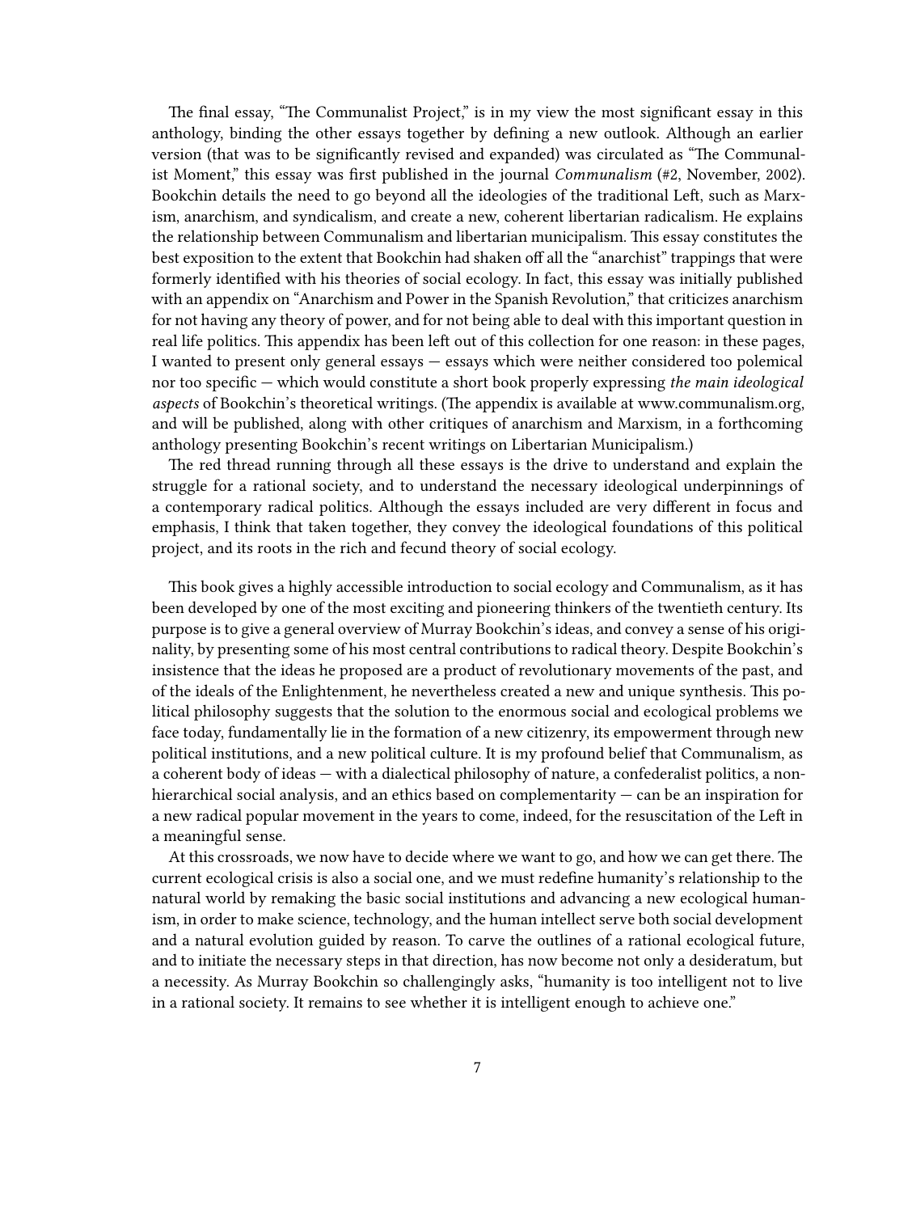The final essay, "The Communalist Project," is in my view the most significant essay in this anthology, binding the other essays together by defining a new outlook. Although an earlier version (that was to be significantly revised and expanded) was circulated as "The Communalist Moment," this essay was first published in the journal *Communalism* (#2, November, 2002). Bookchin details the need to go beyond all the ideologies of the traditional Left, such as Marxism, anarchism, and syndicalism, and create a new, coherent libertarian radicalism. He explains the relationship between Communalism and libertarian municipalism. This essay constitutes the best exposition to the extent that Bookchin had shaken off all the "anarchist" trappings that were formerly identified with his theories of social ecology. In fact, this essay was initially published with an appendix on "Anarchism and Power in the Spanish Revolution," that criticizes anarchism for not having any theory of power, and for not being able to deal with this important question in real life politics. This appendix has been left out of this collection for one reason: in these pages, I wanted to present only general essays — essays which were neither considered too polemical nor too specific — which would constitute a short book properly expressing *the main ideological aspects* of Bookchin's theoretical writings. (The appendix is available at www.communalism.org, and will be published, along with other critiques of anarchism and Marxism, in a forthcoming anthology presenting Bookchin's recent writings on Libertarian Municipalism.)

The red thread running through all these essays is the drive to understand and explain the struggle for a rational society, and to understand the necessary ideological underpinnings of a contemporary radical politics. Although the essays included are very different in focus and emphasis, I think that taken together, they convey the ideological foundations of this political project, and its roots in the rich and fecund theory of social ecology.

This book gives a highly accessible introduction to social ecology and Communalism, as it has been developed by one of the most exciting and pioneering thinkers of the twentieth century. Its purpose is to give a general overview of Murray Bookchin's ideas, and convey a sense of his originality, by presenting some of his most central contributions to radical theory. Despite Bookchin's insistence that the ideas he proposed are a product of revolutionary movements of the past, and of the ideals of the Enlightenment, he nevertheless created a new and unique synthesis. This political philosophy suggests that the solution to the enormous social and ecological problems we face today, fundamentally lie in the formation of a new citizenry, its empowerment through new political institutions, and a new political culture. It is my profound belief that Communalism, as a coherent body of ideas — with a dialectical philosophy of nature, a confederalist politics, a nonhierarchical social analysis, and an ethics based on complementarity — can be an inspiration for a new radical popular movement in the years to come, indeed, for the resuscitation of the Left in a meaningful sense.

At this crossroads, we now have to decide where we want to go, and how we can get there. The current ecological crisis is also a social one, and we must redefine humanity's relationship to the natural world by remaking the basic social institutions and advancing a new ecological humanism, in order to make science, technology, and the human intellect serve both social development and a natural evolution guided by reason. To carve the outlines of a rational ecological future, and to initiate the necessary steps in that direction, has now become not only a desideratum, but a necessity. As Murray Bookchin so challengingly asks, "humanity is too intelligent not to live in a rational society. It remains to see whether it is intelligent enough to achieve one."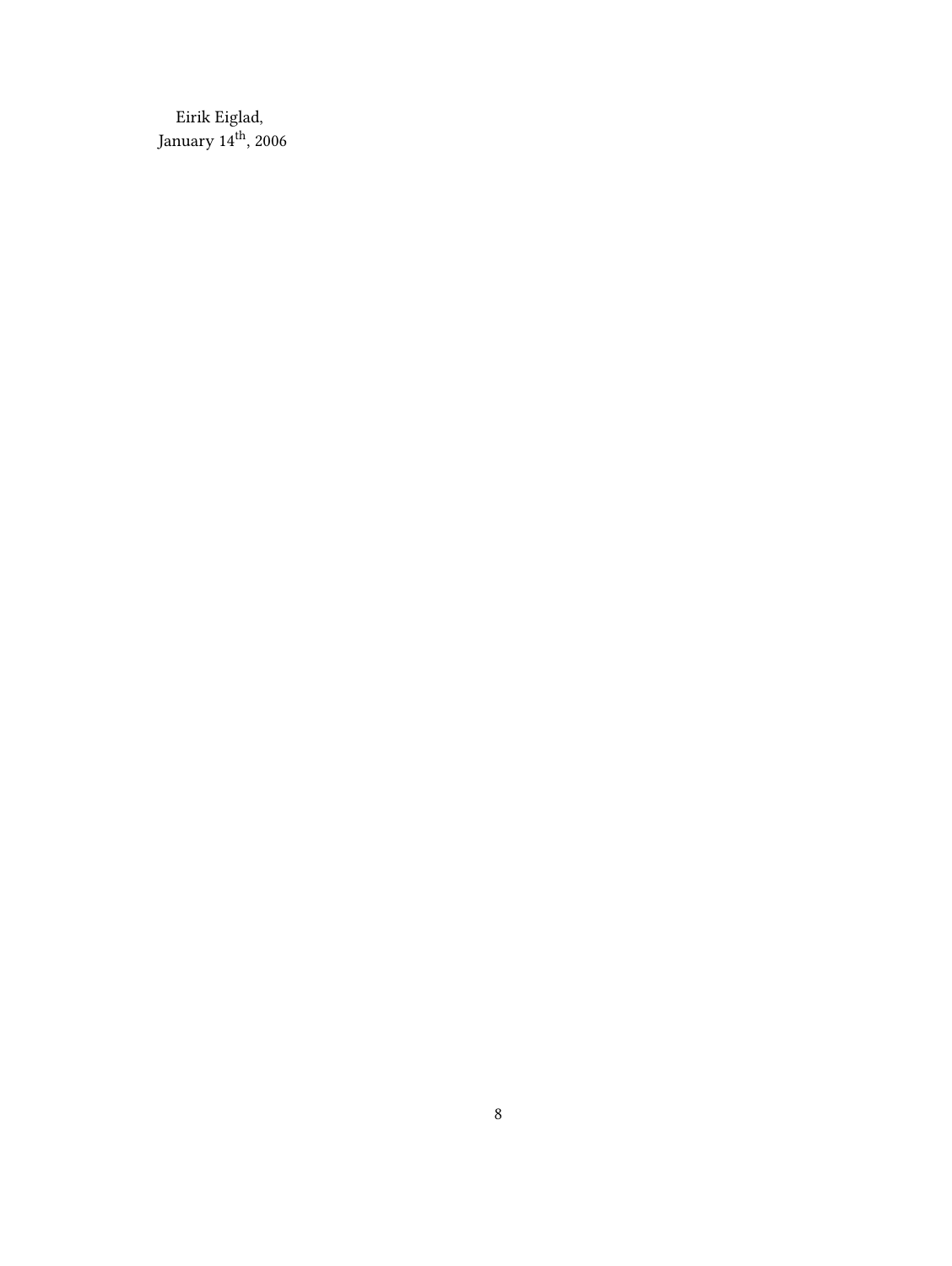Eirik Eiglad,
January $14^{\text{th}}$, 2006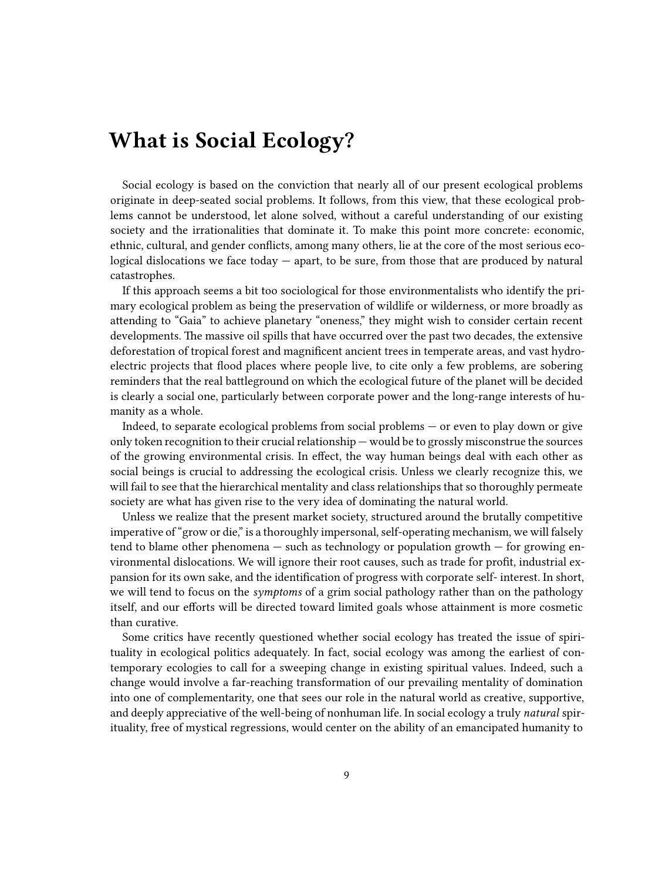# What is Social Ecology?

Social ecology is based on the conviction that nearly all of our present ecological problems originate in deep-seated social problems. It follows, from this view, that these ecological problems cannot be understood, let alone solved, without a careful understanding of our existing society and the irrationalities that dominate it. To make this point more concrete: economic, ethnic, cultural, and gender conflicts, among many others, lie at the core of the most serious ecological dislocations we face today — apart, to be sure, from those that are produced by natural catastrophes.

If this approach seems a bit too sociological for those environmentalists who identify the primary ecological problem as being the preservation of wildlife or wilderness, or more broadly as attending to "Gaia" to achieve planetary "oneness," they might wish to consider certain recent developments. The massive oil spills that have occurred over the past two decades, the extensive deforestation of tropical forest and magnificent ancient trees in temperate areas, and vast hydroelectric projects that flood places where people live, to cite only a few problems, are sobering reminders that the real battleground on which the ecological future of the planet will be decided is clearly a social one, particularly between corporate power and the long-range interests of humanity as a whole.

Indeed, to separate ecological problems from social problems — or even to play down or give only token recognition to their crucial relationship — would be to grossly misconstrue the sources of the growing environmental crisis. In effect, the way human beings deal with each other as social beings is crucial to addressing the ecological crisis. Unless we clearly recognize this, we will fail to see that the hierarchical mentality and class relationships that so thoroughly permeate society are what has given rise to the very idea of dominating the natural world.

Unless we realize that the present market society, structured around the brutally competitive imperative of "grow or die," is a thoroughly impersonal, self-operating mechanism, we will falsely tend to blame other phenomena — such as technology or population growth — for growing environmental dislocations. We will ignore their root causes, such as trade for profit, industrial expansion for its own sake, and the identification of progress with corporate self- interest. In short, we will tend to focus on the *symptoms* of a grim social pathology rather than on the pathology itself, and our efforts will be directed toward limited goals whose attainment is more cosmetic than curative.

Some critics have recently questioned whether social ecology has treated the issue of spirituality in ecological politics adequately. In fact, social ecology was among the earliest of contemporary ecologies to call for a sweeping change in existing spiritual values. Indeed, such a change would involve a far-reaching transformation of our prevailing mentality of domination into one of complementarity, one that sees our role in the natural world as creative, supportive, and deeply appreciative of the well-being of nonhuman life. In social ecology a truly *natural* spirituality, free of mystical regressions, would center on the ability of an emancipated humanity to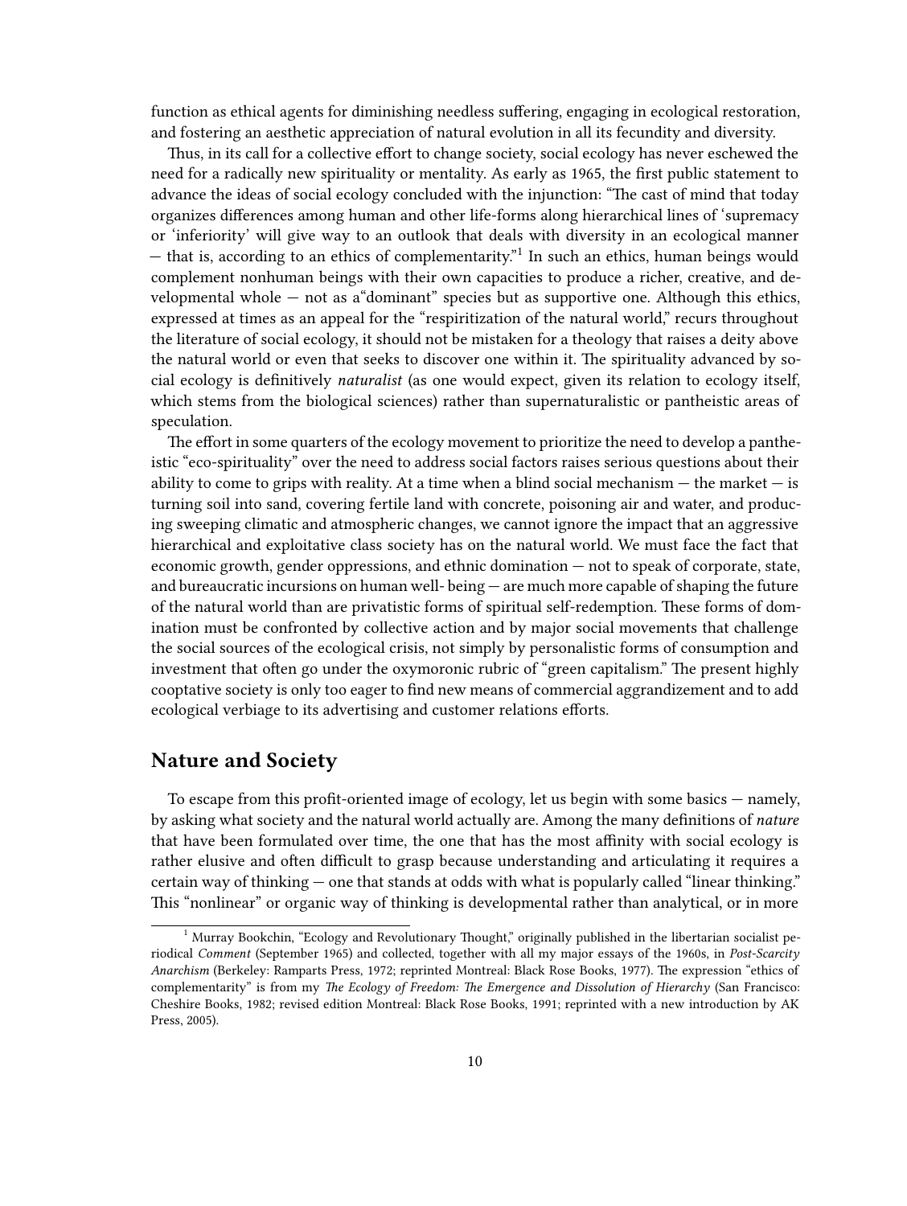function as ethical agents for diminishing needless suffering, engaging in ecological restoration, and fostering an aesthetic appreciation of natural evolution in all its fecundity and diversity.

Thus, in its call for a collective effort to change society, social ecology has never eschewed the need for a radically new spirituality or mentality. As early as 1965, the first public statement to advance the ideas of social ecology concluded with the injunction: "The cast of mind that today organizes differences among human and other life-forms along hierarchical lines of 'supremacy or 'inferiority' will give way to an outlook that deals with diversity in an ecological manner — that is, according to an ethics of complementarity."[1] In such an ethics, human beings would complement nonhuman beings with their own capacities to produce a richer, creative, and developmental whole — not as a"dominant" species but as supportive one. Although this ethics, expressed at times as an appeal for the "respiritization of the natural world," recurs throughout the literature of social ecology, it should not be mistaken for a theology that raises a deity above the natural world or even that seeks to discover one within it. The spirituality advanced by social ecology is definitively *naturalist* (as one would expect, given its relation to ecology itself, which stems from the biological sciences) rather than supernaturalistic or pantheistic areas of speculation.

The effort in some quarters of the ecology movement to prioritize the need to develop a pantheistic "eco-spirituality" over the need to address social factors raises serious questions about their ability to come to grips with reality. At a time when a blind social mechanism — the market — is turning soil into sand, covering fertile land with concrete, poisoning air and water, and producing sweeping climatic and atmospheric changes, we cannot ignore the impact that an aggressive hierarchical and exploitative class society has on the natural world. We must face the fact that economic growth, gender oppressions, and ethnic domination — not to speak of corporate, state, and bureaucratic incursions on human well- being — are much more capable of shaping the future of the natural world than are privatistic forms of spiritual self-redemption. These forms of domination must be confronted by collective action and by major social movements that challenge the social sources of the ecological crisis, not simply by personalistic forms of consumption and investment that often go under the oxymoronic rubric of "green capitalism." The present highly cooptative society is only too eager to find new means of commercial aggrandizement and to add ecological verbiage to its advertising and customer relations efforts.

## Nature and Society

To escape from this profit-oriented image of ecology, let us begin with some basics — namely, by asking what society and the natural world actually are. Among the many definitions of *nature* that have been formulated over time, the one that has the most affinity with social ecology is rather elusive and often difficult to grasp because understanding and articulating it requires a certain way of thinking — one that stands at odds with what is popularly called "linear thinking." This "nonlinear" or organic way of thinking is developmental rather than analytical, or in more

[1] Murray Bookchin, "Ecology and Revolutionary Thought," originally published in the libertarian socialist periodical *Comment* (September 1965) and collected, together with all my major essays of the 1960s, in *Post-Scarcity Anarchism* (Berkeley: Ramparts Press, 1972; reprinted Montreal: Black Rose Books, 1977). The expression "ethics of complementarity" is from my *The Ecology of Freedom: The Emergence and Dissolution of Hierarchy* (San Francisco: Cheshire Books, 1982; revised edition Montreal: Black Rose Books, 1991; reprinted with a new introduction by AK Press, 2005).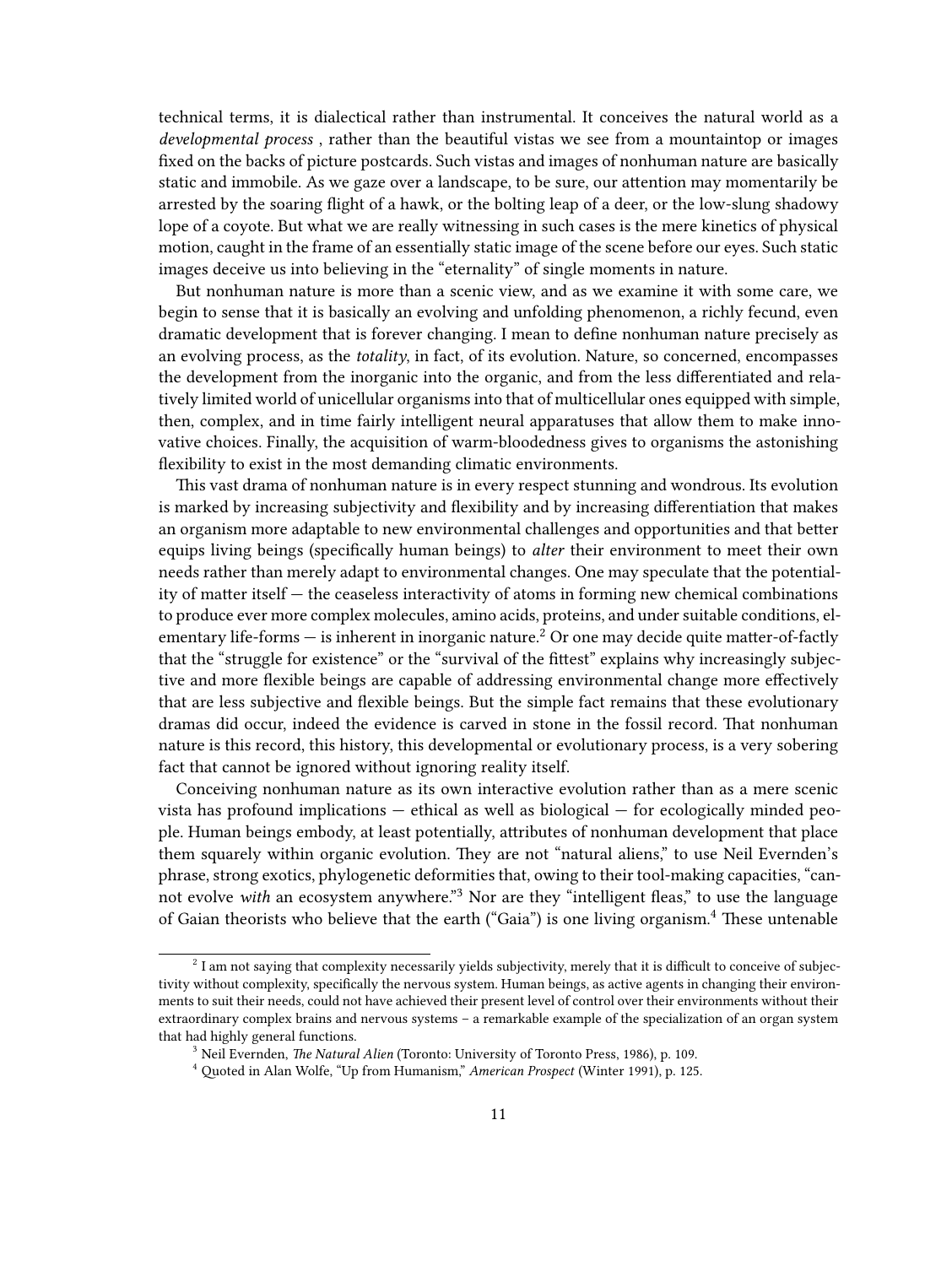technical terms, it is dialectical rather than instrumental. It conceives the natural world as a *developmental process* , rather than the beautiful vistas we see from a mountaintop or images fixed on the backs of picture postcards. Such vistas and images of nonhuman nature are basically static and immobile. As we gaze over a landscape, to be sure, our attention may momentarily be arrested by the soaring flight of a hawk, or the bolting leap of a deer, or the low-slung shadowy lope of a coyote. But what we are really witnessing in such cases is the mere kinetics of physical motion, caught in the frame of an essentially static image of the scene before our eyes. Such static images deceive us into believing in the "eternality" of single moments in nature.

But nonhuman nature is more than a scenic view, and as we examine it with some care, we begin to sense that it is basically an evolving and unfolding phenomenon, a richly fecund, even dramatic development that is forever changing. I mean to define nonhuman nature precisely as an evolving process, as the *totality*, in fact, of its evolution. Nature, so concerned, encompasses the development from the inorganic into the organic, and from the less differentiated and relatively limited world of unicellular organisms into that of multicellular ones equipped with simple, then, complex, and in time fairly intelligent neural apparatuses that allow them to make innovative choices. Finally, the acquisition of warm-bloodedness gives to organisms the astonishing flexibility to exist in the most demanding climatic environments.

This vast drama of nonhuman nature is in every respect stunning and wondrous. Its evolution is marked by increasing subjectivity and flexibility and by increasing differentiation that makes an organism more adaptable to new environmental challenges and opportunities and that better equips living beings (specifically human beings) to *alter* their environment to meet their own needs rather than merely adapt to environmental changes. One may speculate that the potentiality of matter itself — the ceaseless interactivity of atoms in forming new chemical combinations to produce ever more complex molecules, amino acids, proteins, and under suitable conditions, elementary life-forms — is inherent in inorganic nature.[2] Or one may decide quite matter-of-factly that the "struggle for existence" or the "survival of the fittest" explains why increasingly subjective and more flexible beings are capable of addressing environmental change more effectively that are less subjective and flexible beings. But the simple fact remains that these evolutionary dramas did occur, indeed the evidence is carved in stone in the fossil record. That nonhuman nature is this record, this history, this developmental or evolutionary process, is a very sobering fact that cannot be ignored without ignoring reality itself.

Conceiving nonhuman nature as its own interactive evolution rather than as a mere scenic vista has profound implications — ethical as well as biological — for ecologically minded people. Human beings embody, at least potentially, attributes of nonhuman development that place them squarely within organic evolution. They are not "natural aliens," to use Neil Evernden's phrase, strong exotics, phylogenetic deformities that, owing to their tool-making capacities, "cannot evolve *with* an ecosystem anywhere."[3] Nor are they "intelligent fleas," to use the language of Gaian theorists who believe that the earth ("Gaia") is one living organism.[4] These untenable

---

[2] I am not saying that complexity necessarily yields subjectivity, merely that it is difficult to conceive of subjectivity without complexity, specifically the nervous system. Human beings, as active agents in changing their environments to suit their needs, could not have achieved their present level of control over their environments without their extraordinary complex brains and nervous systems – a remarkable example of the specialization of an organ system that had highly general functions.

[3] Neil Evernden, *The Natural Alien* (Toronto: University of Toronto Press, 1986), p. 109.

[4] Quoted in Alan Wolfe, "Up from Humanism," *American Prospect* (Winter 1991), p. 125.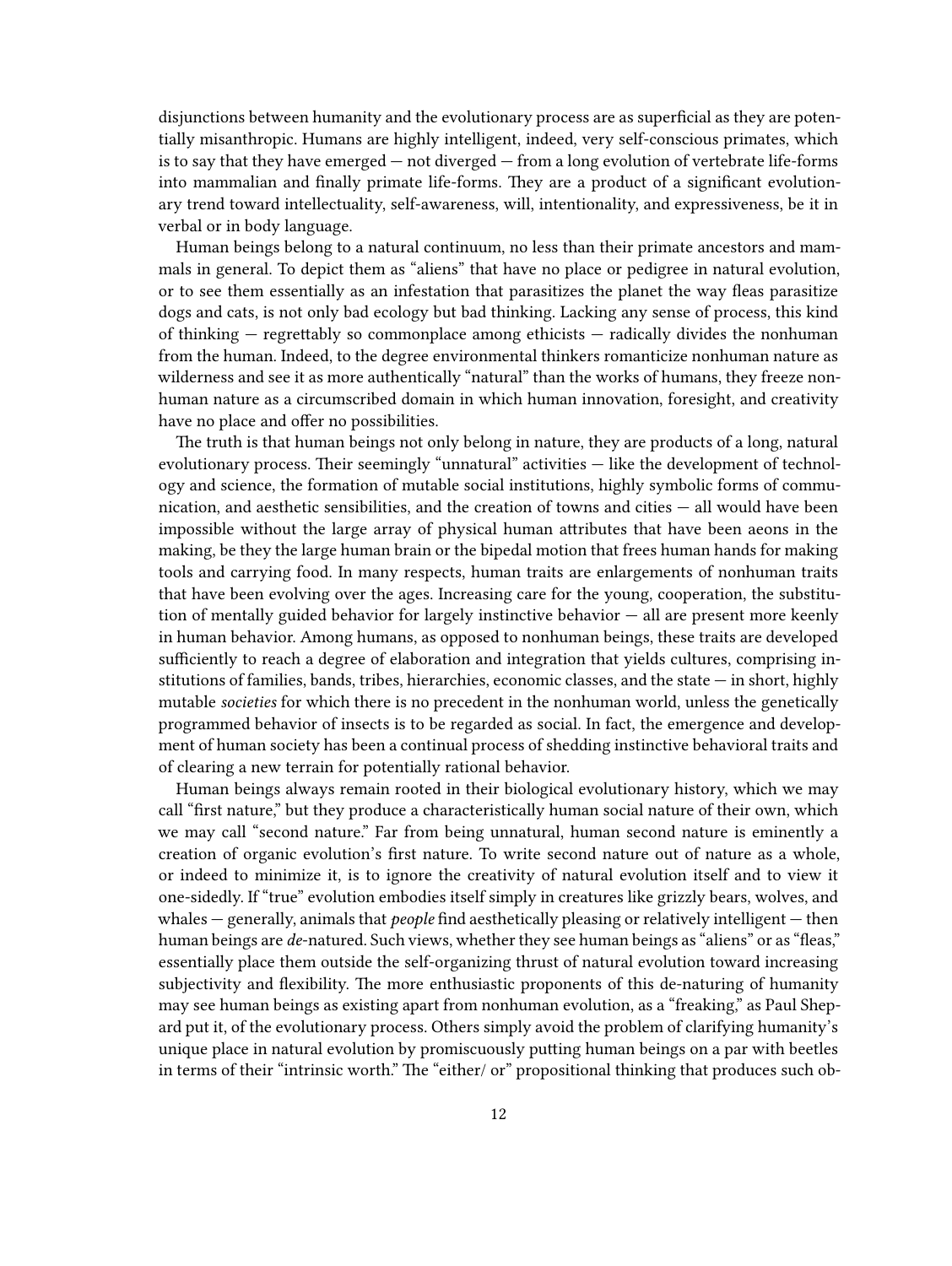disjunctions between humanity and the evolutionary process are as superficial as they are potentially misanthropic. Humans are highly intelligent, indeed, very self-conscious primates, which is to say that they have emerged — not diverged — from a long evolution of vertebrate life-forms into mammalian and finally primate life-forms. They are a product of a significant evolutionary trend toward intellectuality, self-awareness, will, intentionality, and expressiveness, be it in verbal or in body language.

Human beings belong to a natural continuum, no less than their primate ancestors and mammals in general. To depict them as "aliens" that have no place or pedigree in natural evolution, or to see them essentially as an infestation that parasitizes the planet the way fleas parasitize dogs and cats, is not only bad ecology but bad thinking. Lacking any sense of process, this kind of thinking — regrettably so commonplace among ethicists — radically divides the nonhuman from the human. Indeed, to the degree environmental thinkers romanticize nonhuman nature as wilderness and see it as more authentically "natural" than the works of humans, they freeze nonhuman nature as a circumscribed domain in which human innovation, foresight, and creativity have no place and offer no possibilities.

The truth is that human beings not only belong in nature, they are products of a long, natural evolutionary process. Their seemingly "unnatural" activities — like the development of technology and science, the formation of mutable social institutions, highly symbolic forms of communication, and aesthetic sensibilities, and the creation of towns and cities — all would have been impossible without the large array of physical human attributes that have been aeons in the making, be they the large human brain or the bipedal motion that frees human hands for making tools and carrying food. In many respects, human traits are enlargements of nonhuman traits that have been evolving over the ages. Increasing care for the young, cooperation, the substitution of mentally guided behavior for largely instinctive behavior — all are present more keenly in human behavior. Among humans, as opposed to nonhuman beings, these traits are developed sufficiently to reach a degree of elaboration and integration that yields cultures, comprising institutions of families, bands, tribes, hierarchies, economic classes, and the state — in short, highly mutable *societies* for which there is no precedent in the nonhuman world, unless the genetically programmed behavior of insects is to be regarded as social. In fact, the emergence and development of human society has been a continual process of shedding instinctive behavioral traits and of clearing a new terrain for potentially rational behavior.

Human beings always remain rooted in their biological evolutionary history, which we may call "first nature," but they produce a characteristically human social nature of their own, which we may call "second nature." Far from being unnatural, human second nature is eminently a creation of organic evolution's first nature. To write second nature out of nature as a whole, or indeed to minimize it, is to ignore the creativity of natural evolution itself and to view it one-sidedly. If "true" evolution embodies itself simply in creatures like grizzly bears, wolves, and whales — generally, animals that *people* find aesthetically pleasing or relatively intelligent — then human beings are *de*-natured. Such views, whether they see human beings as "aliens" or as "fleas," essentially place them outside the self-organizing thrust of natural evolution toward increasing subjectivity and flexibility. The more enthusiastic proponents of this de-naturing of humanity may see human beings as existing apart from nonhuman evolution, as a "freaking," as Paul Shepard put it, of the evolutionary process. Others simply avoid the problem of clarifying humanity's unique place in natural evolution by promiscuously putting human beings on a par with beetles in terms of their "intrinsic worth." The "either/ or" propositional thinking that produces such ob-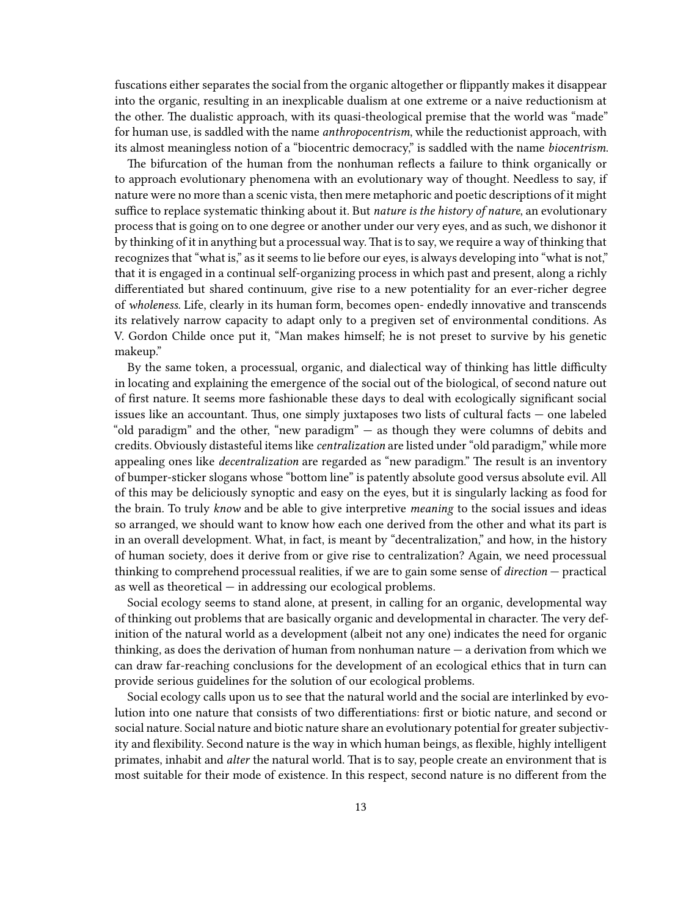fuscations either separates the social from the organic altogether or flippantly makes it disappear into the organic, resulting in an inexplicable dualism at one extreme or a naive reductionism at the other. The dualistic approach, with its quasi-theological premise that the world was "made" for human use, is saddled with the name *anthropocentrism*, while the reductionist approach, with its almost meaningless notion of a "biocentric democracy," is saddled with the name *biocentrism*.

The bifurcation of the human from the nonhuman reflects a failure to think organically or to approach evolutionary phenomena with an evolutionary way of thought. Needless to say, if nature were no more than a scenic vista, then mere metaphoric and poetic descriptions of it might suffice to replace systematic thinking about it. But *nature is the history of nature*, an evolutionary process that is going on to one degree or another under our very eyes, and as such, we dishonor it by thinking of it in anything but a processual way. That is to say, we require a way of thinking that recognizes that "what is," as it seems to lie before our eyes, is always developing into "what is not," that it is engaged in a continual self-organizing process in which past and present, along a richly differentiated but shared continuum, give rise to a new potentiality for an ever-richer degree of *wholeness*. Life, clearly in its human form, becomes open- endedly innovative and transcends its relatively narrow capacity to adapt only to a pregiven set of environmental conditions. As V. Gordon Childe once put it, "Man makes himself; he is not preset to survive by his genetic makeup."

By the same token, a processual, organic, and dialectical way of thinking has little difficulty in locating and explaining the emergence of the social out of the biological, of second nature out of first nature. It seems more fashionable these days to deal with ecologically significant social issues like an accountant. Thus, one simply juxtaposes two lists of cultural facts — one labeled "old paradigm" and the other, "new paradigm" — as though they were columns of debits and credits. Obviously distasteful items like *centralization* are listed under "old paradigm," while more appealing ones like *decentralization* are regarded as "new paradigm." The result is an inventory of bumper-sticker slogans whose "bottom line" is patently absolute good versus absolute evil. All of this may be deliciously synoptic and easy on the eyes, but it is singularly lacking as food for the brain. To truly *know* and be able to give interpretive *meaning* to the social issues and ideas so arranged, we should want to know how each one derived from the other and what its part is in an overall development. What, in fact, is meant by "decentralization," and how, in the history of human society, does it derive from or give rise to centralization? Again, we need processual thinking to comprehend processual realities, if we are to gain some sense of *direction* — practical as well as theoretical — in addressing our ecological problems.

Social ecology seems to stand alone, at present, in calling for an organic, developmental way of thinking out problems that are basically organic and developmental in character. The very definition of the natural world as a development (albeit not any one) indicates the need for organic thinking, as does the derivation of human from nonhuman nature — a derivation from which we can draw far-reaching conclusions for the development of an ecological ethics that in turn can provide serious guidelines for the solution of our ecological problems.

Social ecology calls upon us to see that the natural world and the social are interlinked by evolution into one nature that consists of two differentiations: first or biotic nature, and second or social nature. Social nature and biotic nature share an evolutionary potential for greater subjectivity and flexibility. Second nature is the way in which human beings, as flexible, highly intelligent primates, inhabit and *alter* the natural world. That is to say, people create an environment that is most suitable for their mode of existence. In this respect, second nature is no different from the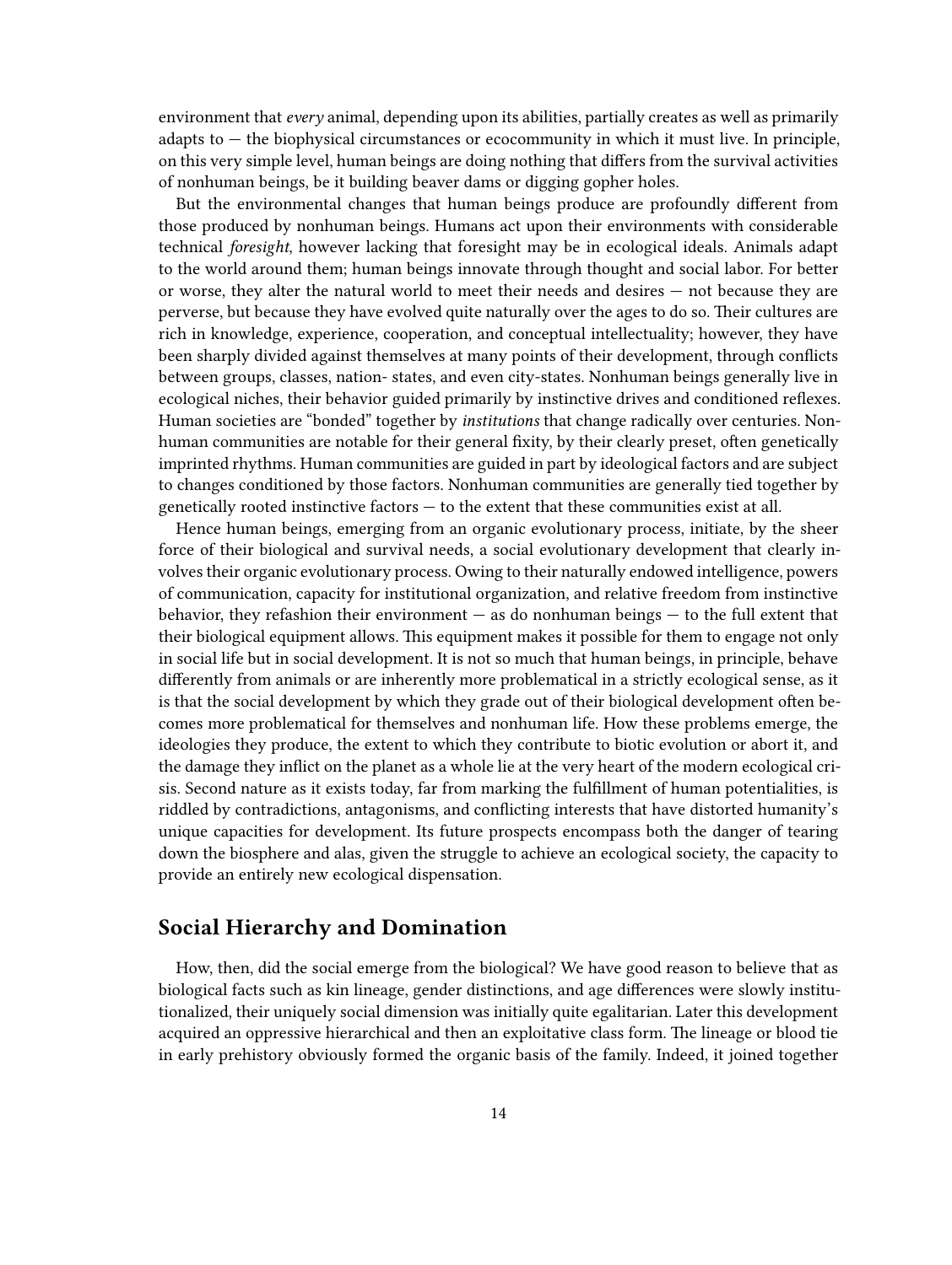environment that *every* animal, depending upon its abilities, partially creates as well as primarily adapts to — the biophysical circumstances or ecocommunity in which it must live. In principle, on this very simple level, human beings are doing nothing that differs from the survival activities of nonhuman beings, be it building beaver dams or digging gopher holes.

But the environmental changes that human beings produce are profoundly different from those produced by nonhuman beings. Humans act upon their environments with considerable technical *foresight*, however lacking that foresight may be in ecological ideals. Animals adapt to the world around them; human beings innovate through thought and social labor. For better or worse, they alter the natural world to meet their needs and desires — not because they are perverse, but because they have evolved quite naturally over the ages to do so. Their cultures are rich in knowledge, experience, cooperation, and conceptual intellectuality; however, they have been sharply divided against themselves at many points of their development, through conflicts between groups, classes, nation- states, and even city-states. Nonhuman beings generally live in ecological niches, their behavior guided primarily by instinctive drives and conditioned reflexes. Human societies are "bonded" together by *institutions* that change radically over centuries. Nonhuman communities are notable for their general fixity, by their clearly preset, often genetically imprinted rhythms. Human communities are guided in part by ideological factors and are subject to changes conditioned by those factors. Nonhuman communities are generally tied together by genetically rooted instinctive factors — to the extent that these communities exist at all.

Hence human beings, emerging from an organic evolutionary process, initiate, by the sheer force of their biological and survival needs, a social evolutionary development that clearly involves their organic evolutionary process. Owing to their naturally endowed intelligence, powers of communication, capacity for institutional organization, and relative freedom from instinctive behavior, they refashion their environment — as do nonhuman beings — to the full extent that their biological equipment allows. This equipment makes it possible for them to engage not only in social life but in social development. It is not so much that human beings, in principle, behave differently from animals or are inherently more problematical in a strictly ecological sense, as it is that the social development by which they grade out of their biological development often becomes more problematical for themselves and nonhuman life. How these problems emerge, the ideologies they produce, the extent to which they contribute to biotic evolution or abort it, and the damage they inflict on the planet as a whole lie at the very heart of the modern ecological crisis. Second nature as it exists today, far from marking the fulfillment of human potentialities, is riddled by contradictions, antagonisms, and conflicting interests that have distorted humanity's unique capacities for development. Its future prospects encompass both the danger of tearing down the biosphere and alas, given the struggle to achieve an ecological society, the capacity to provide an entirely new ecological dispensation.

## Social Hierarchy and Domination

How, then, did the social emerge from the biological? We have good reason to believe that as biological facts such as kin lineage, gender distinctions, and age differences were slowly institutionalized, their uniquely social dimension was initially quite egalitarian. Later this development acquired an oppressive hierarchical and then an exploitative class form. The lineage or blood tie in early prehistory obviously formed the organic basis of the family. Indeed, it joined together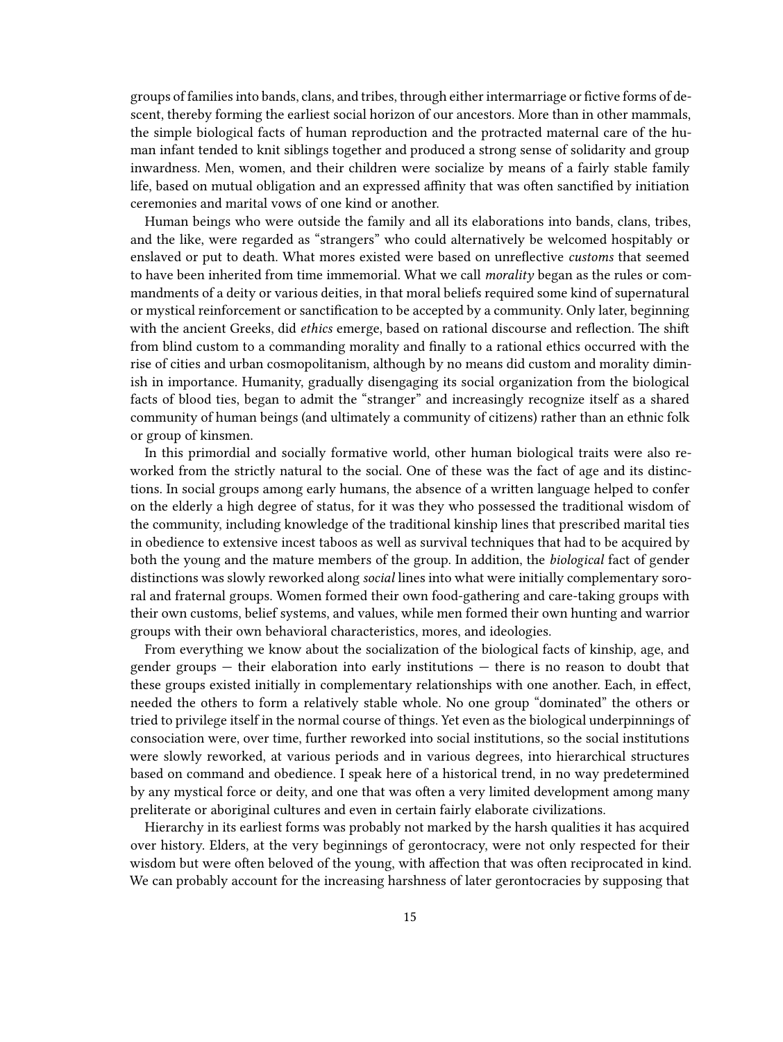groups of families into bands, clans, and tribes, through either intermarriage or fictive forms of descent, thereby forming the earliest social horizon of our ancestors. More than in other mammals, the simple biological facts of human reproduction and the protracted maternal care of the human infant tended to knit siblings together and produced a strong sense of solidarity and group inwardness. Men, women, and their children were socialize by means of a fairly stable family life, based on mutual obligation and an expressed affinity that was often sanctified by initiation ceremonies and marital vows of one kind or another.

Human beings who were outside the family and all its elaborations into bands, clans, tribes, and the like, were regarded as "strangers" who could alternatively be welcomed hospitably or enslaved or put to death. What mores existed were based on unreflective *customs* that seemed to have been inherited from time immemorial. What we call *morality* began as the rules or commandments of a deity or various deities, in that moral beliefs required some kind of supernatural or mystical reinforcement or sanctification to be accepted by a community. Only later, beginning with the ancient Greeks, did *ethics* emerge, based on rational discourse and reflection. The shift from blind custom to a commanding morality and finally to a rational ethics occurred with the rise of cities and urban cosmopolitanism, although by no means did custom and morality diminish in importance. Humanity, gradually disengaging its social organization from the biological facts of blood ties, began to admit the "stranger" and increasingly recognize itself as a shared community of human beings (and ultimately a community of citizens) rather than an ethnic folk or group of kinsmen.

In this primordial and socially formative world, other human biological traits were also reworked from the strictly natural to the social. One of these was the fact of age and its distinctions. In social groups among early humans, the absence of a written language helped to confer on the elderly a high degree of status, for it was they who possessed the traditional wisdom of the community, including knowledge of the traditional kinship lines that prescribed marital ties in obedience to extensive incest taboos as well as survival techniques that had to be acquired by both the young and the mature members of the group. In addition, the *biological* fact of gender distinctions was slowly reworked along *social* lines into what were initially complementary sororal and fraternal groups. Women formed their own food-gathering and care-taking groups with their own customs, belief systems, and values, while men formed their own hunting and warrior groups with their own behavioral characteristics, mores, and ideologies.

From everything we know about the socialization of the biological facts of kinship, age, and gender groups — their elaboration into early institutions — there is no reason to doubt that these groups existed initially in complementary relationships with one another. Each, in effect, needed the others to form a relatively stable whole. No one group "dominated" the others or tried to privilege itself in the normal course of things. Yet even as the biological underpinnings of consociation were, over time, further reworked into social institutions, so the social institutions were slowly reworked, at various periods and in various degrees, into hierarchical structures based on command and obedience. I speak here of a historical trend, in no way predetermined by any mystical force or deity, and one that was often a very limited development among many preliterate or aboriginal cultures and even in certain fairly elaborate civilizations.

Hierarchy in its earliest forms was probably not marked by the harsh qualities it has acquired over history. Elders, at the very beginnings of gerontocracy, were not only respected for their wisdom but were often beloved of the young, with affection that was often reciprocated in kind. We can probably account for the increasing harshness of later gerontocracies by supposing that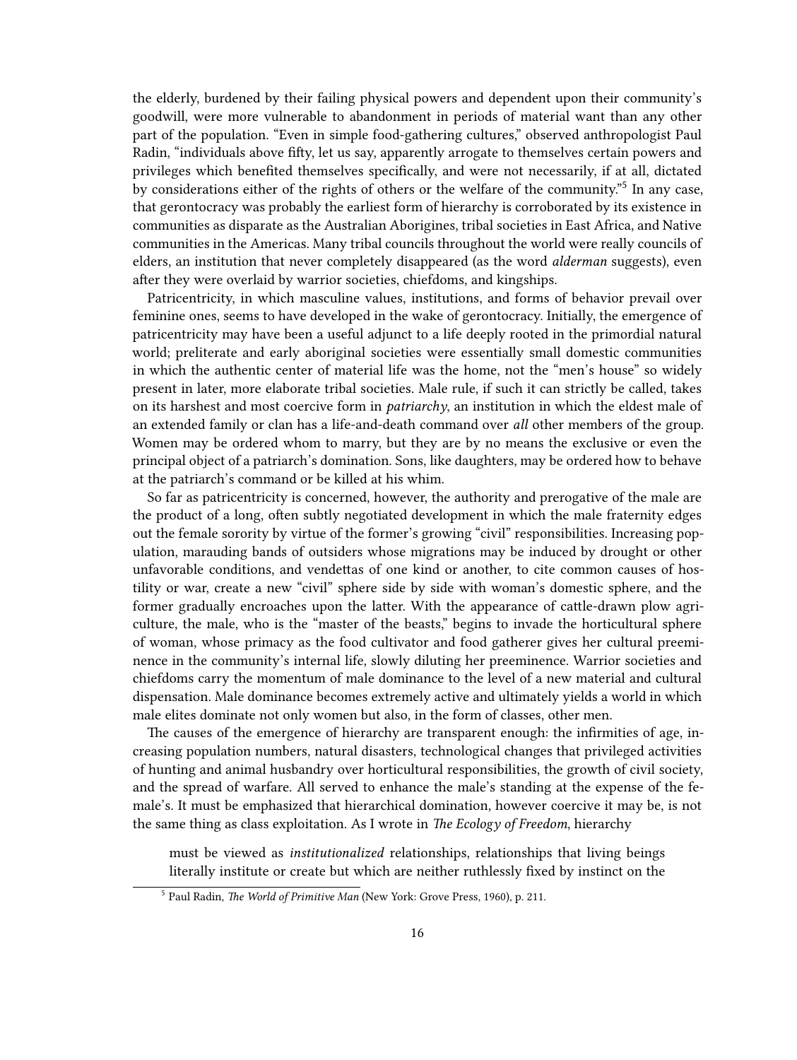the elderly, burdened by their failing physical powers and dependent upon their community's goodwill, were more vulnerable to abandonment in periods of material want than any other part of the population. "Even in simple food-gathering cultures," observed anthropologist Paul Radin, "individuals above fifty, let us say, apparently arrogate to themselves certain powers and privileges which benefited themselves specifically, and were not necessarily, if at all, dictated by considerations either of the rights of others or the welfare of the community."[5] In any case, that gerontocracy was probably the earliest form of hierarchy is corroborated by its existence in communities as disparate as the Australian Aborigines, tribal societies in East Africa, and Native communities in the Americas. Many tribal councils throughout the world were really councils of elders, an institution that never completely disappeared (as the word *alderman* suggests), even after they were overlaid by warrior societies, chiefdoms, and kingships.

Patricentricity, in which masculine values, institutions, and forms of behavior prevail over feminine ones, seems to have developed in the wake of gerontocracy. Initially, the emergence of patricentricity may have been a useful adjunct to a life deeply rooted in the primordial natural world; preliterate and early aboriginal societies were essentially small domestic communities in which the authentic center of material life was the home, not the "men's house" so widely present in later, more elaborate tribal societies. Male rule, if such it can strictly be called, takes on its harshest and most coercive form in *patriarchy*, an institution in which the eldest male of an extended family or clan has a life-and-death command over *all* other members of the group. Women may be ordered whom to marry, but they are by no means the exclusive or even the principal object of a patriarch's domination. Sons, like daughters, may be ordered how to behave at the patriarch's command or be killed at his whim.

So far as patricentricity is concerned, however, the authority and prerogative of the male are the product of a long, often subtly negotiated development in which the male fraternity edges out the female sorority by virtue of the former's growing "civil" responsibilities. Increasing population, marauding bands of outsiders whose migrations may be induced by drought or other unfavorable conditions, and vendettas of one kind or another, to cite common causes of hostility or war, create a new "civil" sphere side by side with woman's domestic sphere, and the former gradually encroaches upon the latter. With the appearance of cattle-drawn plow agriculture, the male, who is the "master of the beasts," begins to invade the horticultural sphere of woman, whose primacy as the food cultivator and food gatherer gives her cultural preeminence in the community's internal life, slowly diluting her preeminence. Warrior societies and chiefdoms carry the momentum of male dominance to the level of a new material and cultural dispensation. Male dominance becomes extremely active and ultimately yields a world in which male elites dominate not only women but also, in the form of classes, other men.

The causes of the emergence of hierarchy are transparent enough: the infirmities of age, increasing population numbers, natural disasters, technological changes that privileged activities of hunting and animal husbandry over horticultural responsibilities, the growth of civil society, and the spread of warfare. All served to enhance the male's standing at the expense of the female's. It must be emphasized that hierarchical domination, however coercive it may be, is not the same thing as class exploitation. As I wrote in *The Ecology of Freedom*, hierarchy

> must be viewed as *institutionalized* relationships, relationships that living beings literally institute or create but which are neither ruthlessly fixed by instinct on the

[5] Paul Radin, *The World of Primitive Man* (New York: Grove Press, 1960), p. 211.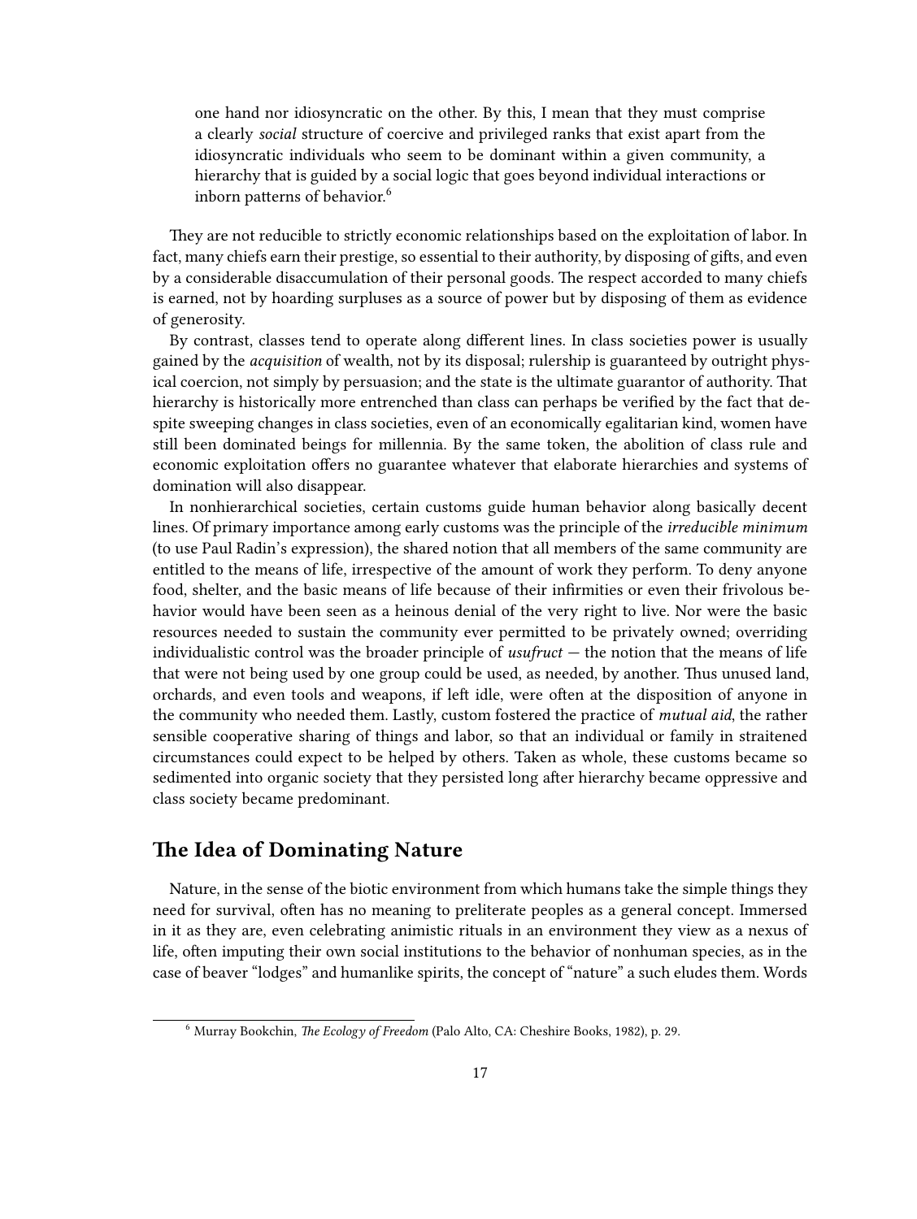> one hand nor idiosyncratic on the other. By this, I mean that they must comprise a clearly *social* structure of coercive and privileged ranks that exist apart from the idiosyncratic individuals who seem to be dominant within a given community, a hierarchy that is guided by a social logic that goes beyond individual interactions or inborn patterns of behavior.[6]

They are not reducible to strictly economic relationships based on the exploitation of labor. In fact, many chiefs earn their prestige, so essential to their authority, by disposing of gifts, and even by a considerable disaccumulation of their personal goods. The respect accorded to many chiefs is earned, not by hoarding surpluses as a source of power but by disposing of them as evidence of generosity.

By contrast, classes tend to operate along different lines. In class societies power is usually gained by the *acquisition* of wealth, not by its disposal; rulership is guaranteed by outright physical coercion, not simply by persuasion; and the state is the ultimate guarantor of authority. That hierarchy is historically more entrenched than class can perhaps be verified by the fact that despite sweeping changes in class societies, even of an economically egalitarian kind, women have still been dominated beings for millennia. By the same token, the abolition of class rule and economic exploitation offers no guarantee whatever that elaborate hierarchies and systems of domination will also disappear.

In nonhierarchical societies, certain customs guide human behavior along basically decent lines. Of primary importance among early customs was the principle of the *irreducible minimum* (to use Paul Radin's expression), the shared notion that all members of the same community are entitled to the means of life, irrespective of the amount of work they perform. To deny anyone food, shelter, and the basic means of life because of their infirmities or even their frivolous behavior would have been seen as a heinous denial of the very right to live. Nor were the basic resources needed to sustain the community ever permitted to be privately owned; overriding individualistic control was the broader principle of *usufruct* — the notion that the means of life that were not being used by one group could be used, as needed, by another. Thus unused land, orchards, and even tools and weapons, if left idle, were often at the disposition of anyone in the community who needed them. Lastly, custom fostered the practice of *mutual aid*, the rather sensible cooperative sharing of things and labor, so that an individual or family in straitened circumstances could expect to be helped by others. Taken as whole, these customs became so sedimented into organic society that they persisted long after hierarchy became oppressive and class society became predominant.

## The Idea of Dominating Nature

Nature, in the sense of the biotic environment from which humans take the simple things they need for survival, often has no meaning to preliterate peoples as a general concept. Immersed in it as they are, even celebrating animistic rituals in an environment they view as a nexus of life, often imputing their own social institutions to the behavior of nonhuman species, as in the case of beaver "lodges" and humanlike spirits, the concept of "nature" a such eludes them. Words

[6] Murray Bookchin, *The Ecology of Freedom* (Palo Alto, CA: Cheshire Books, 1982), p. 29.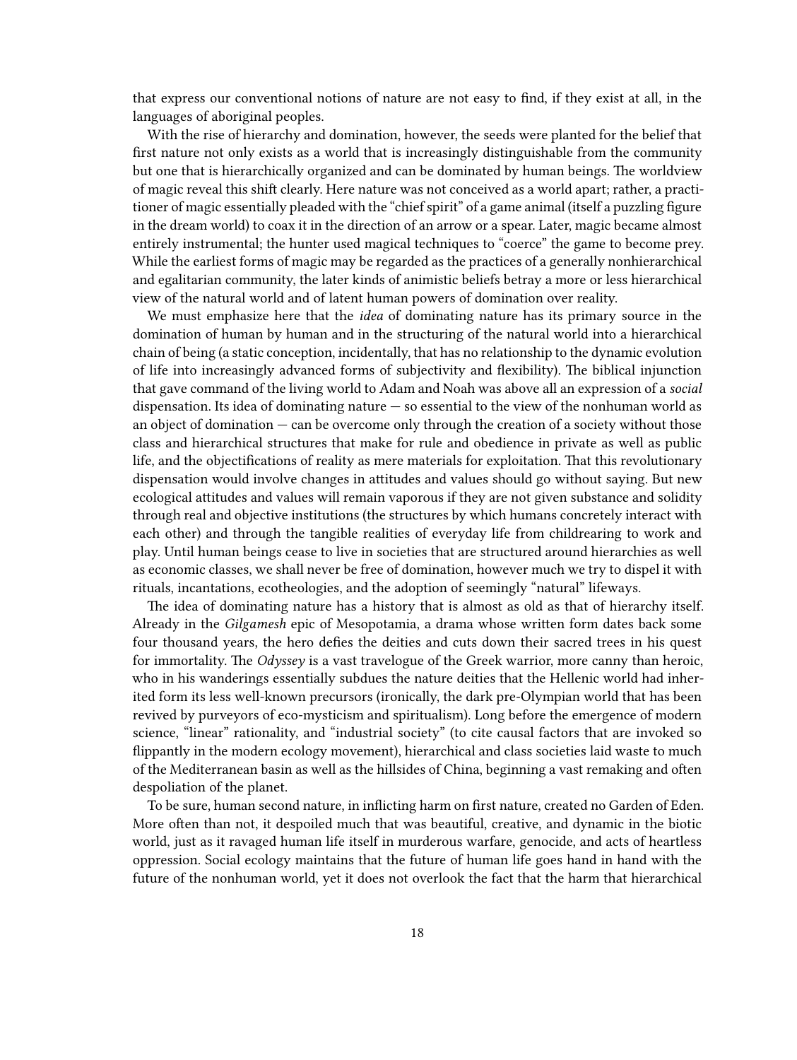that express our conventional notions of nature are not easy to find, if they exist at all, in the languages of aboriginal peoples.

With the rise of hierarchy and domination, however, the seeds were planted for the belief that first nature not only exists as a world that is increasingly distinguishable from the community but one that is hierarchically organized and can be dominated by human beings. The worldview of magic reveal this shift clearly. Here nature was not conceived as a world apart; rather, a practitioner of magic essentially pleaded with the "chief spirit" of a game animal (itself a puzzling figure in the dream world) to coax it in the direction of an arrow or a spear. Later, magic became almost entirely instrumental; the hunter used magical techniques to "coerce" the game to become prey. While the earliest forms of magic may be regarded as the practices of a generally nonhierarchical and egalitarian community, the later kinds of animistic beliefs betray a more or less hierarchical view of the natural world and of latent human powers of domination over reality.

We must emphasize here that the *idea* of dominating nature has its primary source in the domination of human by human and in the structuring of the natural world into a hierarchical chain of being (a static conception, incidentally, that has no relationship to the dynamic evolution of life into increasingly advanced forms of subjectivity and flexibility). The biblical injunction that gave command of the living world to Adam and Noah was above all an expression of a *social* dispensation. Its idea of dominating nature — so essential to the view of the nonhuman world as an object of domination — can be overcome only through the creation of a society without those class and hierarchical structures that make for rule and obedience in private as well as public life, and the objectifications of reality as mere materials for exploitation. That this revolutionary dispensation would involve changes in attitudes and values should go without saying. But new ecological attitudes and values will remain vaporous if they are not given substance and solidity through real and objective institutions (the structures by which humans concretely interact with each other) and through the tangible realities of everyday life from childrearing to work and play. Until human beings cease to live in societies that are structured around hierarchies as well as economic classes, we shall never be free of domination, however much we try to dispel it with rituals, incantations, ecotheologies, and the adoption of seemingly "natural" lifeways.

The idea of dominating nature has a history that is almost as old as that of hierarchy itself. Already in the *Gilgamesh* epic of Mesopotamia, a drama whose written form dates back some four thousand years, the hero defies the deities and cuts down their sacred trees in his quest for immortality. The *Odyssey* is a vast travelogue of the Greek warrior, more canny than heroic, who in his wanderings essentially subdues the nature deities that the Hellenic world had inherited form its less well-known precursors (ironically, the dark pre-Olympian world that has been revived by purveyors of eco-mysticism and spiritualism). Long before the emergence of modern science, "linear" rationality, and "industrial society" (to cite causal factors that are invoked so flippantly in the modern ecology movement), hierarchical and class societies laid waste to much of the Mediterranean basin as well as the hillsides of China, beginning a vast remaking and often despoliation of the planet.

To be sure, human second nature, in inflicting harm on first nature, created no Garden of Eden. More often than not, it despoiled much that was beautiful, creative, and dynamic in the biotic world, just as it ravaged human life itself in murderous warfare, genocide, and acts of heartless oppression. Social ecology maintains that the future of human life goes hand in hand with the future of the nonhuman world, yet it does not overlook the fact that the harm that hierarchical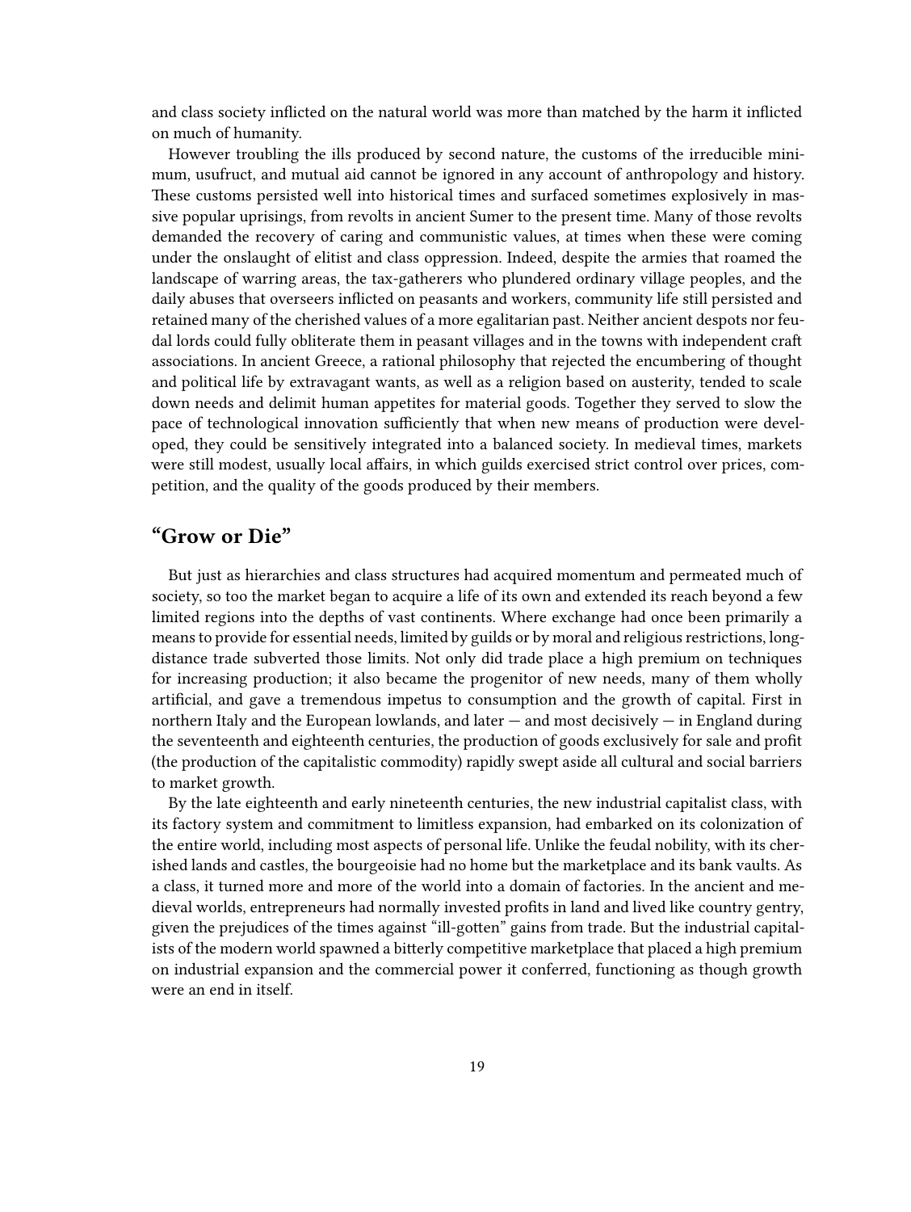and class society inflicted on the natural world was more than matched by the harm it inflicted on much of humanity.

However troubling the ills produced by second nature, the customs of the irreducible minimum, usufruct, and mutual aid cannot be ignored in any account of anthropology and history. These customs persisted well into historical times and surfaced sometimes explosively in massive popular uprisings, from revolts in ancient Sumer to the present time. Many of those revolts demanded the recovery of caring and communistic values, at times when these were coming under the onslaught of elitist and class oppression. Indeed, despite the armies that roamed the landscape of warring areas, the tax-gatherers who plundered ordinary village peoples, and the daily abuses that overseers inflicted on peasants and workers, community life still persisted and retained many of the cherished values of a more egalitarian past. Neither ancient despots nor feudal lords could fully obliterate them in peasant villages and in the towns with independent craft associations. In ancient Greece, a rational philosophy that rejected the encumbering of thought and political life by extravagant wants, as well as a religion based on austerity, tended to scale down needs and delimit human appetites for material goods. Together they served to slow the pace of technological innovation sufficiently that when new means of production were developed, they could be sensitively integrated into a balanced society. In medieval times, markets were still modest, usually local affairs, in which guilds exercised strict control over prices, competition, and the quality of the goods produced by their members.

## "Grow or Die"

But just as hierarchies and class structures had acquired momentum and permeated much of society, so too the market began to acquire a life of its own and extended its reach beyond a few limited regions into the depths of vast continents. Where exchange had once been primarily a means to provide for essential needs, limited by guilds or by moral and religious restrictions, long-distance trade subverted those limits. Not only did trade place a high premium on techniques for increasing production; it also became the progenitor of new needs, many of them wholly artificial, and gave a tremendous impetus to consumption and the growth of capital. First in northern Italy and the European lowlands, and later — and most decisively — in England during the seventeenth and eighteenth centuries, the production of goods exclusively for sale and profit (the production of the capitalistic commodity) rapidly swept aside all cultural and social barriers to market growth.

By the late eighteenth and early nineteenth centuries, the new industrial capitalist class, with its factory system and commitment to limitless expansion, had embarked on its colonization of the entire world, including most aspects of personal life. Unlike the feudal nobility, with its cherished lands and castles, the bourgeoisie had no home but the marketplace and its bank vaults. As a class, it turned more and more of the world into a domain of factories. In the ancient and medieval worlds, entrepreneurs had normally invested profits in land and lived like country gentry, given the prejudices of the times against "ill-gotten" gains from trade. But the industrial capitalists of the modern world spawned a bitterly competitive marketplace that placed a high premium on industrial expansion and the commercial power it conferred, functioning as though growth were an end in itself.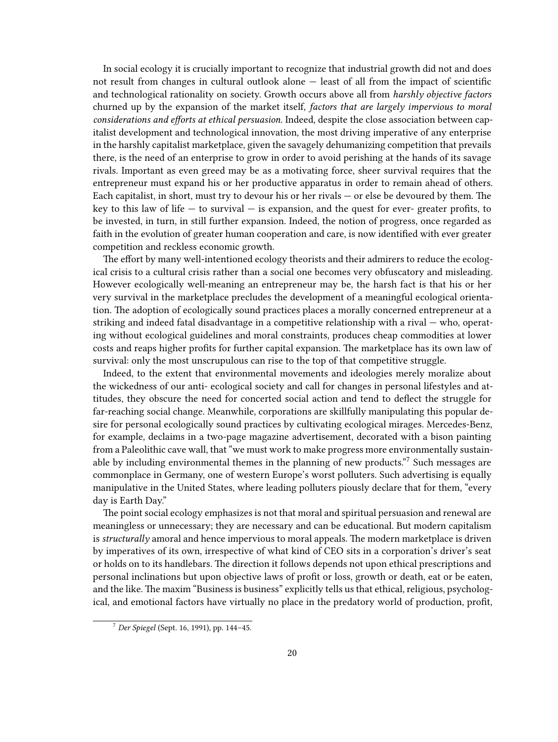In social ecology it is crucially important to recognize that industrial growth did not and does not result from changes in cultural outlook alone — least of all from the impact of scientific and technological rationality on society. Growth occurs above all from *harshly objective factors* churned up by the expansion of the market itself, *factors that are largely impervious to moral considerations and efforts at ethical persuasion.* Indeed, despite the close association between capitalist development and technological innovation, the most driving imperative of any enterprise in the harshly capitalist marketplace, given the savagely dehumanizing competition that prevails there, is the need of an enterprise to grow in order to avoid perishing at the hands of its savage rivals. Important as even greed may be as a motivating force, sheer survival requires that the entrepreneur must expand his or her productive apparatus in order to remain ahead of others. Each capitalist, in short, must try to devour his or her rivals — or else be devoured by them. The key to this law of life — to survival — is expansion, and the quest for ever- greater profits, to be invested, in turn, in still further expansion. Indeed, the notion of progress, once regarded as faith in the evolution of greater human cooperation and care, is now identified with ever greater competition and reckless economic growth.

The effort by many well-intentioned ecology theorists and their admirers to reduce the ecological crisis to a cultural crisis rather than a social one becomes very obfuscatory and misleading. However ecologically well-meaning an entrepreneur may be, the harsh fact is that his or her very survival in the marketplace precludes the development of a meaningful ecological orientation. The adoption of ecologically sound practices places a morally concerned entrepreneur at a striking and indeed fatal disadvantage in a competitive relationship with a rival — who, operating without ecological guidelines and moral constraints, produces cheap commodities at lower costs and reaps higher profits for further capital expansion. The marketplace has its own law of survival: only the most unscrupulous can rise to the top of that competitive struggle.

Indeed, to the extent that environmental movements and ideologies merely moralize about the wickedness of our anti- ecological society and call for changes in personal lifestyles and attitudes, they obscure the need for concerted social action and tend to deflect the struggle for far-reaching social change. Meanwhile, corporations are skillfully manipulating this popular desire for personal ecologically sound practices by cultivating ecological mirages. Mercedes-Benz, for example, declaims in a two-page magazine advertisement, decorated with a bison painting from a Paleolithic cave wall, that "we must work to make progress more environmentally sustainable by including environmental themes in the planning of new products."[7] Such messages are commonplace in Germany, one of western Europe's worst polluters. Such advertising is equally manipulative in the United States, where leading polluters piously declare that for them, "every day is Earth Day."

The point social ecology emphasizes is not that moral and spiritual persuasion and renewal are meaningless or unnecessary; they are necessary and can be educational. But modern capitalism is *structurally* amoral and hence impervious to moral appeals. The modern marketplace is driven by imperatives of its own, irrespective of what kind of CEO sits in a corporation's driver's seat or holds on to its handlebars. The direction it follows depends not upon ethical prescriptions and personal inclinations but upon objective laws of profit or loss, growth or death, eat or be eaten, and the like. The maxim "Business is business" explicitly tells us that ethical, religious, psychological, and emotional factors have virtually no place in the predatory world of production, profit,

[7] *Der Spiegel* (Sept. 16, 1991), pp. 144–45.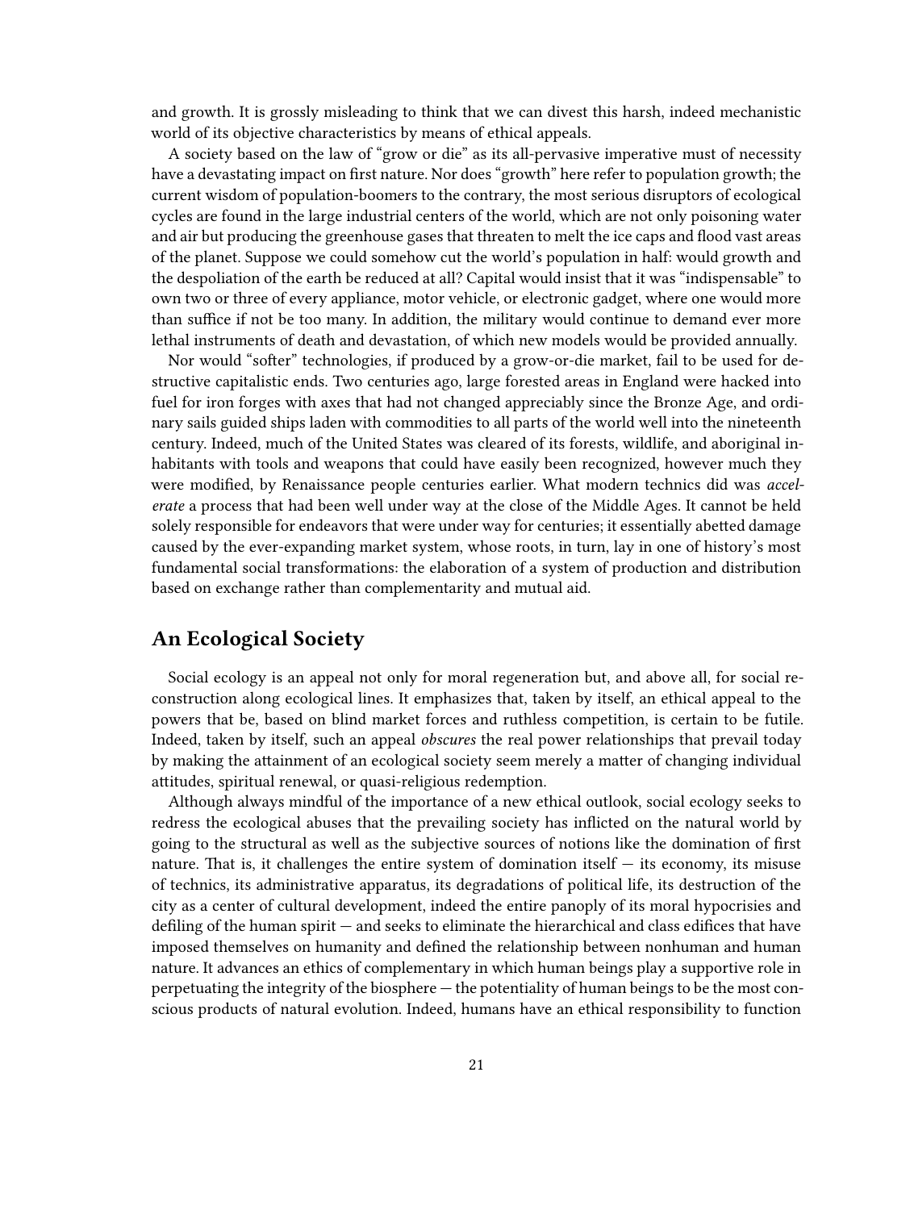and growth. It is grossly misleading to think that we can divest this harsh, indeed mechanistic world of its objective characteristics by means of ethical appeals.

A society based on the law of "grow or die" as its all-pervasive imperative must of necessity have a devastating impact on first nature. Nor does "growth" here refer to population growth; the current wisdom of population-boomers to the contrary, the most serious disruptors of ecological cycles are found in the large industrial centers of the world, which are not only poisoning water and air but producing the greenhouse gases that threaten to melt the ice caps and flood vast areas of the planet. Suppose we could somehow cut the world's population in half: would growth and the despoliation of the earth be reduced at all? Capital would insist that it was "indispensable" to own two or three of every appliance, motor vehicle, or electronic gadget, where one would more than suffice if not be too many. In addition, the military would continue to demand ever more lethal instruments of death and devastation, of which new models would be provided annually.

Nor would "softer" technologies, if produced by a grow-or-die market, fail to be used for destructive capitalistic ends. Two centuries ago, large forested areas in England were hacked into fuel for iron forges with axes that had not changed appreciably since the Bronze Age, and ordinary sails guided ships laden with commodities to all parts of the world well into the nineteenth century. Indeed, much of the United States was cleared of its forests, wildlife, and aboriginal inhabitants with tools and weapons that could have easily been recognized, however much they were modified, by Renaissance people centuries earlier. What modern technics did was *accelerate* a process that had been well under way at the close of the Middle Ages. It cannot be held solely responsible for endeavors that were under way for centuries; it essentially abetted damage caused by the ever-expanding market system, whose roots, in turn, lay in one of history's most fundamental social transformations: the elaboration of a system of production and distribution based on exchange rather than complementarity and mutual aid.

## An Ecological Society

Social ecology is an appeal not only for moral regeneration but, and above all, for social reconstruction along ecological lines. It emphasizes that, taken by itself, an ethical appeal to the powers that be, based on blind market forces and ruthless competition, is certain to be futile. Indeed, taken by itself, such an appeal *obscures* the real power relationships that prevail today by making the attainment of an ecological society seem merely a matter of changing individual attitudes, spiritual renewal, or quasi-religious redemption.

Although always mindful of the importance of a new ethical outlook, social ecology seeks to redress the ecological abuses that the prevailing society has inflicted on the natural world by going to the structural as well as the subjective sources of notions like the domination of first nature. That is, it challenges the entire system of domination itself — its economy, its misuse of technics, its administrative apparatus, its degradations of political life, its destruction of the city as a center of cultural development, indeed the entire panoply of its moral hypocrisies and defiling of the human spirit — and seeks to eliminate the hierarchical and class edifices that have imposed themselves on humanity and defined the relationship between nonhuman and human nature. It advances an ethics of complementary in which human beings play a supportive role in perpetuating the integrity of the biosphere — the potentiality of human beings to be the most conscious products of natural evolution. Indeed, humans have an ethical responsibility to function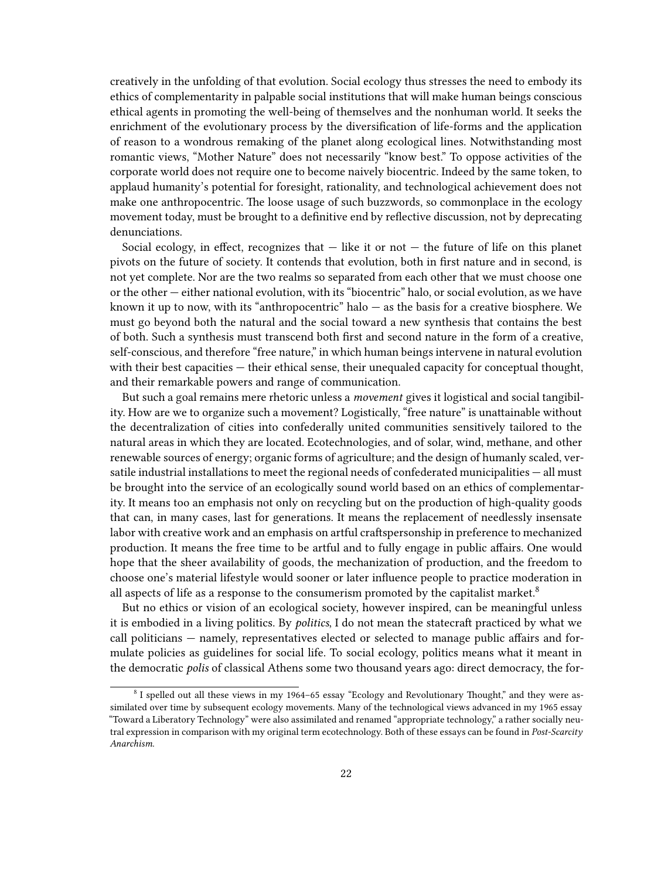creatively in the unfolding of that evolution. Social ecology thus stresses the need to embody its ethics of complementarity in palpable social institutions that will make human beings conscious ethical agents in promoting the well-being of themselves and the nonhuman world. It seeks the enrichment of the evolutionary process by the diversification of life-forms and the application of reason to a wondrous remaking of the planet along ecological lines. Notwithstanding most romantic views, "Mother Nature" does not necessarily "know best." To oppose activities of the corporate world does not require one to become naively biocentric. Indeed by the same token, to applaud humanity's potential for foresight, rationality, and technological achievement does not make one anthropocentric. The loose usage of such buzzwords, so commonplace in the ecology movement today, must be brought to a definitive end by reflective discussion, not by deprecating denunciations.

Social ecology, in effect, recognizes that — like it or not — the future of life on this planet pivots on the future of society. It contends that evolution, both in first nature and in second, is not yet complete. Nor are the two realms so separated from each other that we must choose one or the other — either national evolution, with its "biocentric" halo, or social evolution, as we have known it up to now, with its "anthropocentric" halo — as the basis for a creative biosphere. We must go beyond both the natural and the social toward a new synthesis that contains the best of both. Such a synthesis must transcend both first and second nature in the form of a creative, self-conscious, and therefore "free nature," in which human beings intervene in natural evolution with their best capacities — their ethical sense, their unequaled capacity for conceptual thought, and their remarkable powers and range of communication.

But such a goal remains mere rhetoric unless a *movement* gives it logistical and social tangibility. How are we to organize such a movement? Logistically, "free nature" is unattainable without the decentralization of cities into confederally united communities sensitively tailored to the natural areas in which they are located. Ecotechnologies, and of solar, wind, methane, and other renewable sources of energy; organic forms of agriculture; and the design of humanly scaled, versatile industrial installations to meet the regional needs of confederated municipalities — all must be brought into the service of an ecologically sound world based on an ethics of complementarity. It means too an emphasis not only on recycling but on the production of high-quality goods that can, in many cases, last for generations. It means the replacement of needlessly insensate labor with creative work and an emphasis on artful craftspersonship in preference to mechanized production. It means the free time to be artful and to fully engage in public affairs. One would hope that the sheer availability of goods, the mechanization of production, and the freedom to choose one's material lifestyle would sooner or later influence people to practice moderation in all aspects of life as a response to the consumerism promoted by the capitalist market.[8]

But no ethics or vision of an ecological society, however inspired, can be meaningful unless it is embodied in a living politics. By *politics*, I do not mean the statecraft practiced by what we call politicians — namely, representatives elected or selected to manage public affairs and formulate policies as guidelines for social life. To social ecology, politics means what it meant in the democratic *polis* of classical Athens some two thousand years ago: direct democracy, the for-

[8] I spelled out all these views in my 1964–65 essay "Ecology and Revolutionary Thought," and they were assimilated over time by subsequent ecology movements. Many of the technological views advanced in my 1965 essay "Toward a Liberatory Technology" were also assimilated and renamed "appropriate technology," a rather socially neutral expression in comparison with my original term ecotechnology. Both of these essays can be found in *Post-Scarcity Anarchism*.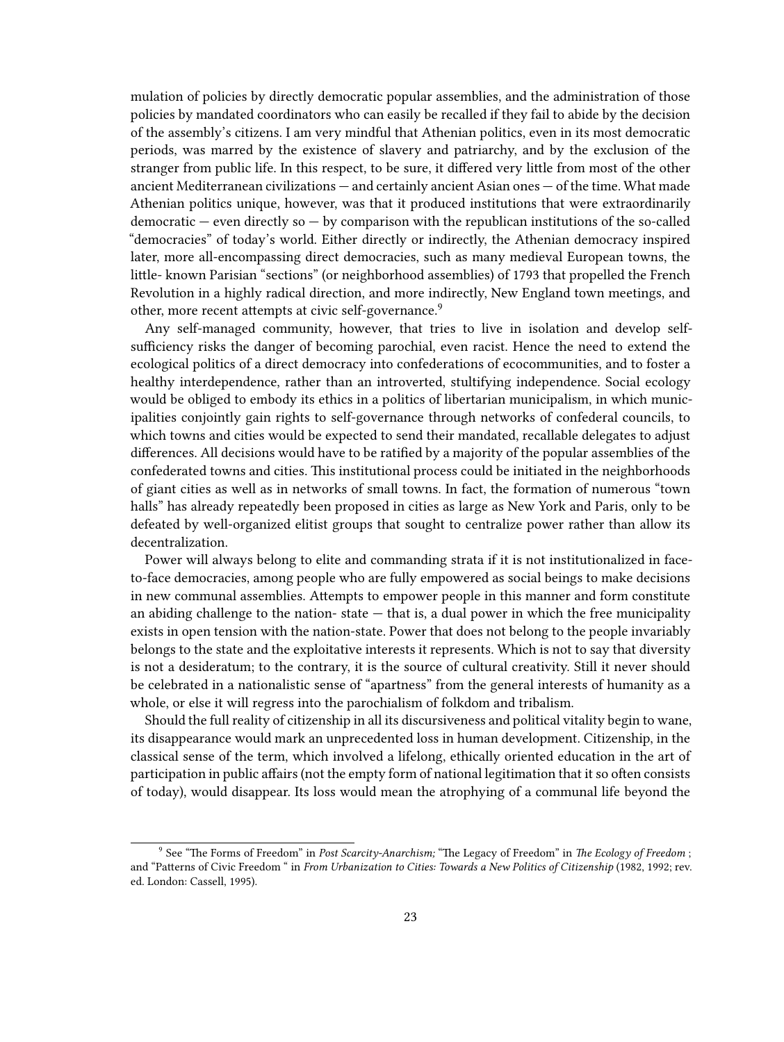mulation of policies by directly democratic popular assemblies, and the administration of those policies by mandated coordinators who can easily be recalled if they fail to abide by the decision of the assembly's citizens. I am very mindful that Athenian politics, even in its most democratic periods, was marred by the existence of slavery and patriarchy, and by the exclusion of the stranger from public life. In this respect, to be sure, it differed very little from most of the other ancient Mediterranean civilizations — and certainly ancient Asian ones — of the time. What made Athenian politics unique, however, was that it produced institutions that were extraordinarily democratic — even directly so — by comparison with the republican institutions of the so-called "democracies" of today's world. Either directly or indirectly, the Athenian democracy inspired later, more all-encompassing direct democracies, such as many medieval European towns, the little- known Parisian "sections" (or neighborhood assemblies) of 1793 that propelled the French Revolution in a highly radical direction, and more indirectly, New England town meetings, and other, more recent attempts at civic self-governance.[9]

Any self-managed community, however, that tries to live in isolation and develop self-sufficiency risks the danger of becoming parochial, even racist. Hence the need to extend the ecological politics of a direct democracy into confederations of ecocommunities, and to foster a healthy interdependence, rather than an introverted, stultifying independence. Social ecology would be obliged to embody its ethics in a politics of libertarian municipalism, in which municipalities conjointly gain rights to self-governance through networks of confederal councils, to which towns and cities would be expected to send their mandated, recallable delegates to adjust differences. All decisions would have to be ratified by a majority of the popular assemblies of the confederated towns and cities. This institutional process could be initiated in the neighborhoods of giant cities as well as in networks of small towns. In fact, the formation of numerous "town halls" has already repeatedly been proposed in cities as large as New York and Paris, only to be defeated by well-organized elitist groups that sought to centralize power rather than allow its decentralization.

Power will always belong to elite and commanding strata if it is not institutionalized in face-to-face democracies, among people who are fully empowered as social beings to make decisions in new communal assemblies. Attempts to empower people in this manner and form constitute an abiding challenge to the nation- state — that is, a dual power in which the free municipality exists in open tension with the nation-state. Power that does not belong to the people invariably belongs to the state and the exploitative interests it represents. Which is not to say that diversity is not a desideratum; to the contrary, it is the source of cultural creativity. Still it never should be celebrated in a nationalistic sense of "apartness" from the general interests of humanity as a whole, or else it will regress into the parochialism of folkdom and tribalism.

Should the full reality of citizenship in all its discursiveness and political vitality begin to wane, its disappearance would mark an unprecedented loss in human development. Citizenship, in the classical sense of the term, which involved a lifelong, ethically oriented education in the art of participation in public affairs (not the empty form of national legitimation that it so often consists of today), would disappear. Its loss would mean the atrophying of a communal life beyond the

[9] See "The Forms of Freedom" in *Post Scarcity-Anarchism;* "The Legacy of Freedom" in *The Ecology of Freedom* ; and "Patterns of Civic Freedom " in *From Urbanization to Cities: Towards a New Politics of Citizenship* (1982, 1992; rev. ed. London: Cassell, 1995).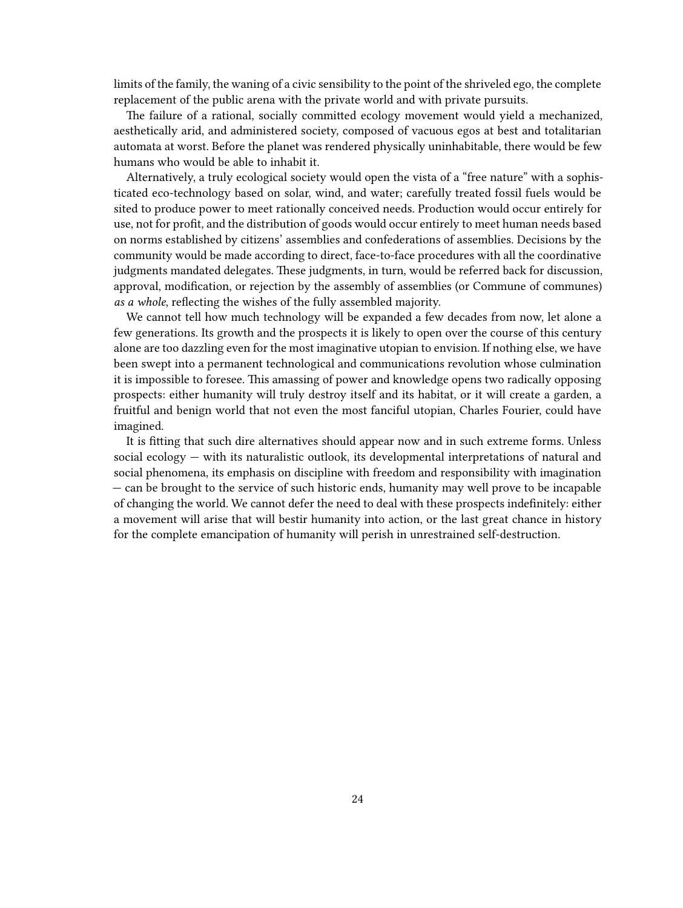limits of the family, the waning of a civic sensibility to the point of the shriveled ego, the complete replacement of the public arena with the private world and with private pursuits.

The failure of a rational, socially committed ecology movement would yield a mechanized, aesthetically arid, and administered society, composed of vacuous egos at best and totalitarian automata at worst. Before the planet was rendered physically uninhabitable, there would be few humans who would be able to inhabit it.

Alternatively, a truly ecological society would open the vista of a "free nature" with a sophisticated eco-technology based on solar, wind, and water; carefully treated fossil fuels would be sited to produce power to meet rationally conceived needs. Production would occur entirely for use, not for profit, and the distribution of goods would occur entirely to meet human needs based on norms established by citizens' assemblies and confederations of assemblies. Decisions by the community would be made according to direct, face-to-face procedures with all the coordinative judgments mandated delegates. These judgments, in turn, would be referred back for discussion, approval, modification, or rejection by the assembly of assemblies (or Commune of communes) *as a whole*, reflecting the wishes of the fully assembled majority.

We cannot tell how much technology will be expanded a few decades from now, let alone a few generations. Its growth and the prospects it is likely to open over the course of this century alone are too dazzling even for the most imaginative utopian to envision. If nothing else, we have been swept into a permanent technological and communications revolution whose culmination it is impossible to foresee. This amassing of power and knowledge opens two radically opposing prospects: either humanity will truly destroy itself and its habitat, or it will create a garden, a fruitful and benign world that not even the most fanciful utopian, Charles Fourier, could have imagined.

It is fitting that such dire alternatives should appear now and in such extreme forms. Unless social ecology — with its naturalistic outlook, its developmental interpretations of natural and social phenomena, its emphasis on discipline with freedom and responsibility with imagination — can be brought to the service of such historic ends, humanity may well prove to be incapable of changing the world. We cannot defer the need to deal with these prospects indefinitely: either a movement will arise that will bestir humanity into action, or the last great chance in history for the complete emancipation of humanity will perish in unrestrained self-destruction.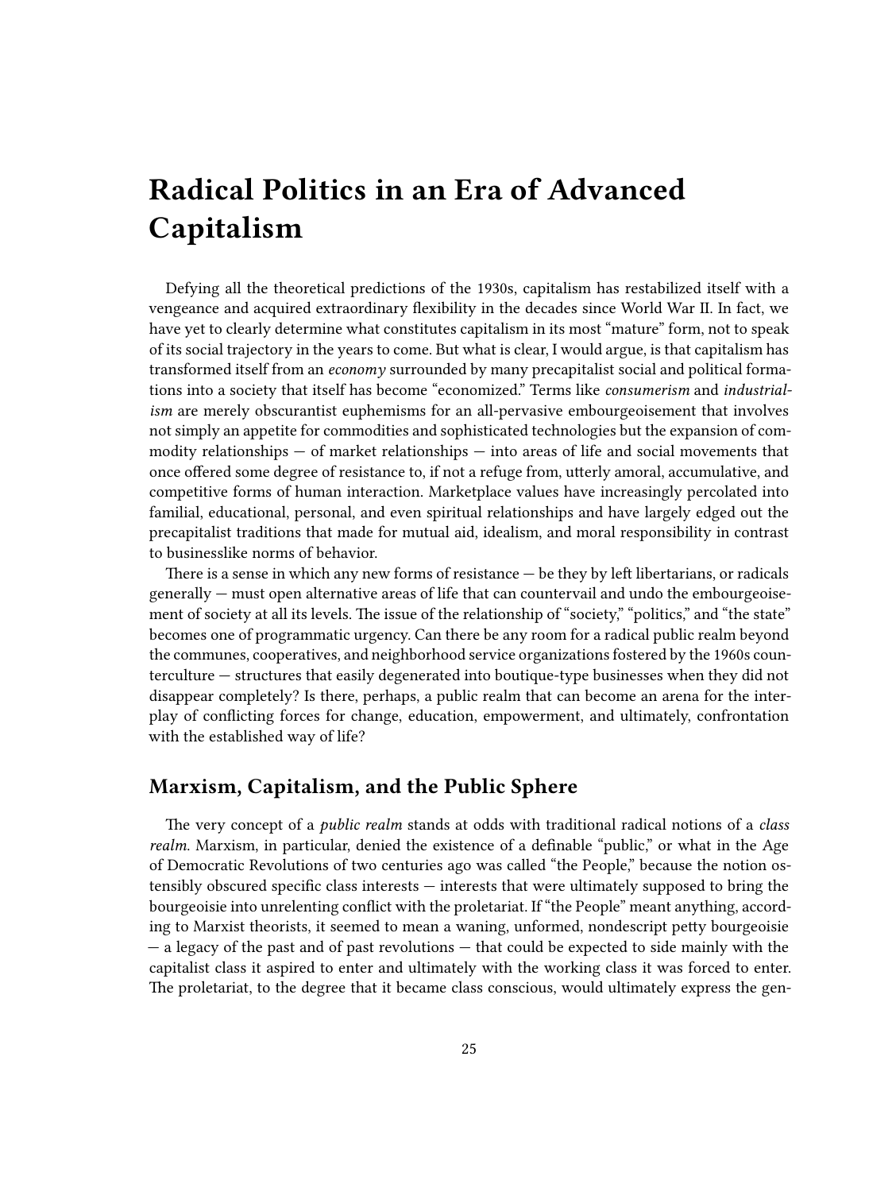# Radical Politics in an Era of Advanced Capitalism

Defying all the theoretical predictions of the 1930s, capitalism has restabilized itself with a vengeance and acquired extraordinary flexibility in the decades since World War II. In fact, we have yet to clearly determine what constitutes capitalism in its most "mature" form, not to speak of its social trajectory in the years to come. But what is clear, I would argue, is that capitalism has transformed itself from an *economy* surrounded by many precapitalist social and political formations into a society that itself has become "economized." Terms like *consumerism* and *industrialism* are merely obscurantist euphemisms for an all-pervasive embourgeoisement that involves not simply an appetite for commodities and sophisticated technologies but the expansion of commodity relationships — of market relationships — into areas of life and social movements that once offered some degree of resistance to, if not a refuge from, utterly amoral, accumulative, and competitive forms of human interaction. Marketplace values have increasingly percolated into familial, educational, personal, and even spiritual relationships and have largely edged out the precapitalist traditions that made for mutual aid, idealism, and moral responsibility in contrast to businesslike norms of behavior.

There is a sense in which any new forms of resistance — be they by left libertarians, or radicals generally — must open alternative areas of life that can countervail and undo the embourgeoisement of society at all its levels. The issue of the relationship of "society," "politics," and "the state" becomes one of programmatic urgency. Can there be any room for a radical public realm beyond the communes, cooperatives, and neighborhood service organizations fostered by the 1960s counterculture — structures that easily degenerated into boutique-type businesses when they did not disappear completely? Is there, perhaps, a public realm that can become an arena for the interplay of conflicting forces for change, education, empowerment, and ultimately, confrontation with the established way of life?

## Marxism, Capitalism, and the Public Sphere

The very concept of a *public realm* stands at odds with traditional radical notions of a *class realm*. Marxism, in particular, denied the existence of a definable "public," or what in the Age of Democratic Revolutions of two centuries ago was called "the People," because the notion ostensibly obscured specific class interests — interests that were ultimately supposed to bring the bourgeoisie into unrelenting conflict with the proletariat. If "the People" meant anything, according to Marxist theorists, it seemed to mean a waning, unformed, nondescript petty bourgeoisie — a legacy of the past and of past revolutions — that could be expected to side mainly with the capitalist class it aspired to enter and ultimately with the working class it was forced to enter. The proletariat, to the degree that it became class conscious, would ultimately express the gen-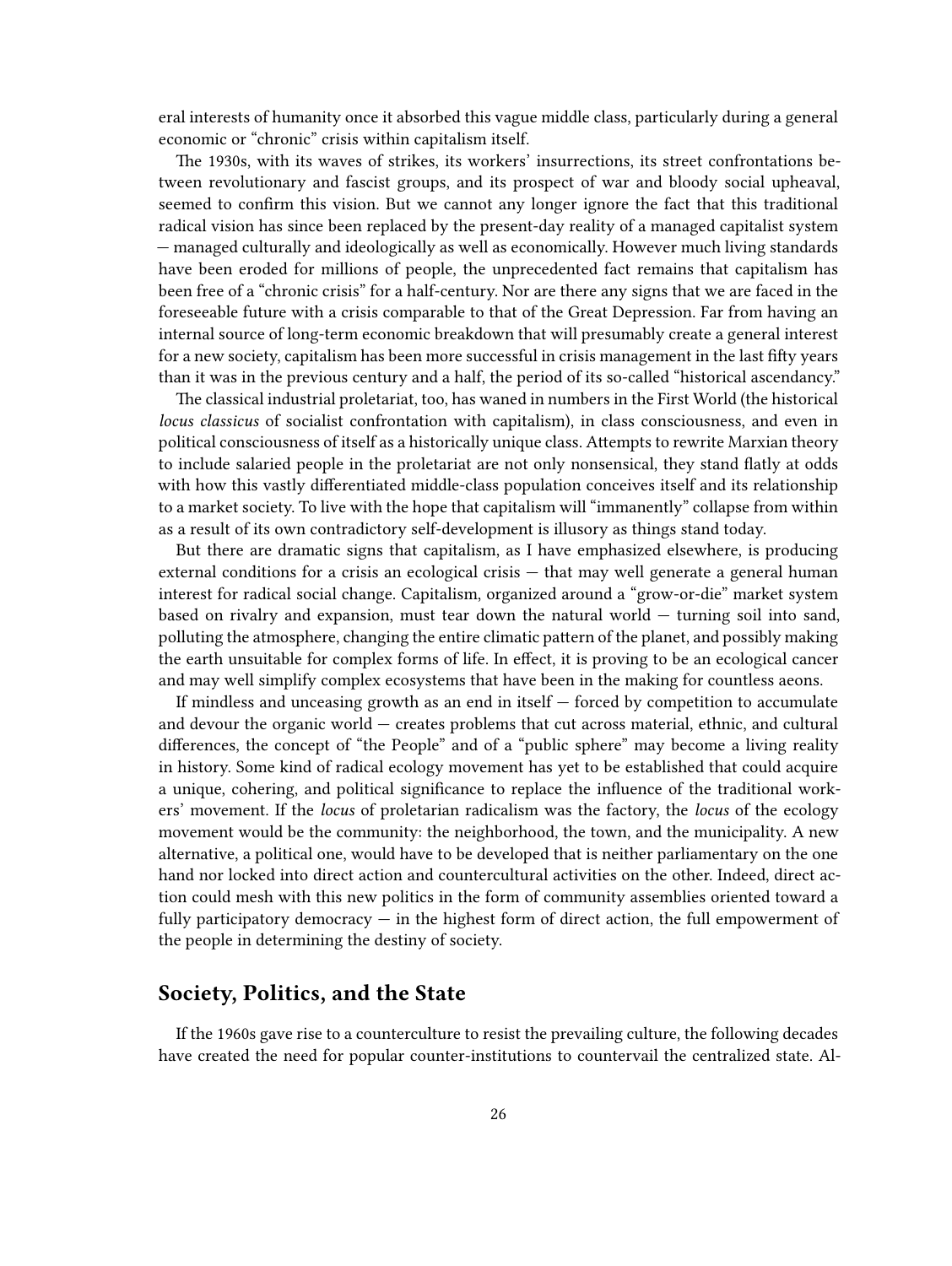eral interests of humanity once it absorbed this vague middle class, particularly during a general economic or "chronic" crisis within capitalism itself.

The 1930s, with its waves of strikes, its workers' insurrections, its street confrontations between revolutionary and fascist groups, and its prospect of war and bloody social upheaval, seemed to confirm this vision. But we cannot any longer ignore the fact that this traditional radical vision has since been replaced by the present-day reality of a managed capitalist system — managed culturally and ideologically as well as economically. However much living standards have been eroded for millions of people, the unprecedented fact remains that capitalism has been free of a "chronic crisis" for a half-century. Nor are there any signs that we are faced in the foreseeable future with a crisis comparable to that of the Great Depression. Far from having an internal source of long-term economic breakdown that will presumably create a general interest for a new society, capitalism has been more successful in crisis management in the last fifty years than it was in the previous century and a half, the period of its so-called "historical ascendancy."

The classical industrial proletariat, too, has waned in numbers in the First World (the historical *locus classicus* of socialist confrontation with capitalism), in class consciousness, and even in political consciousness of itself as a historically unique class. Attempts to rewrite Marxian theory to include salaried people in the proletariat are not only nonsensical, they stand flatly at odds with how this vastly differentiated middle-class population conceives itself and its relationship to a market society. To live with the hope that capitalism will "immanently" collapse from within as a result of its own contradictory self-development is illusory as things stand today.

But there are dramatic signs that capitalism, as I have emphasized elsewhere, is producing external conditions for a crisis an ecological crisis — that may well generate a general human interest for radical social change. Capitalism, organized around a "grow-or-die" market system based on rivalry and expansion, must tear down the natural world — turning soil into sand, polluting the atmosphere, changing the entire climatic pattern of the planet, and possibly making the earth unsuitable for complex forms of life. In effect, it is proving to be an ecological cancer and may well simplify complex ecosystems that have been in the making for countless aeons.

If mindless and unceasing growth as an end in itself — forced by competition to accumulate and devour the organic world — creates problems that cut across material, ethnic, and cultural differences, the concept of "the People" and of a "public sphere" may become a living reality in history. Some kind of radical ecology movement has yet to be established that could acquire a unique, cohering, and political significance to replace the influence of the traditional workers' movement. If the *locus* of proletarian radicalism was the factory, the *locus* of the ecology movement would be the community: the neighborhood, the town, and the municipality. A new alternative, a political one, would have to be developed that is neither parliamentary on the one hand nor locked into direct action and countercultural activities on the other. Indeed, direct action could mesh with this new politics in the form of community assemblies oriented toward a fully participatory democracy — in the highest form of direct action, the full empowerment of the people in determining the destiny of society.

## Society, Politics, and the State

If the 1960s gave rise to a counterculture to resist the prevailing culture, the following decades have created the need for popular counter-institutions to countervail the centralized state. Al-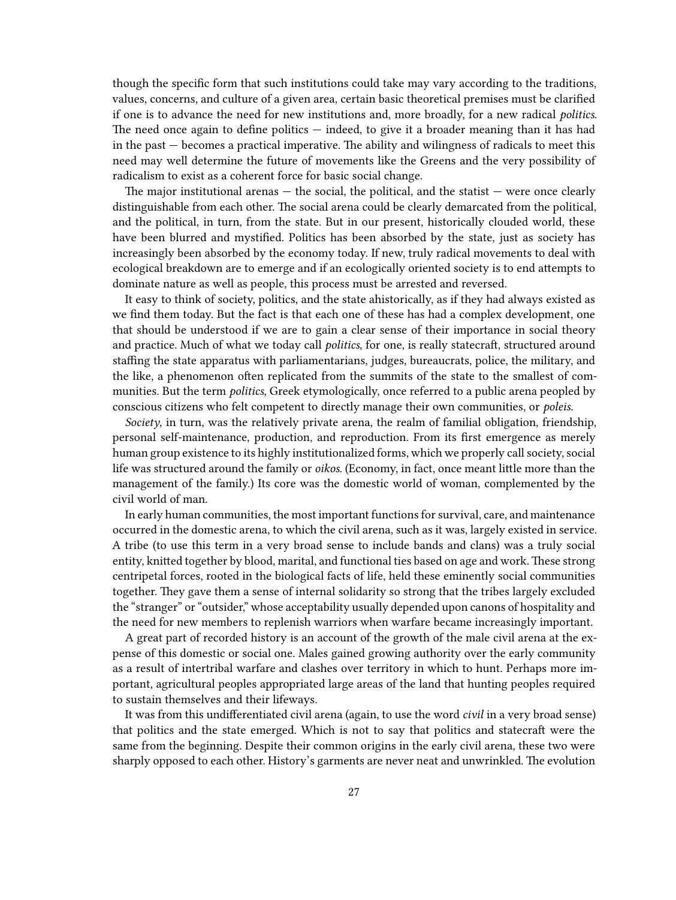though the specific form that such institutions could take may vary according to the traditions, values, concerns, and culture of a given area, certain basic theoretical premises must be clarified if one is to advance the need for new institutions and, more broadly, for a new radical *politics*. The need once again to define politics — indeed, to give it a broader meaning than it has had in the past — becomes a practical imperative. The ability and wilingness of radicals to meet this need may well determine the future of movements like the Greens and the very possibility of radicalism to exist as a coherent force for basic social change.

The major institutional arenas — the social, the political, and the statist — were once clearly distinguishable from each other. The social arena could be clearly demarcated from the political, and the political, in turn, from the state. But in our present, historically clouded world, these have been blurred and mystified. Politics has been absorbed by the state, just as society has increasingly been absorbed by the economy today. If new, truly radical movements to deal with ecological breakdown are to emerge and if an ecologically oriented society is to end attempts to dominate nature as well as people, this process must be arrested and reversed.

It easy to think of society, politics, and the state ahistorically, as if they had always existed as we find them today. But the fact is that each one of these has had a complex development, one that should be understood if we are to gain a clear sense of their importance in social theory and practice. Much of what we today call *politics*, for one, is really statecraft, structured around staffing the state apparatus with parliamentarians, judges, bureaucrats, police, the military, and the like, a phenomenon often replicated from the summits of the state to the smallest of communities. But the term *politics*, Greek etymologically, once referred to a public arena peopled by conscious citizens who felt competent to directly manage their own communities, or *poleis*.

*Society*, in turn, was the relatively private arena, the realm of familial obligation, friendship, personal self-maintenance, production, and reproduction. From its first emergence as merely human group existence to its highly institutionalized forms, which we properly call society, social life was structured around the family or *oikos*. (Economy, in fact, once meant little more than the management of the family.) Its core was the domestic world of woman, complemented by the civil world of man.

In early human communities, the most important functions for survival, care, and maintenance occurred in the domestic arena, to which the civil arena, such as it was, largely existed in service. A tribe (to use this term in a very broad sense to include bands and clans) was a truly social entity, knitted together by blood, marital, and functional ties based on age and work. These strong centripetal forces, rooted in the biological facts of life, held these eminently social communities together. They gave them a sense of internal solidarity so strong that the tribes largely excluded the “stranger” or “outsider,” whose acceptability usually depended upon canons of hospitality and the need for new members to replenish warriors when warfare became increasingly important.

A great part of recorded history is an account of the growth of the male civil arena at the expense of this domestic or social one. Males gained growing authority over the early community as a result of intertribal warfare and clashes over territory in which to hunt. Perhaps more important, agricultural peoples appropriated large areas of the land that hunting peoples required to sustain themselves and their lifeways.

It was from this undifferentiated civil arena (again, to use the word *civil* in a very broad sense) that politics and the state emerged. Which is not to say that politics and statecraft were the same from the beginning. Despite their common origins in the early civil arena, these two were sharply opposed to each other. History’s garments are never neat and unwrinkled. The evolution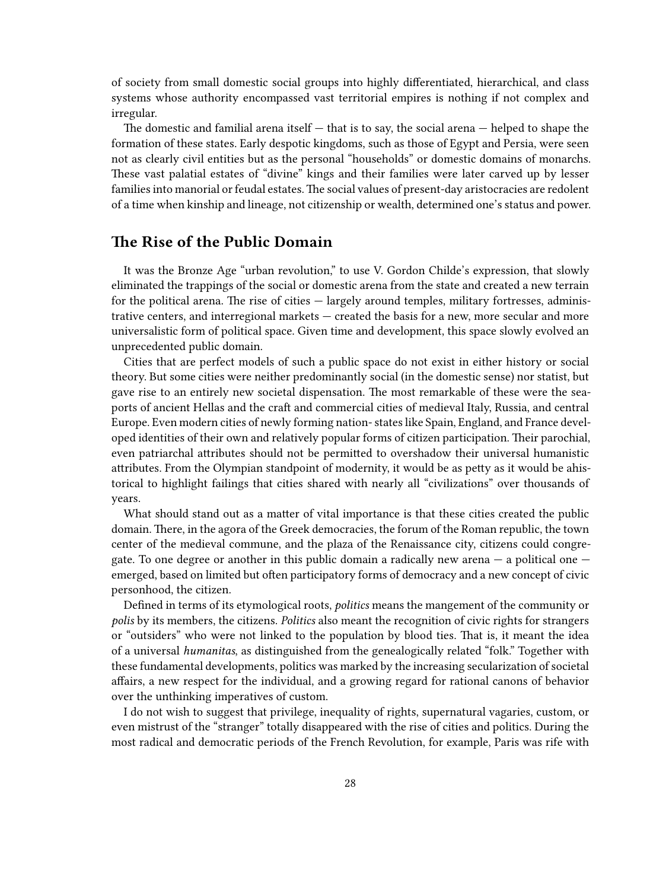of society from small domestic social groups into highly differentiated, hierarchical, and class systems whose authority encompassed vast territorial empires is nothing if not complex and irregular.

The domestic and familial arena itself — that is to say, the social arena — helped to shape the formation of these states. Early despotic kingdoms, such as those of Egypt and Persia, were seen not as clearly civil entities but as the personal "households" or domestic domains of monarchs. These vast palatial estates of "divine" kings and their families were later carved up by lesser families into manorial or feudal estates. The social values of present-day aristocracies are redolent of a time when kinship and lineage, not citizenship or wealth, determined one's status and power.

## The Rise of the Public Domain

It was the Bronze Age "urban revolution," to use V. Gordon Childe's expression, that slowly eliminated the trappings of the social or domestic arena from the state and created a new terrain for the political arena. The rise of cities — largely around temples, military fortresses, administrative centers, and interregional markets — created the basis for a new, more secular and more universalistic form of political space. Given time and development, this space slowly evolved an unprecedented public domain.

Cities that are perfect models of such a public space do not exist in either history or social theory. But some cities were neither predominantly social (in the domestic sense) nor statist, but gave rise to an entirely new societal dispensation. The most remarkable of these were the seaports of ancient Hellas and the craft and commercial cities of medieval Italy, Russia, and central Europe. Even modern cities of newly forming nation- states like Spain, England, and France developed identities of their own and relatively popular forms of citizen participation. Their parochial, even patriarchal attributes should not be permitted to overshadow their universal humanistic attributes. From the Olympian standpoint of modernity, it would be as petty as it would be ahistorical to highlight failings that cities shared with nearly all "civilizations" over thousands of years.

What should stand out as a matter of vital importance is that these cities created the public domain. There, in the agora of the Greek democracies, the forum of the Roman republic, the town center of the medieval commune, and the plaza of the Renaissance city, citizens could congregate. To one degree or another in this public domain a radically new arena — a political one — emerged, based on limited but often participatory forms of democracy and a new concept of civic personhood, the citizen.

Defined in terms of its etymological roots, *politics* means the mangement of the community or *polis* by its members, the citizens. *Politics* also meant the recognition of civic rights for strangers or "outsiders" who were not linked to the population by blood ties. That is, it meant the idea of a universal *humanitas*, as distinguished from the genealogically related "folk." Together with these fundamental developments, politics was marked by the increasing secularization of societal affairs, a new respect for the individual, and a growing regard for rational canons of behavior over the unthinking imperatives of custom.

I do not wish to suggest that privilege, inequality of rights, supernatural vagaries, custom, or even mistrust of the "stranger" totally disappeared with the rise of cities and politics. During the most radical and democratic periods of the French Revolution, for example, Paris was rife with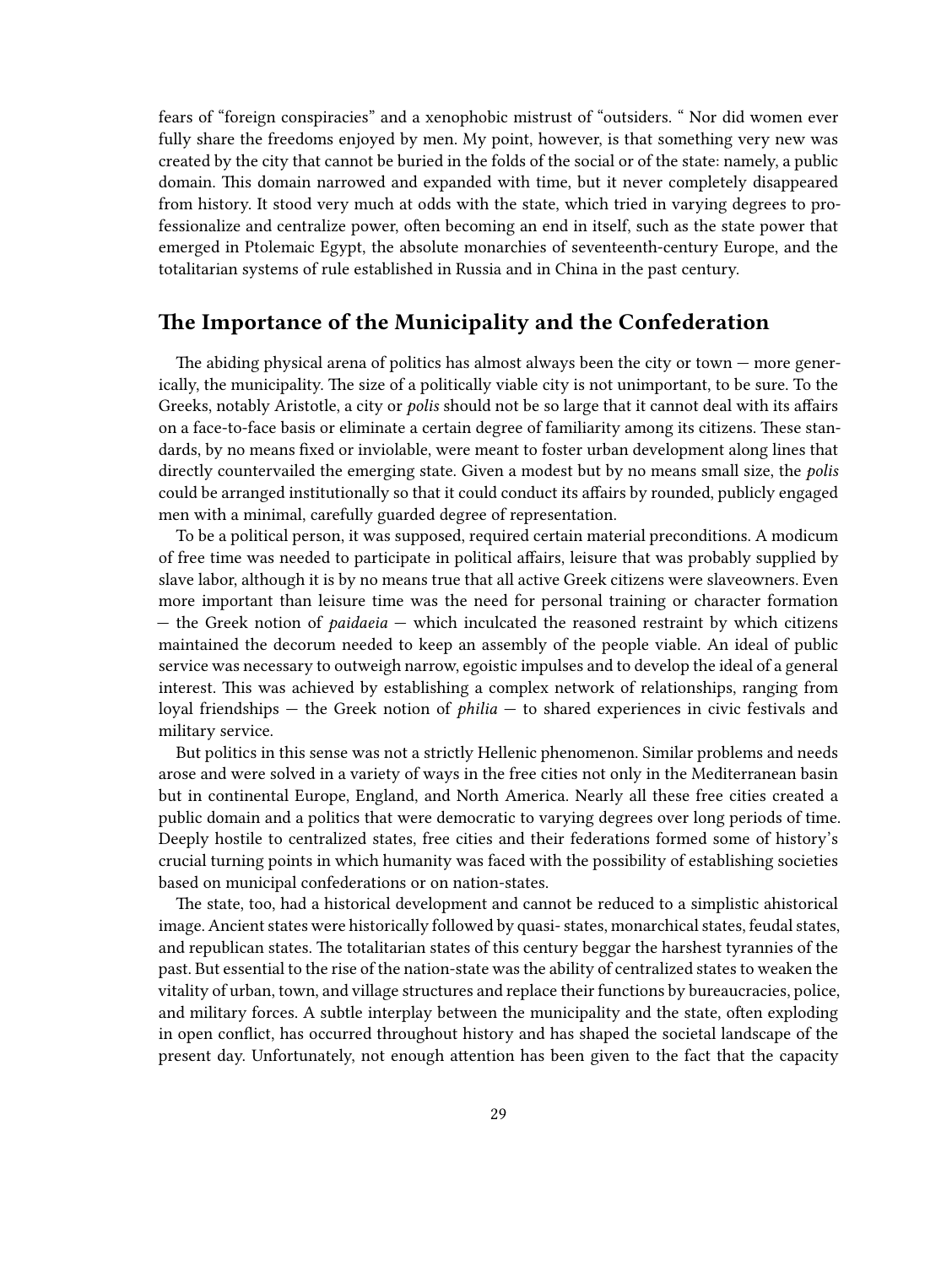fears of "foreign conspiracies" and a xenophobic mistrust of "outsiders. " Nor did women ever fully share the freedoms enjoyed by men. My point, however, is that something very new was created by the city that cannot be buried in the folds of the social or of the state: namely, a public domain. This domain narrowed and expanded with time, but it never completely disappeared from history. It stood very much at odds with the state, which tried in varying degrees to professionalize and centralize power, often becoming an end in itself, such as the state power that emerged in Ptolemaic Egypt, the absolute monarchies of seventeenth-century Europe, and the totalitarian systems of rule established in Russia and in China in the past century.

## The Importance of the Municipality and the Confederation

The abiding physical arena of politics has almost always been the city or town — more generically, the municipality. The size of a politically viable city is not unimportant, to be sure. To the Greeks, notably Aristotle, a city or *polis* should not be so large that it cannot deal with its affairs on a face-to-face basis or eliminate a certain degree of familiarity among its citizens. These standards, by no means fixed or inviolable, were meant to foster urban development along lines that directly countervailed the emerging state. Given a modest but by no means small size, the *polis* could be arranged institutionally so that it could conduct its affairs by rounded, publicly engaged men with a minimal, carefully guarded degree of representation.

To be a political person, it was supposed, required certain material preconditions. A modicum of free time was needed to participate in political affairs, leisure that was probably supplied by slave labor, although it is by no means true that all active Greek citizens were slaveowners. Even more important than leisure time was the need for personal training or character formation — the Greek notion of *paidaeia* — which inculcated the reasoned restraint by which citizens maintained the decorum needed to keep an assembly of the people viable. An ideal of public service was necessary to outweigh narrow, egoistic impulses and to develop the ideal of a general interest. This was achieved by establishing a complex network of relationships, ranging from loyal friendships — the Greek notion of *philia* — to shared experiences in civic festivals and military service.

But politics in this sense was not a strictly Hellenic phenomenon. Similar problems and needs arose and were solved in a variety of ways in the free cities not only in the Mediterranean basin but in continental Europe, England, and North America. Nearly all these free cities created a public domain and a politics that were democratic to varying degrees over long periods of time. Deeply hostile to centralized states, free cities and their federations formed some of history's crucial turning points in which humanity was faced with the possibility of establishing societies based on municipal confederations or on nation-states.

The state, too, had a historical development and cannot be reduced to a simplistic ahistorical image. Ancient states were historically followed by quasi- states, monarchical states, feudal states, and republican states. The totalitarian states of this century beggar the harshest tyrannies of the past. But essential to the rise of the nation-state was the ability of centralized states to weaken the vitality of urban, town, and village structures and replace their functions by bureaucracies, police, and military forces. A subtle interplay between the municipality and the state, often exploding in open conflict, has occurred throughout history and has shaped the societal landscape of the present day. Unfortunately, not enough attention has been given to the fact that the capacity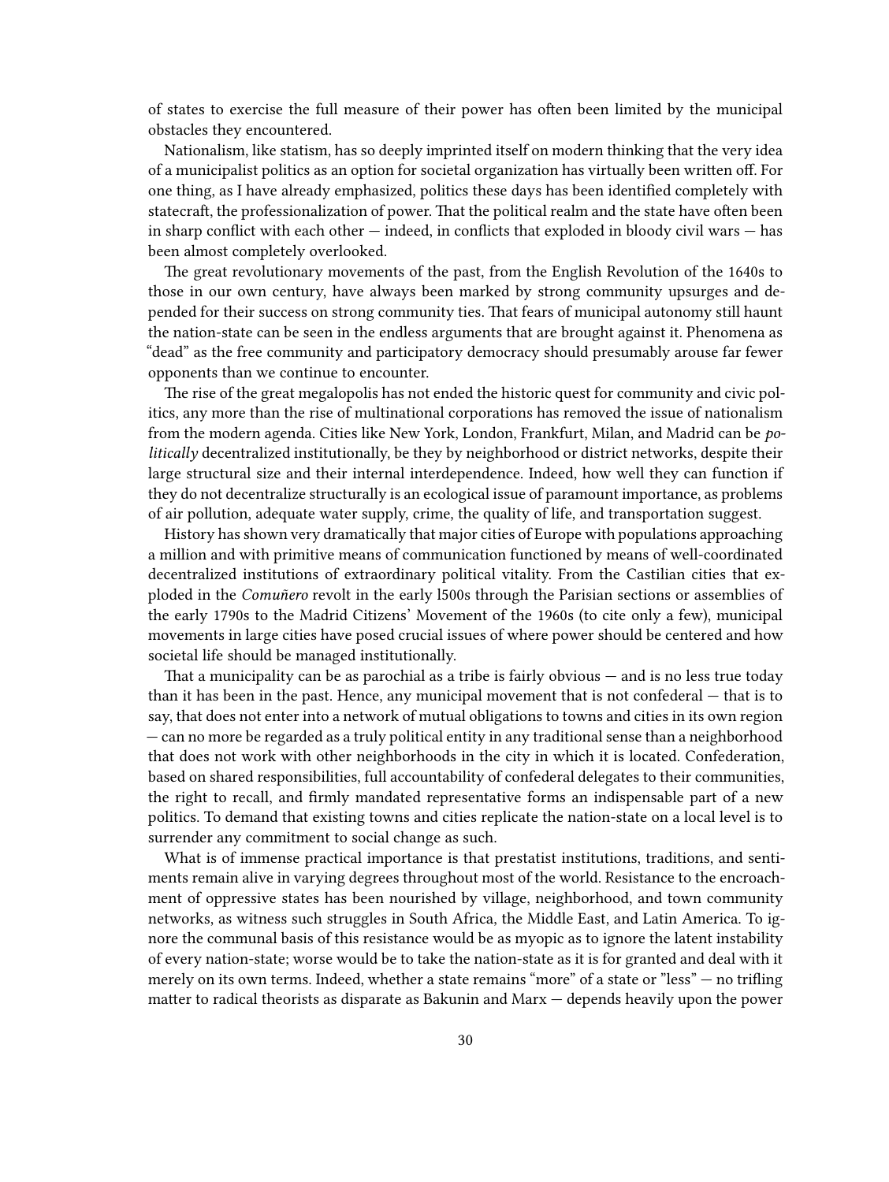of states to exercise the full measure of their power has often been limited by the municipal obstacles they encountered.

Nationalism, like statism, has so deeply imprinted itself on modern thinking that the very idea of a municipalist politics as an option for societal organization has virtually been written off. For one thing, as I have already emphasized, politics these days has been identified completely with statecraft, the professionalization of power. That the political realm and the state have often been in sharp conflict with each other — indeed, in conflicts that exploded in bloody civil wars — has been almost completely overlooked.

The great revolutionary movements of the past, from the English Revolution of the 1640s to those in our own century, have always been marked by strong community upsurges and depended for their success on strong community ties. That fears of municipal autonomy still haunt the nation-state can be seen in the endless arguments that are brought against it. Phenomena as "dead" as the free community and participatory democracy should presumably arouse far fewer opponents than we continue to encounter.

The rise of the great megalopolis has not ended the historic quest for community and civic politics, any more than the rise of multinational corporations has removed the issue of nationalism from the modern agenda. Cities like New York, London, Frankfurt, Milan, and Madrid can be *politically* decentralized institutionally, be they by neighborhood or district networks, despite their large structural size and their internal interdependence. Indeed, how well they can function if they do not decentralize structurally is an ecological issue of paramount importance, as problems of air pollution, adequate water supply, crime, the quality of life, and transportation suggest.

History has shown very dramatically that major cities of Europe with populations approaching a million and with primitive means of communication functioned by means of well-coordinated decentralized institutions of extraordinary political vitality. From the Castilian cities that exploded in the *Comuñero* revolt in the early l500s through the Parisian sections or assemblies of the early 1790s to the Madrid Citizens' Movement of the 1960s (to cite only a few), municipal movements in large cities have posed crucial issues of where power should be centered and how societal life should be managed institutionally.

That a municipality can be as parochial as a tribe is fairly obvious — and is no less true today than it has been in the past. Hence, any municipal movement that is not confederal — that is to say, that does not enter into a network of mutual obligations to towns and cities in its own region — can no more be regarded as a truly political entity in any traditional sense than a neighborhood that does not work with other neighborhoods in the city in which it is located. Confederation, based on shared responsibilities, full accountability of confederal delegates to their communities, the right to recall, and firmly mandated representative forms an indispensable part of a new politics. To demand that existing towns and cities replicate the nation-state on a local level is to surrender any commitment to social change as such.

What is of immense practical importance is that prestatist institutions, traditions, and sentiments remain alive in varying degrees throughout most of the world. Resistance to the encroachment of oppressive states has been nourished by village, neighborhood, and town community networks, as witness such struggles in South Africa, the Middle East, and Latin America. To ignore the communal basis of this resistance would be as myopic as to ignore the latent instability of every nation-state; worse would be to take the nation-state as it is for granted and deal with it merely on its own terms. Indeed, whether a state remains "more" of a state or "less" — no trifling matter to radical theorists as disparate as Bakunin and Marx — depends heavily upon the power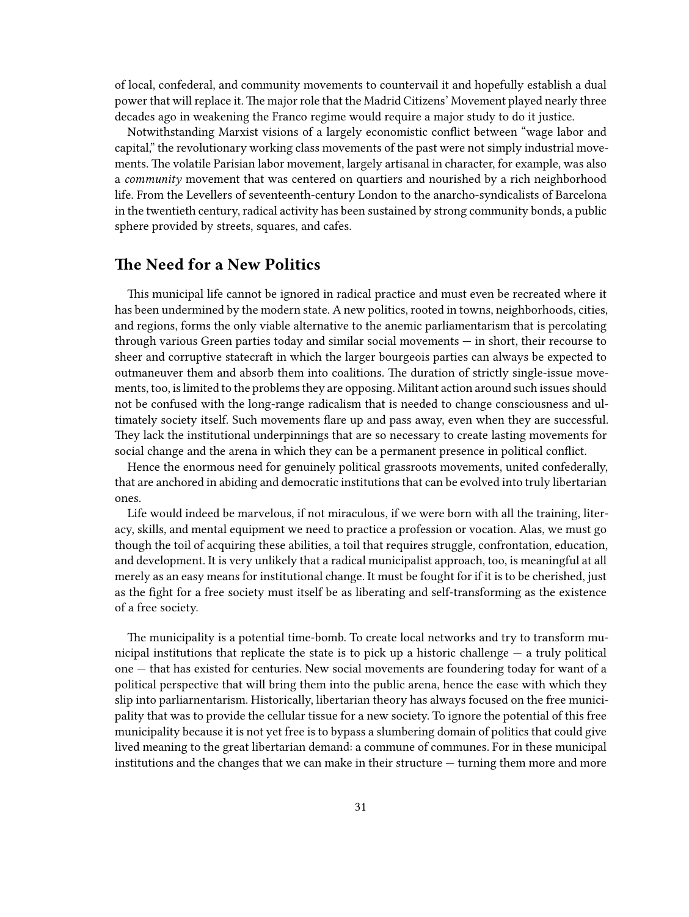of local, confederal, and community movements to countervail it and hopefully establish a dual power that will replace it. The major role that the Madrid Citizens' Movement played nearly three decades ago in weakening the Franco regime would require a major study to do it justice.

Notwithstanding Marxist visions of a largely economistic conflict between "wage labor and capital," the revolutionary working class movements of the past were not simply industrial movements. The volatile Parisian labor movement, largely artisanal in character, for example, was also a *community* movement that was centered on quartiers and nourished by a rich neighborhood life. From the Levellers of seventeenth-century London to the anarcho-syndicalists of Barcelona in the twentieth century, radical activity has been sustained by strong community bonds, a public sphere provided by streets, squares, and cafes.

## The Need for a New Politics

This municipal life cannot be ignored in radical practice and must even be recreated where it has been undermined by the modern state. A new politics, rooted in towns, neighborhoods, cities, and regions, forms the only viable alternative to the anemic parliamentarism that is percolating through various Green parties today and similar social movements — in short, their recourse to sheer and corruptive statecraft in which the larger bourgeois parties can always be expected to outmaneuver them and absorb them into coalitions. The duration of strictly single-issue movements, too, is limited to the problems they are opposing. Militant action around such issues should not be confused with the long-range radicalism that is needed to change consciousness and ultimately society itself. Such movements flare up and pass away, even when they are successful. They lack the institutional underpinnings that are so necessary to create lasting movements for social change and the arena in which they can be a permanent presence in political conflict.

Hence the enormous need for genuinely political grassroots movements, united confederally, that are anchored in abiding and democratic institutions that can be evolved into truly libertarian ones.

Life would indeed be marvelous, if not miraculous, if we were born with all the training, literacy, skills, and mental equipment we need to practice a profession or vocation. Alas, we must go though the toil of acquiring these abilities, a toil that requires struggle, confrontation, education, and development. It is very unlikely that a radical municipalist approach, too, is meaningful at all merely as an easy means for institutional change. It must be fought for if it is to be cherished, just as the fight for a free society must itself be as liberating and self-transforming as the existence of a free society.

The municipality is a potential time-bomb. To create local networks and try to transform municipal institutions that replicate the state is to pick up a historic challenge — a truly political one — that has existed for centuries. New social movements are foundering today for want of a political perspective that will bring them into the public arena, hence the ease with which they slip into parliarnentarism. Historically, libertarian theory has always focused on the free municipality that was to provide the cellular tissue for a new society. To ignore the potential of this free municipality because it is not yet free is to bypass a slumbering domain of politics that could give lived meaning to the great libertarian demand: a commune of communes. For in these municipal institutions and the changes that we can make in their structure — turning them more and more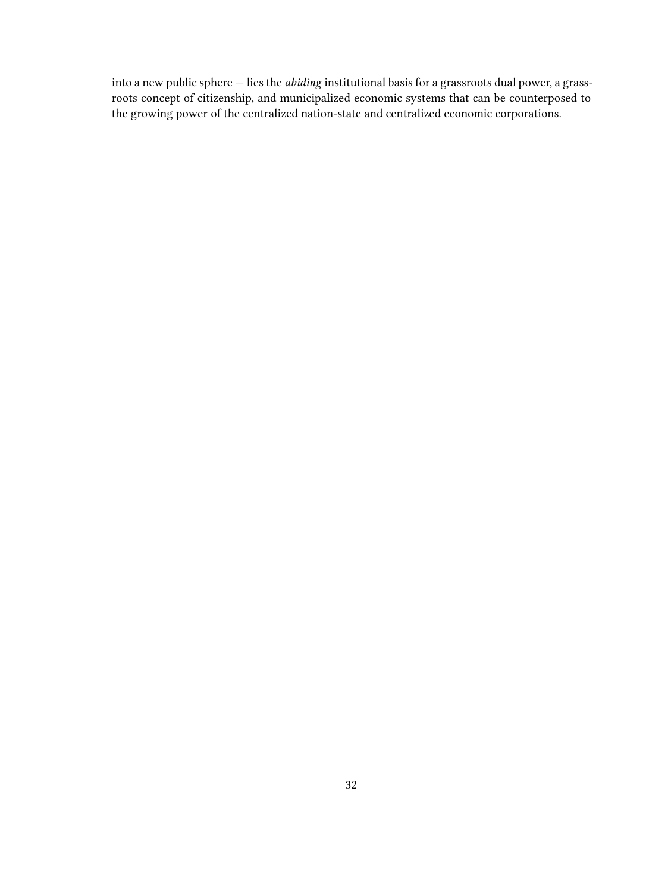into a new public sphere — lies the *abiding* institutional basis for a grassroots dual power, a grassroots concept of citizenship, and municipalized economic systems that can be counterposed to the growing power of the centralized nation-state and centralized economic corporations.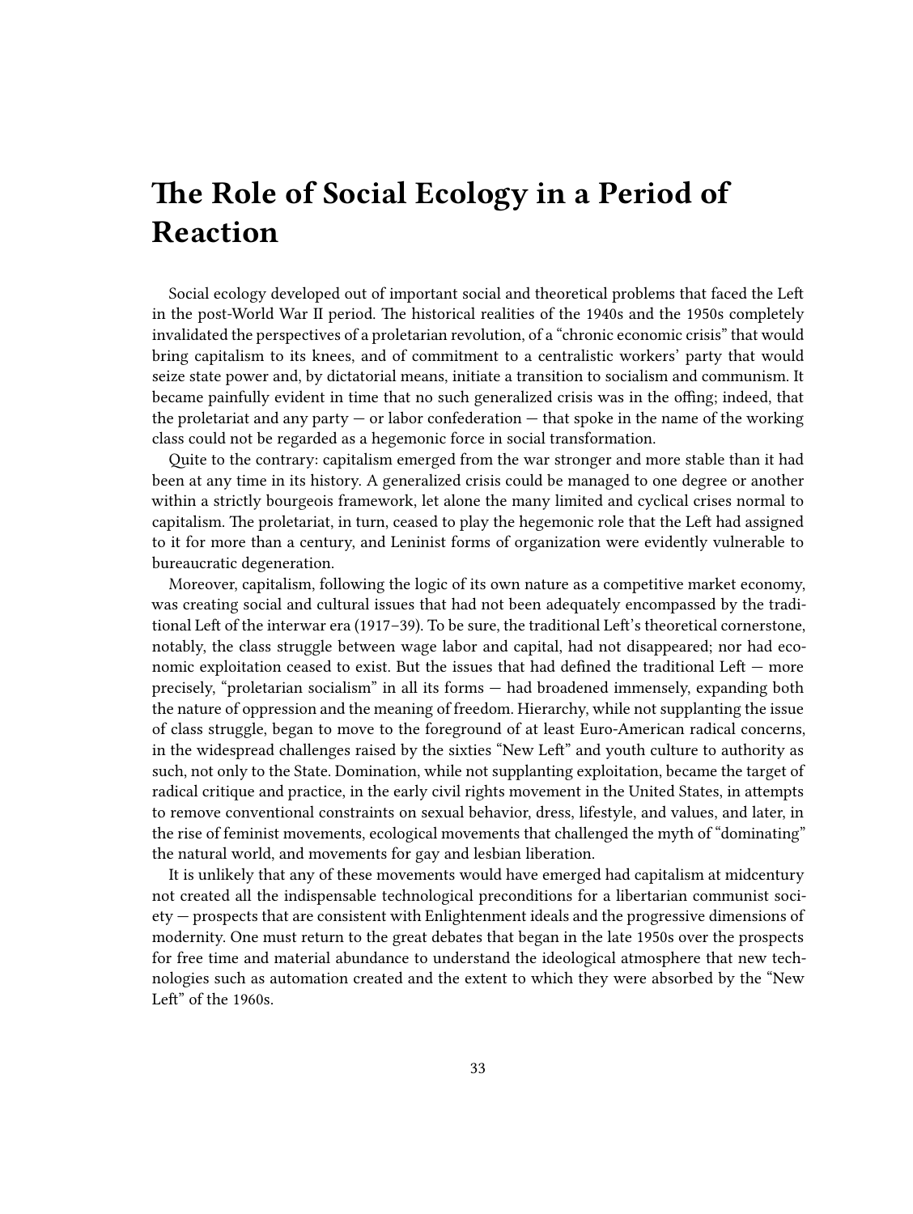# The Role of Social Ecology in a Period of Reaction

Social ecology developed out of important social and theoretical problems that faced the Left in the post-World War II period. The historical realities of the 1940s and the 1950s completely invalidated the perspectives of a proletarian revolution, of a "chronic economic crisis" that would bring capitalism to its knees, and of commitment to a centralistic workers' party that would seize state power and, by dictatorial means, initiate a transition to socialism and communism. It became painfully evident in time that no such generalized crisis was in the offing; indeed, that the proletariat and any party — or labor confederation — that spoke in the name of the working class could not be regarded as a hegemonic force in social transformation.

Quite to the contrary: capitalism emerged from the war stronger and more stable than it had been at any time in its history. A generalized crisis could be managed to one degree or another within a strictly bourgeois framework, let alone the many limited and cyclical crises normal to capitalism. The proletariat, in turn, ceased to play the hegemonic role that the Left had assigned to it for more than a century, and Leninist forms of organization were evidently vulnerable to bureaucratic degeneration.

Moreover, capitalism, following the logic of its own nature as a competitive market economy, was creating social and cultural issues that had not been adequately encompassed by the traditional Left of the interwar era (1917–39). To be sure, the traditional Left's theoretical cornerstone, notably, the class struggle between wage labor and capital, had not disappeared; nor had economic exploitation ceased to exist. But the issues that had defined the traditional Left — more precisely, "proletarian socialism" in all its forms — had broadened immensely, expanding both the nature of oppression and the meaning of freedom. Hierarchy, while not supplanting the issue of class struggle, began to move to the foreground of at least Euro-American radical concerns, in the widespread challenges raised by the sixties "New Left" and youth culture to authority as such, not only to the State. Domination, while not supplanting exploitation, became the target of radical critique and practice, in the early civil rights movement in the United States, in attempts to remove conventional constraints on sexual behavior, dress, lifestyle, and values, and later, in the rise of feminist movements, ecological movements that challenged the myth of "dominating" the natural world, and movements for gay and lesbian liberation.

It is unlikely that any of these movements would have emerged had capitalism at midcentury not created all the indispensable technological preconditions for a libertarian communist society — prospects that are consistent with Enlightenment ideals and the progressive dimensions of modernity. One must return to the great debates that began in the late 1950s over the prospects for free time and material abundance to understand the ideological atmosphere that new technologies such as automation created and the extent to which they were absorbed by the "New Left" of the 1960s.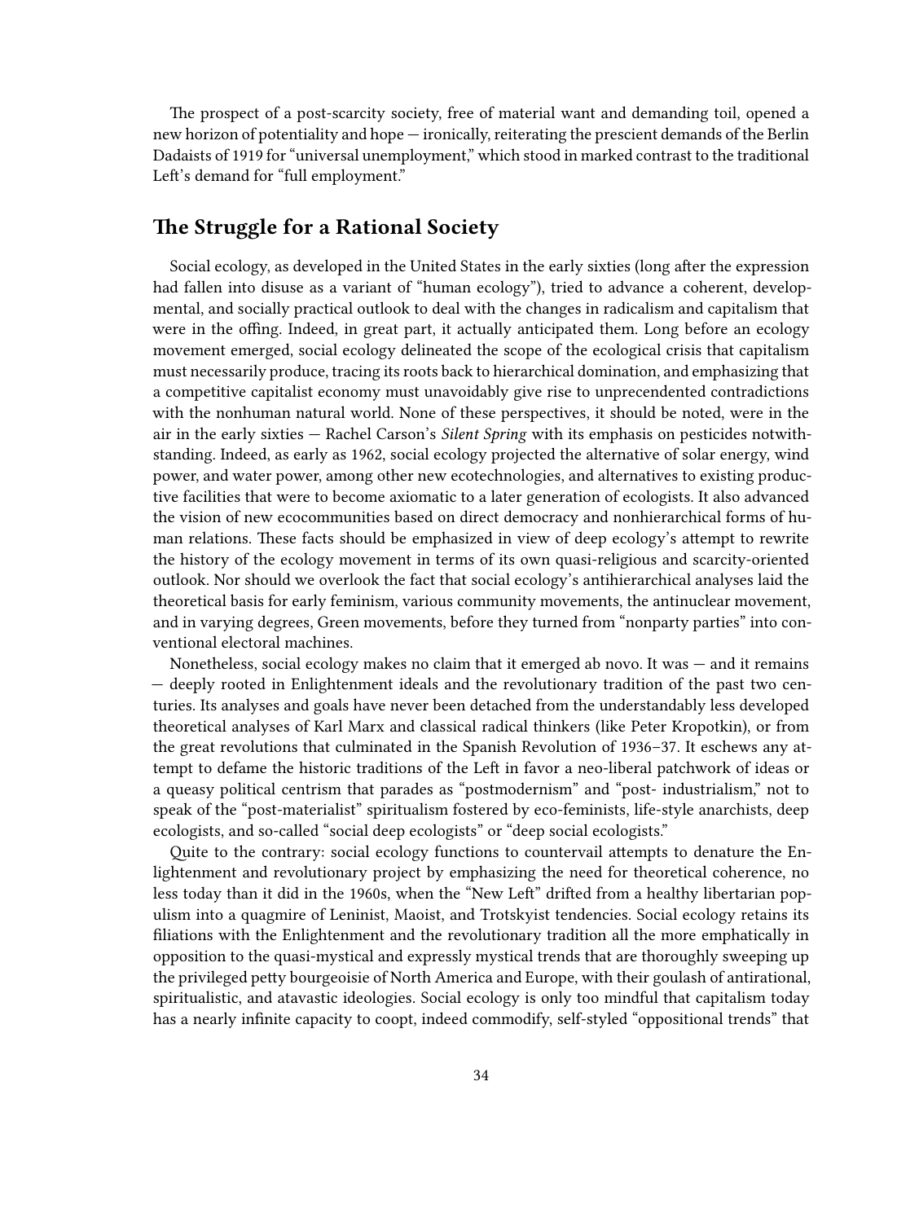The prospect of a post-scarcity society, free of material want and demanding toil, opened a new horizon of potentiality and hope — ironically, reiterating the prescient demands of the Berlin Dadaists of 1919 for "universal unemployment," which stood in marked contrast to the traditional Left's demand for "full employment."

## The Struggle for a Rational Society

Social ecology, as developed in the United States in the early sixties (long after the expression had fallen into disuse as a variant of "human ecology"), tried to advance a coherent, developmental, and socially practical outlook to deal with the changes in radicalism and capitalism that were in the offing. Indeed, in great part, it actually anticipated them. Long before an ecology movement emerged, social ecology delineated the scope of the ecological crisis that capitalism must necessarily produce, tracing its roots back to hierarchical domination, and emphasizing that a competitive capitalist economy must unavoidably give rise to unprecendented contradictions with the nonhuman natural world. None of these perspectives, it should be noted, were in the air in the early sixties — Rachel Carson's *Silent Spring* with its emphasis on pesticides notwithstanding. Indeed, as early as 1962, social ecology projected the alternative of solar energy, wind power, and water power, among other new ecotechnologies, and alternatives to existing productive facilities that were to become axiomatic to a later generation of ecologists. It also advanced the vision of new ecocommunities based on direct democracy and nonhierarchical forms of human relations. These facts should be emphasized in view of deep ecology's attempt to rewrite the history of the ecology movement in terms of its own quasi-religious and scarcity-oriented outlook. Nor should we overlook the fact that social ecology's antihierarchical analyses laid the theoretical basis for early feminism, various community movements, the antinuclear movement, and in varying degrees, Green movements, before they turned from "nonparty parties" into conventional electoral machines.

Nonetheless, social ecology makes no claim that it emerged ab novo. It was — and it remains — deeply rooted in Enlightenment ideals and the revolutionary tradition of the past two centuries. Its analyses and goals have never been detached from the understandably less developed theoretical analyses of Karl Marx and classical radical thinkers (like Peter Kropotkin), or from the great revolutions that culminated in the Spanish Revolution of 1936–37. It eschews any attempt to defame the historic traditions of the Left in favor a neo-liberal patchwork of ideas or a queasy political centrism that parades as "postmodernism" and "post- industrialism," not to speak of the "post-materialist" spiritualism fostered by eco-feminists, life-style anarchists, deep ecologists, and so-called "social deep ecologists" or "deep social ecologists."

Quite to the contrary: social ecology functions to countervail attempts to denature the Enlightenment and revolutionary project by emphasizing the need for theoretical coherence, no less today than it did in the 1960s, when the "New Left" drifted from a healthy libertarian populism into a quagmire of Leninist, Maoist, and Trotskyist tendencies. Social ecology retains its filiations with the Enlightenment and the revolutionary tradition all the more emphatically in opposition to the quasi-mystical and expressly mystical trends that are thoroughly sweeping up the privileged petty bourgeoisie of North America and Europe, with their goulash of antirational, spiritualistic, and atavastic ideologies. Social ecology is only too mindful that capitalism today has a nearly infinite capacity to coopt, indeed commodify, self-styled "oppositional trends" that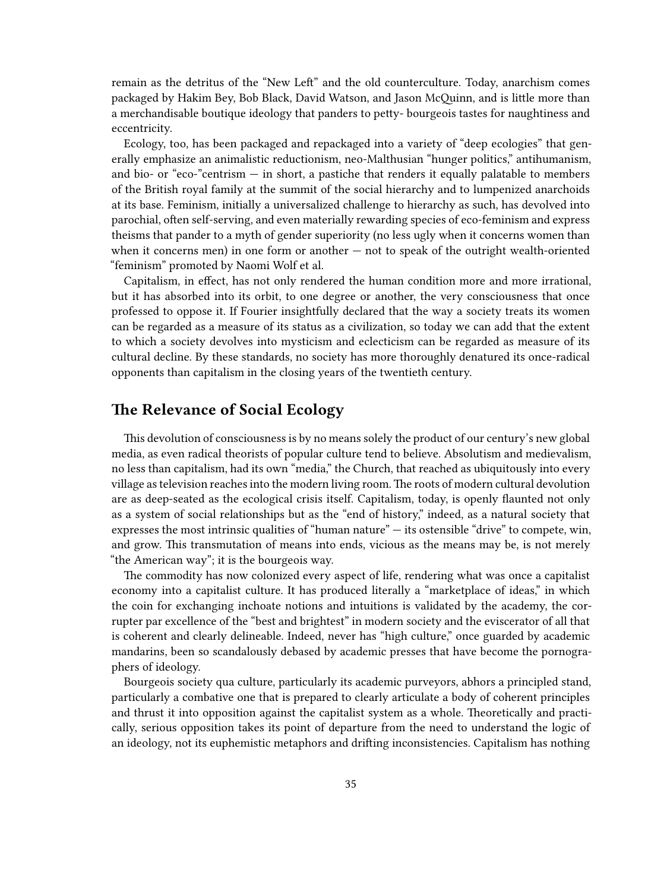remain as the detritus of the "New Left" and the old counterculture. Today, anarchism comes packaged by Hakim Bey, Bob Black, David Watson, and Jason McQuinn, and is little more than a merchandisable boutique ideology that panders to petty- bourgeois tastes for naughtiness and eccentricity.

Ecology, too, has been packaged and repackaged into a variety of "deep ecologies" that generally emphasize an animalistic reductionism, neo-Malthusian "hunger politics," antihumanism, and bio- or "eco-"centrism — in short, a pastiche that renders it equally palatable to members of the British royal family at the summit of the social hierarchy and to lumpenized anarchoids at its base. Feminism, initially a universalized challenge to hierarchy as such, has devolved into parochial, often self-serving, and even materially rewarding species of eco-feminism and express theisms that pander to a myth of gender superiority (no less ugly when it concerns women than when it concerns men) in one form or another — not to speak of the outright wealth-oriented "feminism" promoted by Naomi Wolf et al.

Capitalism, in effect, has not only rendered the human condition more and more irrational, but it has absorbed into its orbit, to one degree or another, the very consciousness that once professed to oppose it. If Fourier insightfully declared that the way a society treats its women can be regarded as a measure of its status as a civilization, so today we can add that the extent to which a society devolves into mysticism and eclecticism can be regarded as measure of its cultural decline. By these standards, no society has more thoroughly denatured its once-radical opponents than capitalism in the closing years of the twentieth century.

## The Relevance of Social Ecology

This devolution of consciousness is by no means solely the product of our century's new global media, as even radical theorists of popular culture tend to believe. Absolutism and medievalism, no less than capitalism, had its own "media," the Church, that reached as ubiquitously into every village as television reaches into the modern living room. The roots of modern cultural devolution are as deep-seated as the ecological crisis itself. Capitalism, today, is openly flaunted not only as a system of social relationships but as the "end of history," indeed, as a natural society that expresses the most intrinsic qualities of "human nature" — its ostensible "drive" to compete, win, and grow. This transmutation of means into ends, vicious as the means may be, is not merely "the American way"; it is the bourgeois way.

The commodity has now colonized every aspect of life, rendering what was once a capitalist economy into a capitalist culture. It has produced literally a "marketplace of ideas," in which the coin for exchanging inchoate notions and intuitions is validated by the academy, the corrupter par excellence of the "best and brightest" in modern society and the eviscerator of all that is coherent and clearly delineable. Indeed, never has "high culture," once guarded by academic mandarins, been so scandalously debased by academic presses that have become the pornographers of ideology.

Bourgeois society qua culture, particularly its academic purveyors, abhors a principled stand, particularly a combative one that is prepared to clearly articulate a body of coherent principles and thrust it into opposition against the capitalist system as a whole. Theoretically and practically, serious opposition takes its point of departure from the need to understand the logic of an ideology, not its euphemistic metaphors and drifting inconsistencies. Capitalism has nothing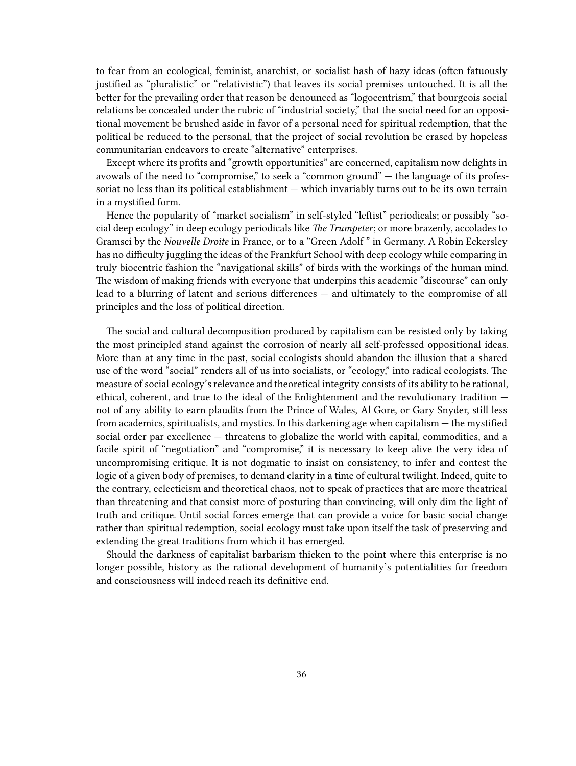to fear from an ecological, feminist, anarchist, or socialist hash of hazy ideas (often fatuously justified as "pluralistic" or "relativistic") that leaves its social premises untouched. It is all the better for the prevailing order that reason be denounced as "logocentrism," that bourgeois social relations be concealed under the rubric of "industrial society," that the social need for an oppositional movement be brushed aside in favor of a personal need for spiritual redemption, that the political be reduced to the personal, that the project of social revolution be erased by hopeless communitarian endeavors to create "alternative" enterprises.

Except where its profits and "growth opportunities" are concerned, capitalism now delights in avowals of the need to "compromise," to seek a "common ground" — the language of its professoriat no less than its political establishment — which invariably turns out to be its own terrain in a mystified form.

Hence the popularity of "market socialism" in self-styled "leftist" periodicals; or possibly "social deep ecology" in deep ecology periodicals like *The Trumpeter*; or more brazenly, accolades to Gramsci by the *Nouvelle Droite* in France, or to a "Green Adolf " in Germany. A Robin Eckersley has no difficulty juggling the ideas of the Frankfurt School with deep ecology while comparing in truly biocentric fashion the "navigational skills" of birds with the workings of the human mind. The wisdom of making friends with everyone that underpins this academic "discourse" can only lead to a blurring of latent and serious differences — and ultimately to the compromise of all principles and the loss of political direction.

The social and cultural decomposition produced by capitalism can be resisted only by taking the most principled stand against the corrosion of nearly all self-professed oppositional ideas. More than at any time in the past, social ecologists should abandon the illusion that a shared use of the word "social" renders all of us into socialists, or "ecology," into radical ecologists. The measure of social ecology's relevance and theoretical integrity consists of its ability to be rational, ethical, coherent, and true to the ideal of the Enlightenment and the revolutionary tradition — not of any ability to earn plaudits from the Prince of Wales, Al Gore, or Gary Snyder, still less from academics, spiritualists, and mystics. In this darkening age when capitalism — the mystified social order par excellence — threatens to globalize the world with capital, commodities, and a facile spirit of "negotiation" and "compromise," it is necessary to keep alive the very idea of uncompromising critique. It is not dogmatic to insist on consistency, to infer and contest the logic of a given body of premises, to demand clarity in a time of cultural twilight. Indeed, quite to the contrary, eclecticism and theoretical chaos, not to speak of practices that are more theatrical than threatening and that consist more of posturing than convincing, will only dim the light of truth and critique. Until social forces emerge that can provide a voice for basic social change rather than spiritual redemption, social ecology must take upon itself the task of preserving and extending the great traditions from which it has emerged.

Should the darkness of capitalist barbarism thicken to the point where this enterprise is no longer possible, history as the rational development of humanity's potentialities for freedom and consciousness will indeed reach its definitive end.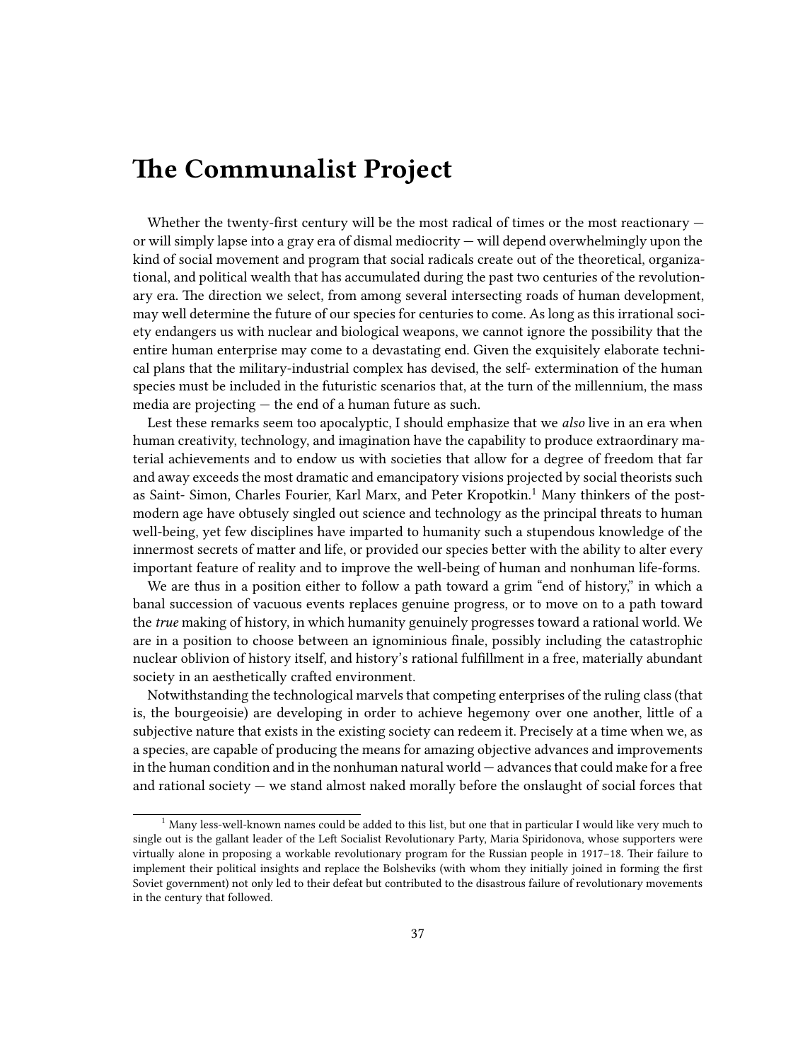# The Communalist Project

Whether the twenty-first century will be the most radical of times or the most reactionary — or will simply lapse into a gray era of dismal mediocrity — will depend overwhelmingly upon the kind of social movement and program that social radicals create out of the theoretical, organizational, and political wealth that has accumulated during the past two centuries of the revolutionary era. The direction we select, from among several intersecting roads of human development, may well determine the future of our species for centuries to come. As long as this irrational society endangers us with nuclear and biological weapons, we cannot ignore the possibility that the entire human enterprise may come to a devastating end. Given the exquisitely elaborate technical plans that the military-industrial complex has devised, the self- extermination of the human species must be included in the futuristic scenarios that, at the turn of the millennium, the mass media are projecting — the end of a human future as such.

Lest these remarks seem too apocalyptic, I should emphasize that we *also* live in an era when human creativity, technology, and imagination have the capability to produce extraordinary material achievements and to endow us with societies that allow for a degree of freedom that far and away exceeds the most dramatic and emancipatory visions projected by social theorists such as Saint- Simon, Charles Fourier, Karl Marx, and Peter Kropotkin.[1] Many thinkers of the postmodern age have obtusely singled out science and technology as the principal threats to human well-being, yet few disciplines have imparted to humanity such a stupendous knowledge of the innermost secrets of matter and life, or provided our species better with the ability to alter every important feature of reality and to improve the well-being of human and nonhuman life-forms.

We are thus in a position either to follow a path toward a grim "end of history," in which a banal succession of vacuous events replaces genuine progress, or to move on to a path toward the *true* making of history, in which humanity genuinely progresses toward a rational world. We are in a position to choose between an ignominious finale, possibly including the catastrophic nuclear oblivion of history itself, and history's rational fulfillment in a free, materially abundant society in an aesthetically crafted environment.

Notwithstanding the technological marvels that competing enterprises of the ruling class (that is, the bourgeoisie) are developing in order to achieve hegemony over one another, little of a subjective nature that exists in the existing society can redeem it. Precisely at a time when we, as a species, are capable of producing the means for amazing objective advances and improvements in the human condition and in the nonhuman natural world — advances that could make for a free and rational society — we stand almost naked morally before the onslaught of social forces that

[1] Many less-well-known names could be added to this list, but one that in particular I would like very much to single out is the gallant leader of the Left Socialist Revolutionary Party, Maria Spiridonova, whose supporters were virtually alone in proposing a workable revolutionary program for the Russian people in 1917–18. Their failure to implement their political insights and replace the Bolsheviks (with whom they initially joined in forming the first Soviet government) not only led to their defeat but contributed to the disastrous failure of revolutionary movements in the century that followed.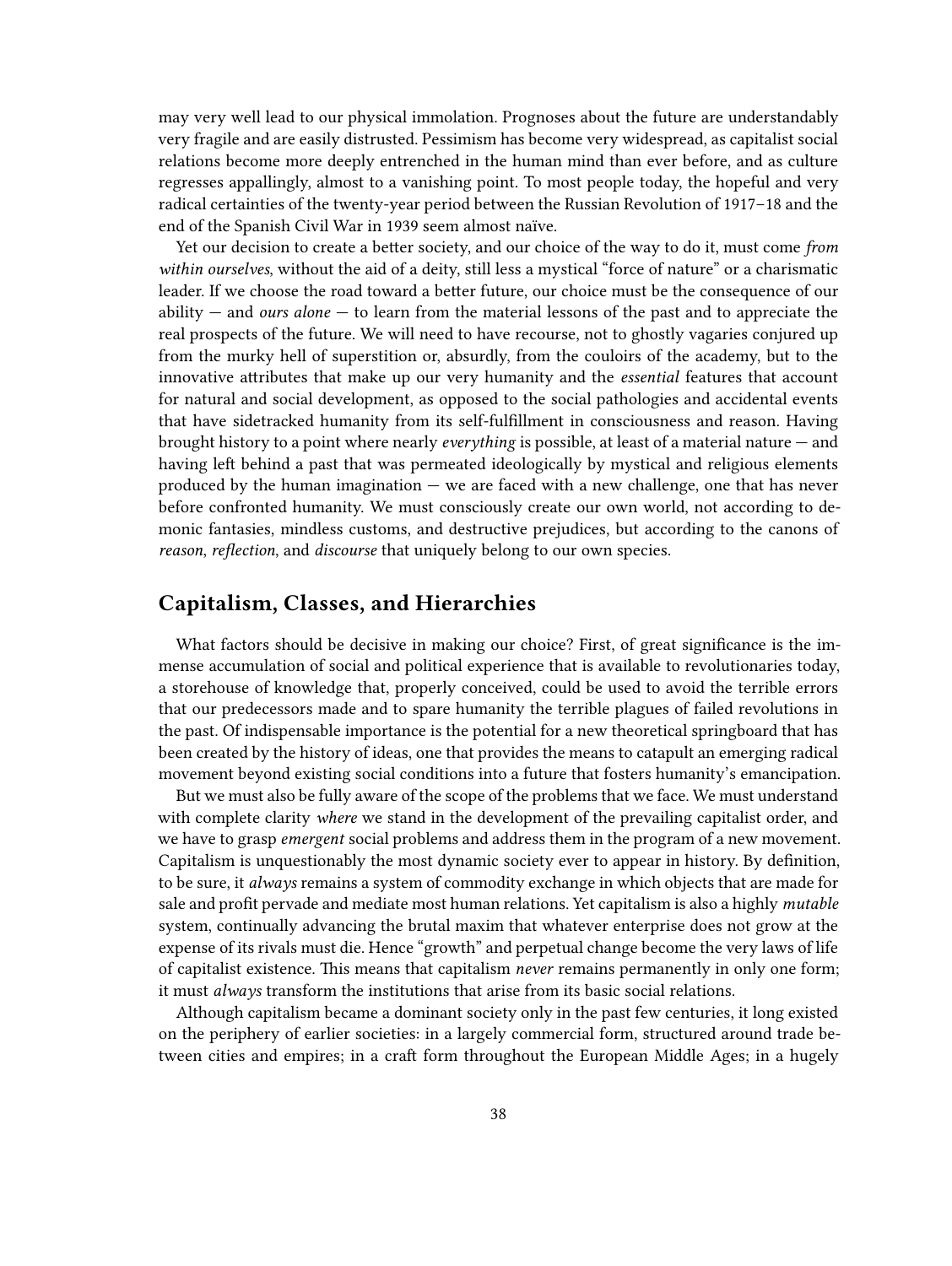may very well lead to our physical immolation. Prognoses about the future are understandably very fragile and are easily distrusted. Pessimism has become very widespread, as capitalist social relations become more deeply entrenched in the human mind than ever before, and as culture regresses appallingly, almost to a vanishing point. To most people today, the hopeful and very radical certainties of the twenty-year period between the Russian Revolution of 1917–18 and the end of the Spanish Civil War in 1939 seem almost naïve.

Yet our decision to create a better society, and our choice of the way to do it, must come *from within ourselves*, without the aid of a deity, still less a mystical "force of nature" or a charismatic leader. If we choose the road toward a better future, our choice must be the consequence of our ability — and *ours alone* — to learn from the material lessons of the past and to appreciate the real prospects of the future. We will need to have recourse, not to ghostly vagaries conjured up from the murky hell of superstition or, absurdly, from the couloirs of the academy, but to the innovative attributes that make up our very humanity and the *essential* features that account for natural and social development, as opposed to the social pathologies and accidental events that have sidetracked humanity from its self-fulfillment in consciousness and reason. Having brought history to a point where nearly *everything* is possible, at least of a material nature — and having left behind a past that was permeated ideologically by mystical and religious elements produced by the human imagination — we are faced with a new challenge, one that has never before confronted humanity. We must consciously create our own world, not according to demonic fantasies, mindless customs, and destructive prejudices, but according to the canons of *reason*, *reflection*, and *discourse* that uniquely belong to our own species.

## Capitalism, Classes, and Hierarchies

What factors should be decisive in making our choice? First, of great significance is the immense accumulation of social and political experience that is available to revolutionaries today, a storehouse of knowledge that, properly conceived, could be used to avoid the terrible errors that our predecessors made and to spare humanity the terrible plagues of failed revolutions in the past. Of indispensable importance is the potential for a new theoretical springboard that has been created by the history of ideas, one that provides the means to catapult an emerging radical movement beyond existing social conditions into a future that fosters humanity's emancipation.

But we must also be fully aware of the scope of the problems that we face. We must understand with complete clarity *where* we stand in the development of the prevailing capitalist order, and we have to grasp *emergent* social problems and address them in the program of a new movement. Capitalism is unquestionably the most dynamic society ever to appear in history. By definition, to be sure, it *always* remains a system of commodity exchange in which objects that are made for sale and profit pervade and mediate most human relations. Yet capitalism is also a highly *mutable* system, continually advancing the brutal maxim that whatever enterprise does not grow at the expense of its rivals must die. Hence "growth" and perpetual change become the very laws of life of capitalist existence. This means that capitalism *never* remains permanently in only one form; it must *always* transform the institutions that arise from its basic social relations.

Although capitalism became a dominant society only in the past few centuries, it long existed on the periphery of earlier societies: in a largely commercial form, structured around trade between cities and empires; in a craft form throughout the European Middle Ages; in a hugely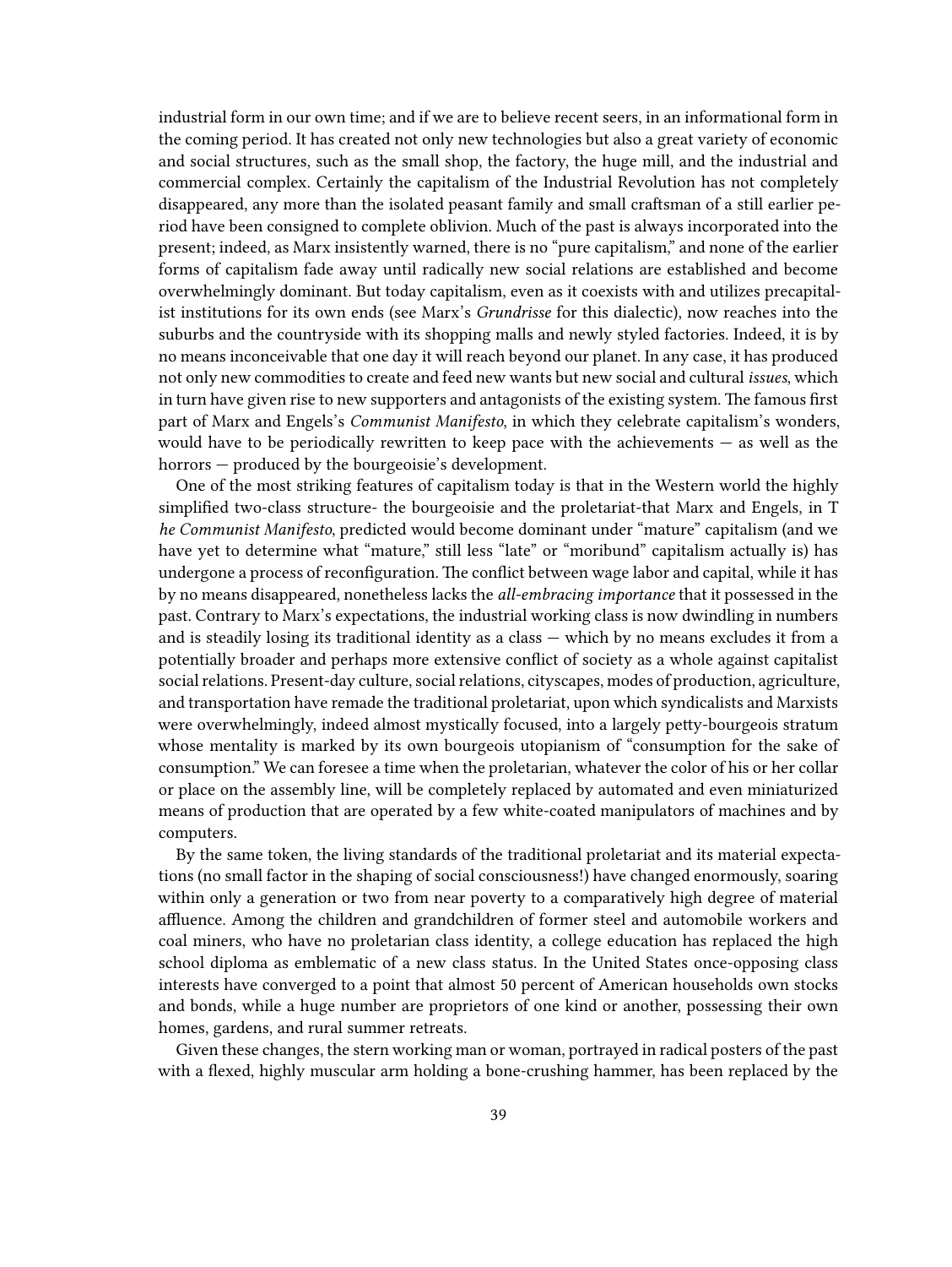industrial form in our own time; and if we are to believe recent seers, in an informational form in the coming period. It has created not only new technologies but also a great variety of economic and social structures, such as the small shop, the factory, the huge mill, and the industrial and commercial complex. Certainly the capitalism of the Industrial Revolution has not completely disappeared, any more than the isolated peasant family and small craftsman of a still earlier period have been consigned to complete oblivion. Much of the past is always incorporated into the present; indeed, as Marx insistently warned, there is no "pure capitalism," and none of the earlier forms of capitalism fade away until radically new social relations are established and become overwhelmingly dominant. But today capitalism, even as it coexists with and utilizes precapitalist institutions for its own ends (see Marx's *Grundrisse* for this dialectic), now reaches into the suburbs and the countryside with its shopping malls and newly styled factories. Indeed, it is by no means inconceivable that one day it will reach beyond our planet. In any case, it has produced not only new commodities to create and feed new wants but new social and cultural *issues*, which in turn have given rise to new supporters and antagonists of the existing system. The famous first part of Marx and Engels's *Communist Manifesto*, in which they celebrate capitalism's wonders, would have to be periodically rewritten to keep pace with the achievements — as well as the horrors — produced by the bourgeoisie's development.

One of the most striking features of capitalism today is that in the Western world the highly simplified two-class structure- the bourgeoisie and the proletariat-that Marx and Engels, in *The Communist Manifesto*, predicted would become dominant under "mature" capitalism (and we have yet to determine what "mature," still less "late" or "moribund" capitalism actually is) has undergone a process of reconfiguration. The conflict between wage labor and capital, while it has by no means disappeared, nonetheless lacks the *all-embracing importance* that it possessed in the past. Contrary to Marx's expectations, the industrial working class is now dwindling in numbers and is steadily losing its traditional identity as a class — which by no means excludes it from a potentially broader and perhaps more extensive conflict of society as a whole against capitalist social relations. Present-day culture, social relations, cityscapes, modes of production, agriculture, and transportation have remade the traditional proletariat, upon which syndicalists and Marxists were overwhelmingly, indeed almost mystically focused, into a largely petty-bourgeois stratum whose mentality is marked by its own bourgeois utopianism of "consumption for the sake of consumption." We can foresee a time when the proletarian, whatever the color of his or her collar or place on the assembly line, will be completely replaced by automated and even miniaturized means of production that are operated by a few white-coated manipulators of machines and by computers.

By the same token, the living standards of the traditional proletariat and its material expectations (no small factor in the shaping of social consciousness!) have changed enormously, soaring within only a generation or two from near poverty to a comparatively high degree of material affluence. Among the children and grandchildren of former steel and automobile workers and coal miners, who have no proletarian class identity, a college education has replaced the high school diploma as emblematic of a new class status. In the United States once-opposing class interests have converged to a point that almost 50 percent of American households own stocks and bonds, while a huge number are proprietors of one kind or another, possessing their own homes, gardens, and rural summer retreats.

Given these changes, the stern working man or woman, portrayed in radical posters of the past with a flexed, highly muscular arm holding a bone-crushing hammer, has been replaced by the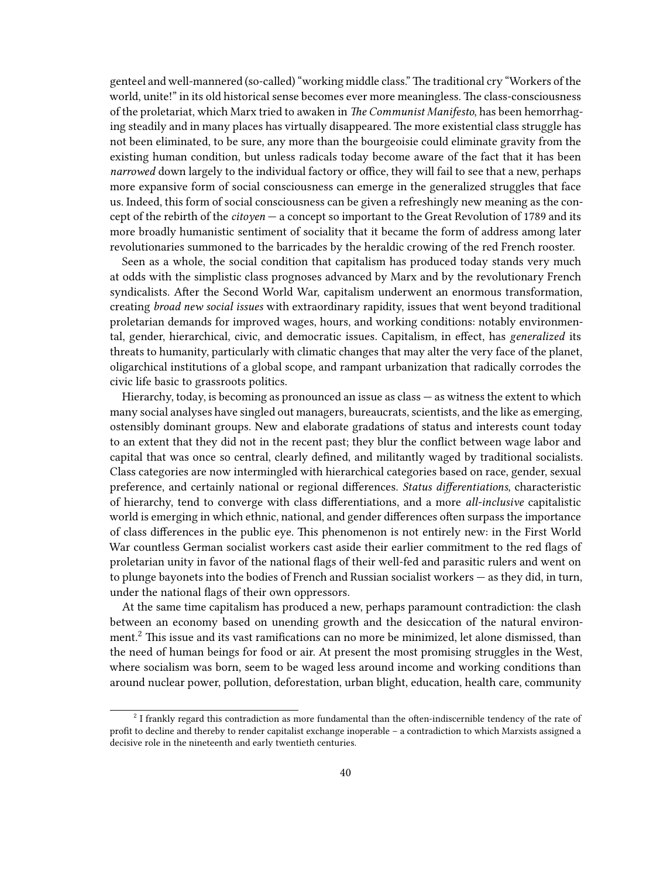genteel and well-mannered (so-called) "working middle class." The traditional cry "Workers of the world, unite!" in its old historical sense becomes ever more meaningless. The class-consciousness of the proletariat, which Marx tried to awaken in *The Communist Manifesto*, has been hemorrhaging steadily and in many places has virtually disappeared. The more existential class struggle has not been eliminated, to be sure, any more than the bourgeoisie could eliminate gravity from the existing human condition, but unless radicals today become aware of the fact that it has been *narrowed* down largely to the individual factory or office, they will fail to see that a new, perhaps more expansive form of social consciousness can emerge in the generalized struggles that face us. Indeed, this form of social consciousness can be given a refreshingly new meaning as the concept of the rebirth of the *citoyen* — a concept so important to the Great Revolution of 1789 and its more broadly humanistic sentiment of sociality that it became the form of address among later revolutionaries summoned to the barricades by the heraldic crowing of the red French rooster.

Seen as a whole, the social condition that capitalism has produced today stands very much at odds with the simplistic class prognoses advanced by Marx and by the revolutionary French syndicalists. After the Second World War, capitalism underwent an enormous transformation, creating *broad new social issues* with extraordinary rapidity, issues that went beyond traditional proletarian demands for improved wages, hours, and working conditions: notably environmental, gender, hierarchical, civic, and democratic issues. Capitalism, in effect, has *generalized* its threats to humanity, particularly with climatic changes that may alter the very face of the planet, oligarchical institutions of a global scope, and rampant urbanization that radically corrodes the civic life basic to grassroots politics.

Hierarchy, today, is becoming as pronounced an issue as class — as witness the extent to which many social analyses have singled out managers, bureaucrats, scientists, and the like as emerging, ostensibly dominant groups. New and elaborate gradations of status and interests count today to an extent that they did not in the recent past; they blur the conflict between wage labor and capital that was once so central, clearly defined, and militantly waged by traditional socialists. Class categories are now intermingled with hierarchical categories based on race, gender, sexual preference, and certainly national or regional differences. *Status differentiations*, characteristic of hierarchy, tend to converge with class differentiations, and a more *all-inclusive* capitalistic world is emerging in which ethnic, national, and gender differences often surpass the importance of class differences in the public eye. This phenomenon is not entirely new: in the First World War countless German socialist workers cast aside their earlier commitment to the red flags of proletarian unity in favor of the national flags of their well-fed and parasitic rulers and went on to plunge bayonets into the bodies of French and Russian socialist workers — as they did, in turn, under the national flags of their own oppressors.

At the same time capitalism has produced a new, perhaps paramount contradiction: the clash between an economy based on unending growth and the desiccation of the natural environment.[2] This issue and its vast ramifications can no more be minimized, let alone dismissed, than the need of human beings for food or air. At present the most promising struggles in the West, where socialism was born, seem to be waged less around income and working conditions than around nuclear power, pollution, deforestation, urban blight, education, health care, community

[2] I frankly regard this contradiction as more fundamental than the often-indiscernible tendency of the rate of profit to decline and thereby to render capitalist exchange inoperable – a contradiction to which Marxists assigned a decisive role in the nineteenth and early twentieth centuries.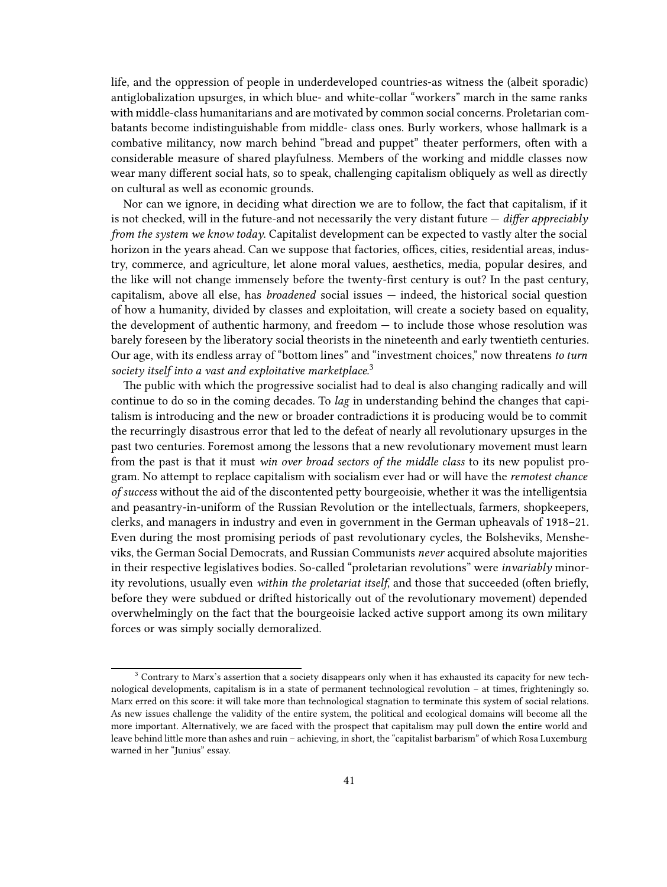life, and the oppression of people in underdeveloped countries-as witness the (albeit sporadic) antiglobalization upsurges, in which blue- and white-collar "workers" march in the same ranks with middle-class humanitarians and are motivated by common social concerns. Proletarian combatants become indistinguishable from middle- class ones. Burly workers, whose hallmark is a combative militancy, now march behind "bread and puppet" theater performers, often with a considerable measure of shared playfulness. Members of the working and middle classes now wear many different social hats, so to speak, challenging capitalism obliquely as well as directly on cultural as well as economic grounds.

Nor can we ignore, in deciding what direction we are to follow, the fact that capitalism, if it is not checked, will in the future-and not necessarily the very distant future — *differ appreciably from the system we know today.* Capitalist development can be expected to vastly alter the social horizon in the years ahead. Can we suppose that factories, offices, cities, residential areas, industry, commerce, and agriculture, let alone moral values, aesthetics, media, popular desires, and the like will not change immensely before the twenty-first century is out? In the past century, capitalism, above all else, has *broadened* social issues — indeed, the historical social question of how a humanity, divided by classes and exploitation, will create a society based on equality, the development of authentic harmony, and freedom — to include those whose resolution was barely foreseen by the liberatory social theorists in the nineteenth and early twentieth centuries. Our age, with its endless array of "bottom lines" and "investment choices," now threatens *to turn society itself into a vast and exploitative marketplace.*[3]

The public with which the progressive socialist had to deal is also changing radically and will continue to do so in the coming decades. To *lag* in understanding behind the changes that capitalism is introducing and the new or broader contradictions it is producing would be to commit the recurringly disastrous error that led to the defeat of nearly all revolutionary upsurges in the past two centuries. Foremost among the lessons that a new revolutionary movement must learn from the past is that it must *win over broad sectors of the middle class* to its new populist program. No attempt to replace capitalism with socialism ever had or will have the *remotest chance of success* without the aid of the discontented petty bourgeoisie, whether it was the intelligentsia and peasantry-in-uniform of the Russian Revolution or the intellectuals, farmers, shopkeepers, clerks, and managers in industry and even in government in the German upheavals of 1918–21. Even during the most promising periods of past revolutionary cycles, the Bolsheviks, Mensheviks, the German Social Democrats, and Russian Communists *never* acquired absolute majorities in their respective legislatives bodies. So-called "proletarian revolutions" were *invariably* minority revolutions, usually even *within the proletariat itself,* and those that succeeded (often briefly, before they were subdued or drifted historically out of the revolutionary movement) depended overwhelmingly on the fact that the bourgeoisie lacked active support among its own military forces or was simply socially demoralized.

[3] Contrary to Marx's assertion that a society disappears only when it has exhausted its capacity for new technological developments, capitalism is in a state of permanent technological revolution – at times, frighteningly so. Marx erred on this score: it will take more than technological stagnation to terminate this system of social relations. As new issues challenge the validity of the entire system, the political and ecological domains will become all the more important. Alternatively, we are faced with the prospect that capitalism may pull down the entire world and leave behind little more than ashes and ruin – achieving, in short, the "capitalist barbarism" of which Rosa Luxemburg warned in her "Junius" essay.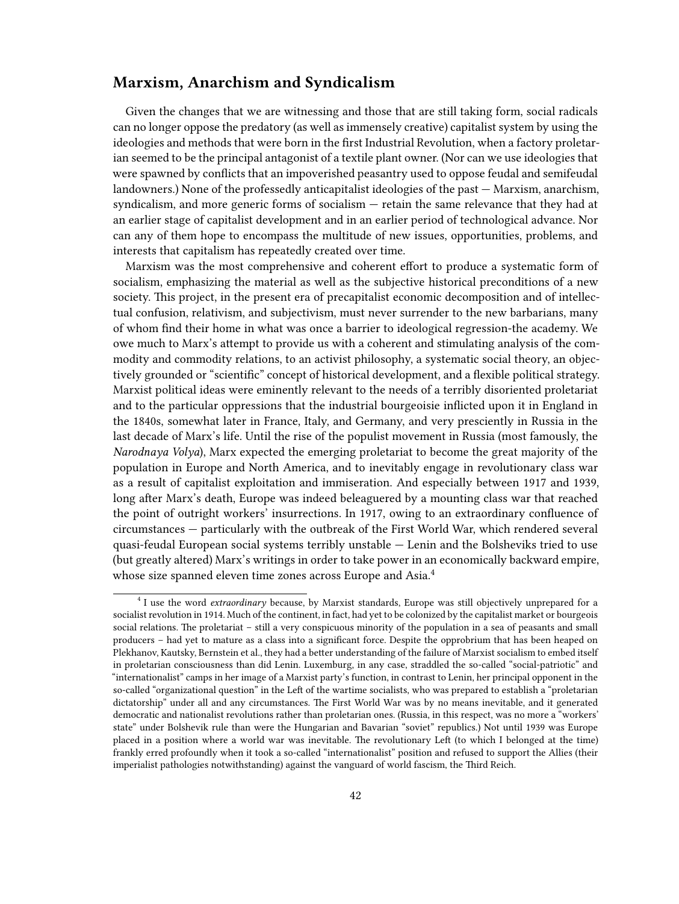## Marxism, Anarchism and Syndicalism

Given the changes that we are witnessing and those that are still taking form, social radicals can no longer oppose the predatory (as well as immensely creative) capitalist system by using the ideologies and methods that were born in the first Industrial Revolution, when a factory proletarian seemed to be the principal antagonist of a textile plant owner. (Nor can we use ideologies that were spawned by conflicts that an impoverished peasantry used to oppose feudal and semifeudal landowners.) None of the professedly anticapitalist ideologies of the past — Marxism, anarchism, syndicalism, and more generic forms of socialism — retain the same relevance that they had at an earlier stage of capitalist development and in an earlier period of technological advance. Nor can any of them hope to encompass the multitude of new issues, opportunities, problems, and interests that capitalism has repeatedly created over time.

Marxism was the most comprehensive and coherent effort to produce a systematic form of socialism, emphasizing the material as well as the subjective historical preconditions of a new society. This project, in the present era of precapitalist economic decomposition and of intellectual confusion, relativism, and subjectivism, must never surrender to the new barbarians, many of whom find their home in what was once a barrier to ideological regression-the academy. We owe much to Marx's attempt to provide us with a coherent and stimulating analysis of the commodity and commodity relations, to an activist philosophy, a systematic social theory, an objectively grounded or "scientific" concept of historical development, and a flexible political strategy. Marxist political ideas were eminently relevant to the needs of a terribly disoriented proletariat and to the particular oppressions that the industrial bourgeoisie inflicted upon it in England in the 1840s, somewhat later in France, Italy, and Germany, and very presciently in Russia in the last decade of Marx's life. Until the rise of the populist movement in Russia (most famously, the *Narodnaya Volya*), Marx expected the emerging proletariat to become the great majority of the population in Europe and North America, and to inevitably engage in revolutionary class war as a result of capitalist exploitation and immiseration. And especially between 1917 and 1939, long after Marx's death, Europe was indeed beleaguered by a mounting class war that reached the point of outright workers' insurrections. In 1917, owing to an extraordinary confluence of circumstances — particularly with the outbreak of the First World War, which rendered several quasi-feudal European social systems terribly unstable — Lenin and the Bolsheviks tried to use (but greatly altered) Marx's writings in order to take power in an economically backward empire, whose size spanned eleven time zones across Europe and Asia.[4]

[4] I use the word *extraordinary* because, by Marxist standards, Europe was still objectively unprepared for a socialist revolution in 1914. Much of the continent, in fact, had yet to be colonized by the capitalist market or bourgeois social relations. The proletariat – still a very conspicuous minority of the population in a sea of peasants and small producers – had yet to mature as a class into a significant force. Despite the opprobrium that has been heaped on Plekhanov, Kautsky, Bernstein et al., they had a better understanding of the failure of Marxist socialism to embed itself in proletarian consciousness than did Lenin. Luxemburg, in any case, straddled the so-called "social-patriotic" and "internationalist" camps in her image of a Marxist party's function, in contrast to Lenin, her principal opponent in the so-called "organizational question" in the Left of the wartime socialists, who was prepared to establish a "proletarian dictatorship" under all and any circumstances. The First World War was by no means inevitable, and it generated democratic and nationalist revolutions rather than proletarian ones. (Russia, in this respect, was no more a "workers' state" under Bolshevik rule than were the Hungarian and Bavarian "soviet" republics.) Not until 1939 was Europe placed in a position where a world war was inevitable. The revolutionary Left (to which I belonged at the time) frankly erred profoundly when it took a so-called "internationalist" position and refused to support the Allies (their imperialist pathologies notwithstanding) against the vanguard of world fascism, the Third Reich.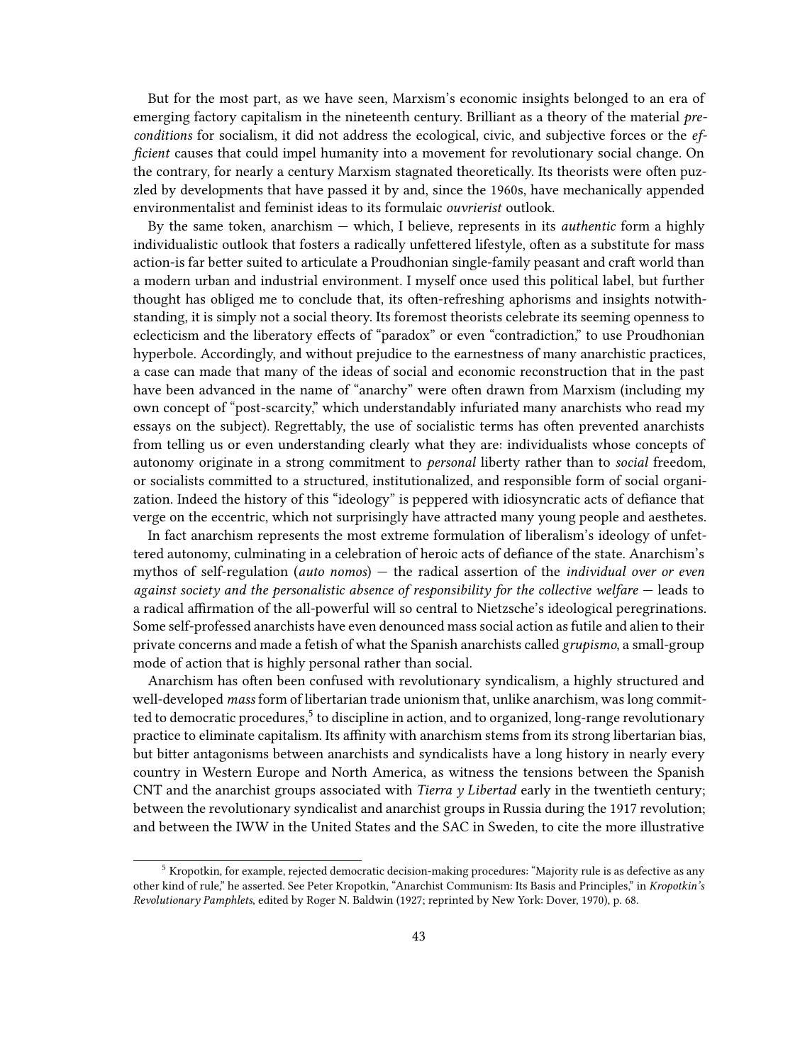But for the most part, as we have seen, Marxism's economic insights belonged to an era of emerging factory capitalism in the nineteenth century. Brilliant as a theory of the material *preconditions* for socialism, it did not address the ecological, civic, and subjective forces or the *efficient* causes that could impel humanity into a movement for revolutionary social change. On the contrary, for nearly a century Marxism stagnated theoretically. Its theorists were often puzzled by developments that have passed it by and, since the 1960s, have mechanically appended environmentalist and feminist ideas to its formulaic *ouvrierist* outlook.

By the same token, anarchism — which, I believe, represents in its *authentic* form a highly individualistic outlook that fosters a radically unfettered lifestyle, often as a substitute for mass action-is far better suited to articulate a Proudhonian single-family peasant and craft world than a modern urban and industrial environment. I myself once used this political label, but further thought has obliged me to conclude that, its often-refreshing aphorisms and insights notwithstanding, it is simply not a social theory. Its foremost theorists celebrate its seeming openness to eclecticism and the liberatory effects of "paradox" or even "contradiction," to use Proudhonian hyperbole. Accordingly, and without prejudice to the earnestness of many anarchistic practices, a case can made that many of the ideas of social and economic reconstruction that in the past have been advanced in the name of "anarchy" were often drawn from Marxism (including my own concept of "post-scarcity," which understandably infuriated many anarchists who read my essays on the subject). Regrettably, the use of socialistic terms has often prevented anarchists from telling us or even understanding clearly what they are: individualists whose concepts of autonomy originate in a strong commitment to *personal* liberty rather than to *social* freedom, or socialists committed to a structured, institutionalized, and responsible form of social organization. Indeed the history of this "ideology" is peppered with idiosyncratic acts of defiance that verge on the eccentric, which not surprisingly have attracted many young people and aesthetes.

In fact anarchism represents the most extreme formulation of liberalism's ideology of unfettered autonomy, culminating in a celebration of heroic acts of defiance of the state. Anarchism's mythos of self-regulation (*auto nomos*) — the radical assertion of the *individual over or even against society and the personalistic absence of responsibility for the collective welfare* — leads to a radical affirmation of the all-powerful will so central to Nietzsche's ideological peregrinations. Some self-professed anarchists have even denounced mass social action as futile and alien to their private concerns and made a fetish of what the Spanish anarchists called *grupismo*, a small-group mode of action that is highly personal rather than social.

Anarchism has often been confused with revolutionary syndicalism, a highly structured and well-developed *mass* form of libertarian trade unionism that, unlike anarchism, was long committed to democratic procedures,[5] to discipline in action, and to organized, long-range revolutionary practice to eliminate capitalism. Its affinity with anarchism stems from its strong libertarian bias, but bitter antagonisms between anarchists and syndicalists have a long history in nearly every country in Western Europe and North America, as witness the tensions between the Spanish CNT and the anarchist groups associated with *Tierra y Libertad* early in the twentieth century; between the revolutionary syndicalist and anarchist groups in Russia during the 1917 revolution; and between the IWW in the United States and the SAC in Sweden, to cite the more illustrative

[5] Kropotkin, for example, rejected democratic decision-making procedures: "Majority rule is as defective as any other kind of rule," he asserted. See Peter Kropotkin, "Anarchist Communism: Its Basis and Principles," in *Kropotkin's Revolutionary Pamphlets*, edited by Roger N. Baldwin (1927; reprinted by New York: Dover, 1970), p. 68.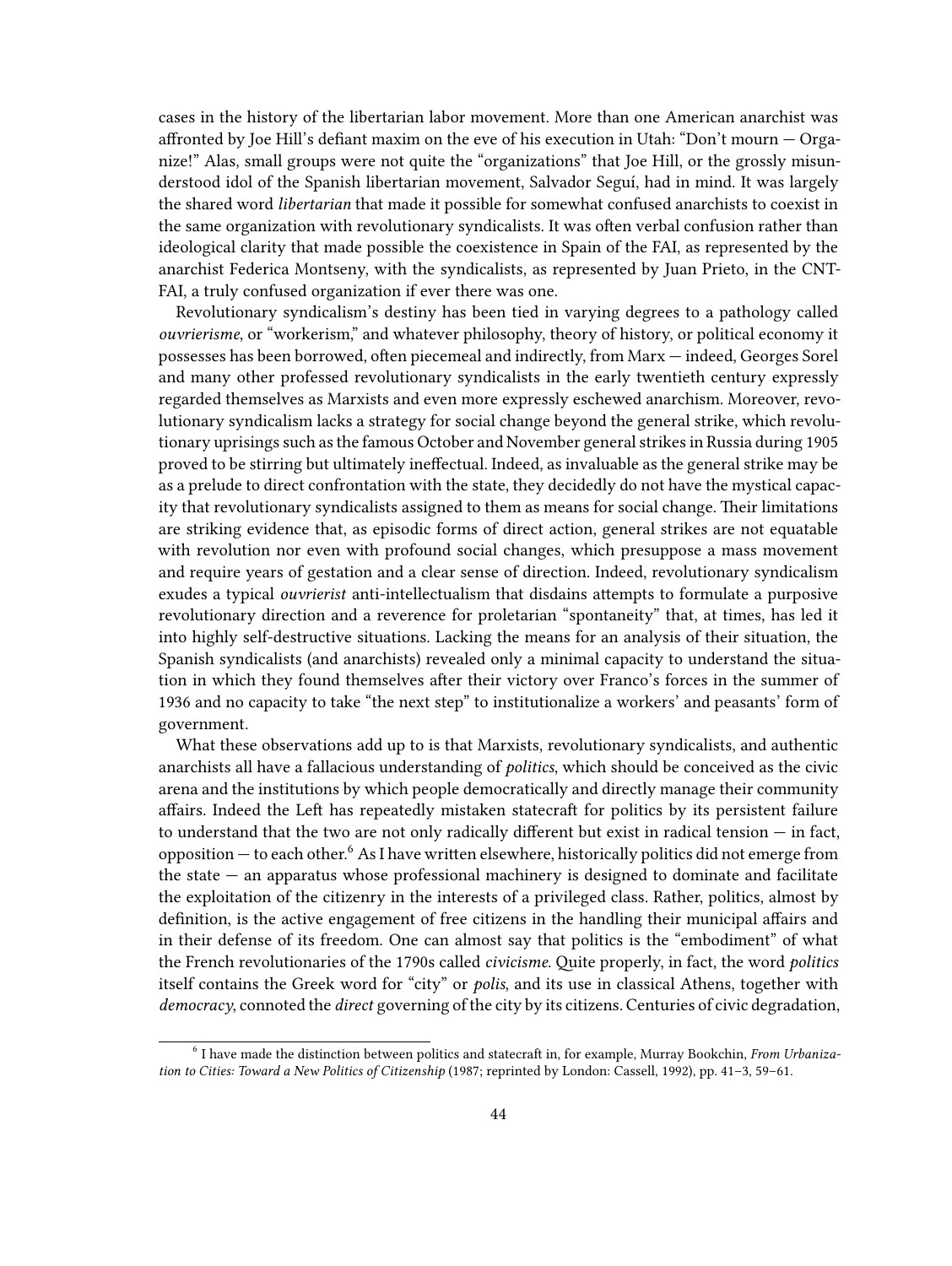cases in the history of the libertarian labor movement. More than one American anarchist was affronted by Joe Hill's defiant maxim on the eve of his execution in Utah: "Don't mourn — Organize!" Alas, small groups were not quite the "organizations" that Joe Hill, or the grossly misunderstood idol of the Spanish libertarian movement, Salvador Seguí, had in mind. It was largely the shared word *libertarian* that made it possible for somewhat confused anarchists to coexist in the same organization with revolutionary syndicalists. It was often verbal confusion rather than ideological clarity that made possible the coexistence in Spain of the FAI, as represented by the anarchist Federica Montseny, with the syndicalists, as represented by Juan Prieto, in the CNT-FAI, a truly confused organization if ever there was one.

Revolutionary syndicalism's destiny has been tied in varying degrees to a pathology called *ouvrierisme*, or "workerism," and whatever philosophy, theory of history, or political economy it possesses has been borrowed, often piecemeal and indirectly, from Marx — indeed, Georges Sorel and many other professed revolutionary syndicalists in the early twentieth century expressly regarded themselves as Marxists and even more expressly eschewed anarchism. Moreover, revolutionary syndicalism lacks a strategy for social change beyond the general strike, which revolutionary uprisings such as the famous October and November general strikes in Russia during 1905 proved to be stirring but ultimately ineffectual. Indeed, as invaluable as the general strike may be as a prelude to direct confrontation with the state, they decidedly do not have the mystical capacity that revolutionary syndicalists assigned to them as means for social change. Their limitations are striking evidence that, as episodic forms of direct action, general strikes are not equatable with revolution nor even with profound social changes, which presuppose a mass movement and require years of gestation and a clear sense of direction. Indeed, revolutionary syndicalism exudes a typical *ouvrierist* anti-intellectualism that disdains attempts to formulate a purposive revolutionary direction and a reverence for proletarian "spontaneity" that, at times, has led it into highly self-destructive situations. Lacking the means for an analysis of their situation, the Spanish syndicalists (and anarchists) revealed only a minimal capacity to understand the situation in which they found themselves after their victory over Franco's forces in the summer of 1936 and no capacity to take "the next step" to institutionalize a workers' and peasants' form of government.

What these observations add up to is that Marxists, revolutionary syndicalists, and authentic anarchists all have a fallacious understanding of *politics*, which should be conceived as the civic arena and the institutions by which people democratically and directly manage their community affairs. Indeed the Left has repeatedly mistaken statecraft for politics by its persistent failure to understand that the two are not only radically different but exist in radical tension — in fact, opposition — to each other.[6] As I have written elsewhere, historically politics did not emerge from the state — an apparatus whose professional machinery is designed to dominate and facilitate the exploitation of the citizenry in the interests of a privileged class. Rather, politics, almost by definition, is the active engagement of free citizens in the handling their municipal affairs and in their defense of its freedom. One can almost say that politics is the "embodiment" of what the French revolutionaries of the 1790s called *civicisme*. Quite properly, in fact, the word *politics* itself contains the Greek word for "city" or *polis*, and its use in classical Athens, together with *democracy*, connoted the *direct* governing of the city by its citizens. Centuries of civic degradation,

---

[6] I have made the distinction between politics and statecraft in, for example, Murray Bookchin, *From Urbanization to Cities: Toward a New Politics of Citizenship* (1987; reprinted by London: Cassell, 1992), pp. 41–3, 59–61.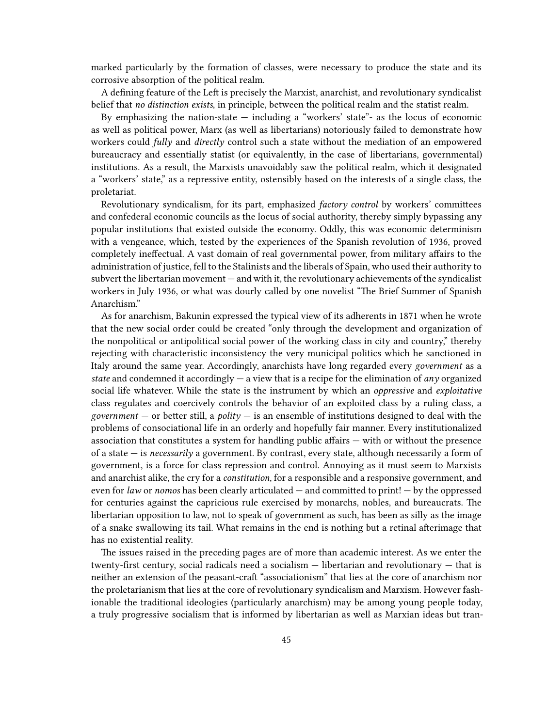marked particularly by the formation of classes, were necessary to produce the state and its corrosive absorption of the political realm.

A defining feature of the Left is precisely the Marxist, anarchist, and revolutionary syndicalist belief that *no distinction exists*, in principle, between the political realm and the statist realm.

By emphasizing the nation-state — including a "workers' state"- as the locus of economic as well as political power, Marx (as well as libertarians) notoriously failed to demonstrate how workers could *fully* and *directly* control such a state without the mediation of an empowered bureaucracy and essentially statist (or equivalently, in the case of libertarians, governmental) institutions. As a result, the Marxists unavoidably saw the political realm, which it designated a "workers' state," as a repressive entity, ostensibly based on the interests of a single class, the proletariat.

Revolutionary syndicalism, for its part, emphasized *factory control* by workers' committees and confederal economic councils as the locus of social authority, thereby simply bypassing any popular institutions that existed outside the economy. Oddly, this was economic determinism with a vengeance, which, tested by the experiences of the Spanish revolution of 1936, proved completely ineffectual. A vast domain of real governmental power, from military affairs to the administration of justice, fell to the Stalinists and the liberals of Spain, who used their authority to subvert the libertarian movement — and with it, the revolutionary achievements of the syndicalist workers in July 1936, or what was dourly called by one novelist "The Brief Summer of Spanish Anarchism."

As for anarchism, Bakunin expressed the typical view of its adherents in 1871 when he wrote that the new social order could be created "only through the development and organization of the nonpolitical or antipolitical social power of the working class in city and country," thereby rejecting with characteristic inconsistency the very municipal politics which he sanctioned in Italy around the same year. Accordingly, anarchists have long regarded every *government* as a *state* and condemned it accordingly — a view that is a recipe for the elimination of *any* organized social life whatever. While the state is the instrument by which an *oppressive* and *exploitative* class regulates and coercively controls the behavior of an exploited class by a ruling class, a *government* — or better still, a *polity* — is an ensemble of institutions designed to deal with the problems of consociational life in an orderly and hopefully fair manner. Every institutionalized association that constitutes a system for handling public affairs — with or without the presence of a state — is *necessarily* a government. By contrast, every state, although necessarily a form of government, is a force for class repression and control. Annoying as it must seem to Marxists and anarchist alike, the cry for a *constitution*, for a responsible and a responsive government, and even for *law* or *nomos* has been clearly articulated — and committed to print! — by the oppressed for centuries against the capricious rule exercised by monarchs, nobles, and bureaucrats. The libertarian opposition to law, not to speak of government as such, has been as silly as the image of a snake swallowing its tail. What remains in the end is nothing but a retinal afterimage that has no existential reality.

The issues raised in the preceding pages are of more than academic interest. As we enter the twenty-first century, social radicals need a socialism — libertarian and revolutionary — that is neither an extension of the peasant-craft "associationism" that lies at the core of anarchism nor the proletarianism that lies at the core of revolutionary syndicalism and Marxism. However fashionable the traditional ideologies (particularly anarchism) may be among young people today, a truly progressive socialism that is informed by libertarian as well as Marxian ideas but tran-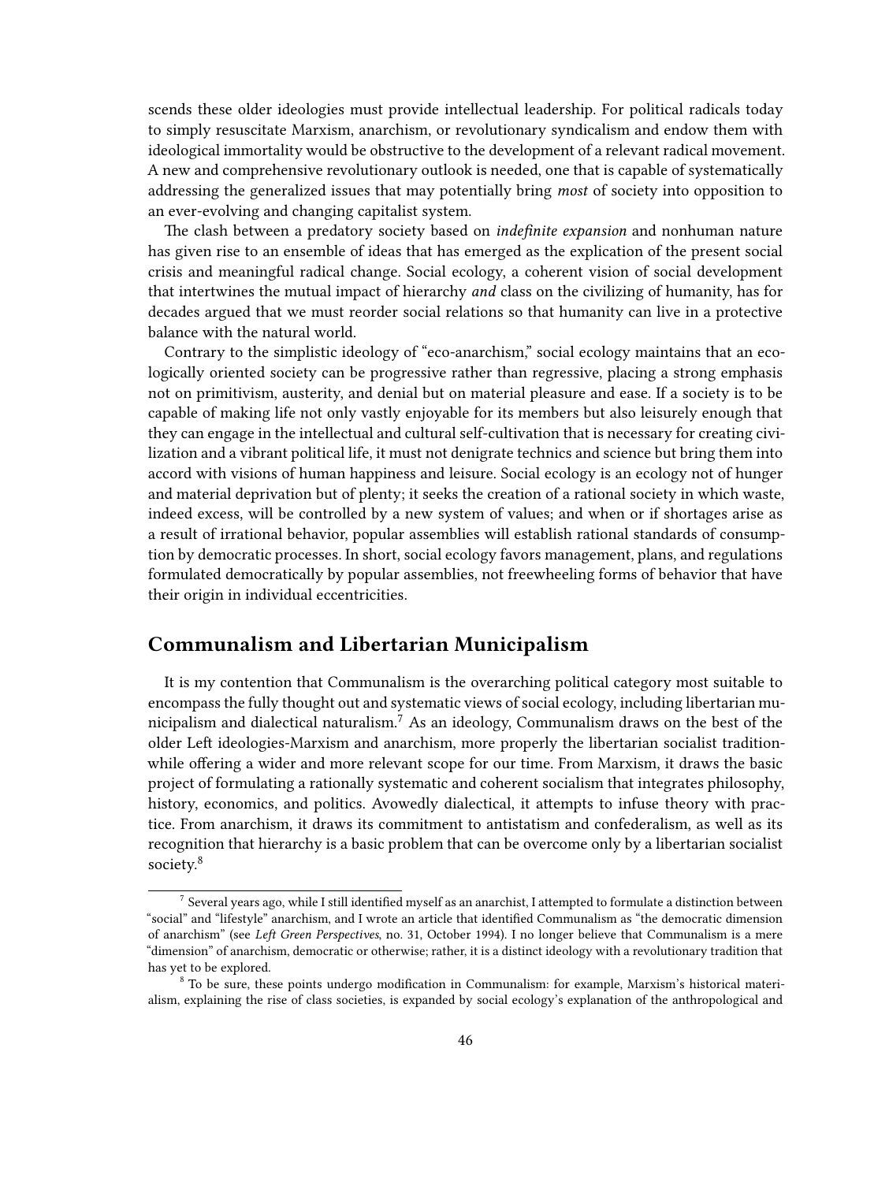scends these older ideologies must provide intellectual leadership. For political radicals today to simply resuscitate Marxism, anarchism, or revolutionary syndicalism and endow them with ideological immortality would be obstructive to the development of a relevant radical movement. A new and comprehensive revolutionary outlook is needed, one that is capable of systematically addressing the generalized issues that may potentially bring *most* of society into opposition to an ever-evolving and changing capitalist system.

The clash between a predatory society based on *indefinite expansion* and nonhuman nature has given rise to an ensemble of ideas that has emerged as the explication of the present social crisis and meaningful radical change. Social ecology, a coherent vision of social development that intertwines the mutual impact of hierarchy *and* class on the civilizing of humanity, has for decades argued that we must reorder social relations so that humanity can live in a protective balance with the natural world.

Contrary to the simplistic ideology of "eco-anarchism," social ecology maintains that an ecologically oriented society can be progressive rather than regressive, placing a strong emphasis not on primitivism, austerity, and denial but on material pleasure and ease. If a society is to be capable of making life not only vastly enjoyable for its members but also leisurely enough that they can engage in the intellectual and cultural self-cultivation that is necessary for creating civilization and a vibrant political life, it must not denigrate technics and science but bring them into accord with visions of human happiness and leisure. Social ecology is an ecology not of hunger and material deprivation but of plenty; it seeks the creation of a rational society in which waste, indeed excess, will be controlled by a new system of values; and when or if shortages arise as a result of irrational behavior, popular assemblies will establish rational standards of consumption by democratic processes. In short, social ecology favors management, plans, and regulations formulated democratically by popular assemblies, not freewheeling forms of behavior that have their origin in individual eccentricities.

## Communalism and Libertarian Municipalism

It is my contention that Communalism is the overarching political category most suitable to encompass the fully thought out and systematic views of social ecology, including libertarian municipalism and dialectical naturalism.[7] As an ideology, Communalism draws on the best of the older Left ideologies-Marxism and anarchism, more properly the libertarian socialist tradition-while offering a wider and more relevant scope for our time. From Marxism, it draws the basic project of formulating a rationally systematic and coherent socialism that integrates philosophy, history, economics, and politics. Avowedly dialectical, it attempts to infuse theory with practice. From anarchism, it draws its commitment to antistatism and confederalism, as well as its recognition that hierarchy is a basic problem that can be overcome only by a libertarian socialist society.[8]

[7] Several years ago, while I still identified myself as an anarchist, I attempted to formulate a distinction between "social" and "lifestyle" anarchism, and I wrote an article that identified Communalism as "the democratic dimension of anarchism" (see *Left Green Perspectives*, no. 31, October 1994). I no longer believe that Communalism is a mere "dimension" of anarchism, democratic or otherwise; rather, it is a distinct ideology with a revolutionary tradition that has yet to be explored.

[8] To be sure, these points undergo modification in Communalism: for example, Marxism's historical materialism, explaining the rise of class societies, is expanded by social ecology's explanation of the anthropological and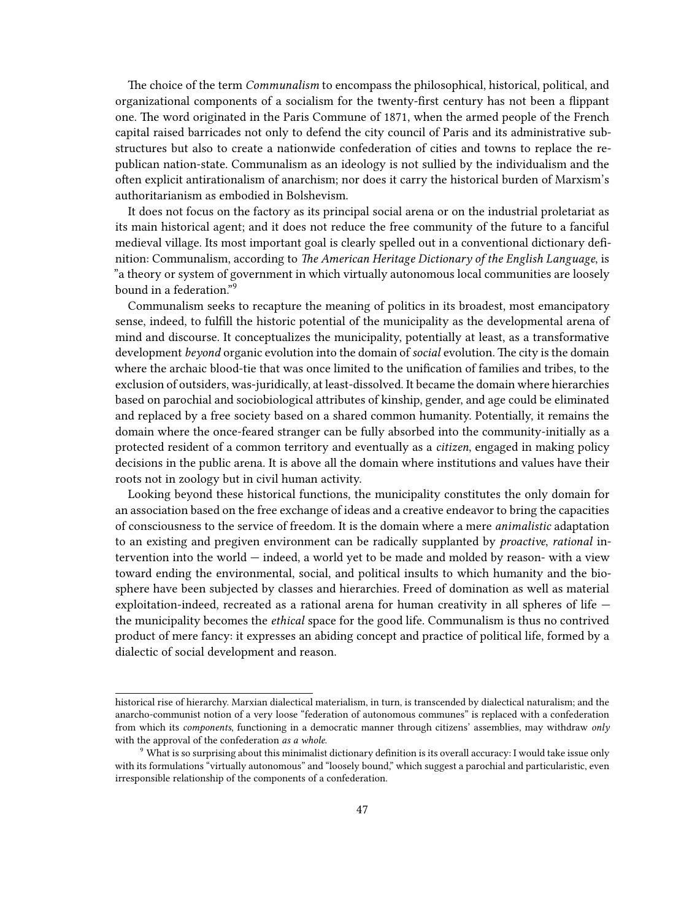The choice of the term *Communalism* to encompass the philosophical, historical, political, and organizational components of a socialism for the twenty-first century has not been a flippant one. The word originated in the Paris Commune of 1871, when the armed people of the French capital raised barricades not only to defend the city council of Paris and its administrative substructures but also to create a nationwide confederation of cities and towns to replace the republican nation-state. Communalism as an ideology is not sullied by the individualism and the often explicit antirationalism of anarchism; nor does it carry the historical burden of Marxism's authoritarianism as embodied in Bolshevism.

It does not focus on the factory as its principal social arena or on the industrial proletariat as its main historical agent; and it does not reduce the free community of the future to a fanciful medieval village. Its most important goal is clearly spelled out in a conventional dictionary definition: Communalism, according to *The American Heritage Dictionary of the English Language*, is "a theory or system of government in which virtually autonomous local communities are loosely bound in a federation."[9]

Communalism seeks to recapture the meaning of politics in its broadest, most emancipatory sense, indeed, to fulfill the historic potential of the municipality as the developmental arena of mind and discourse. It conceptualizes the municipality, potentially at least, as a transformative development *beyond* organic evolution into the domain of *social* evolution. The city is the domain where the archaic blood-tie that was once limited to the unification of families and tribes, to the exclusion of outsiders, was-juridically, at least-dissolved. It became the domain where hierarchies based on parochial and sociobiological attributes of kinship, gender, and age could be eliminated and replaced by a free society based on a shared common humanity. Potentially, it remains the domain where the once-feared stranger can be fully absorbed into the community-initially as a protected resident of a common territory and eventually as a *citizen*, engaged in making policy decisions in the public arena. It is above all the domain where institutions and values have their roots not in zoology but in civil human activity.

Looking beyond these historical functions, the municipality constitutes the only domain for an association based on the free exchange of ideas and a creative endeavor to bring the capacities of consciousness to the service of freedom. It is the domain where a mere *animalistic* adaptation to an existing and pregiven environment can be radically supplanted by *proactive*, *rational* intervention into the world — indeed, a world yet to be made and molded by reason- with a view toward ending the environmental, social, and political insults to which humanity and the biosphere have been subjected by classes and hierarchies. Freed of domination as well as material exploitation-indeed, recreated as a rational arena for human creativity in all spheres of life — the municipality becomes the *ethical* space for the good life. Communalism is thus no contrived product of mere fancy: it expresses an abiding concept and practice of political life, formed by a dialectic of social development and reason.

---

historical rise of hierarchy. Marxian dialectical materialism, in turn, is transcended by dialectical naturalism; and the anarcho-communist notion of a very loose "federation of autonomous communes" is replaced with a confederation from which its *components*, functioning in a democratic manner through citizens' assemblies, may withdraw *only* with the approval of the confederation *as a whole*.

[9] What is so surprising about this minimalist dictionary definition is its overall accuracy: I would take issue only with its formulations "virtually autonomous" and "loosely bound," which suggest a parochial and particularistic, even irresponsible relationship of the components of a confederation.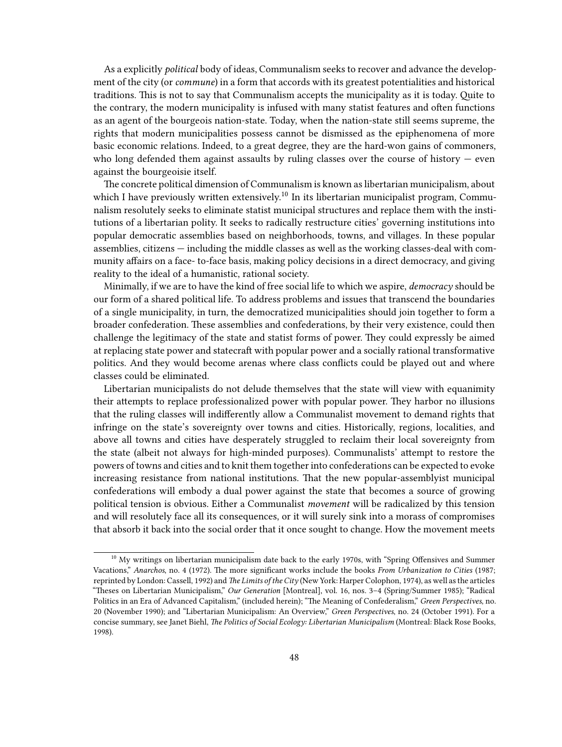As a explicitly *political* body of ideas, Communalism seeks to recover and advance the development of the city (or *commune*) in a form that accords with its greatest potentialities and historical traditions. This is not to say that Communalism accepts the municipality as it is today. Quite to the contrary, the modern municipality is infused with many statist features and often functions as an agent of the bourgeois nation-state. Today, when the nation-state still seems supreme, the rights that modern municipalities possess cannot be dismissed as the epiphenomena of more basic economic relations. Indeed, to a great degree, they are the hard-won gains of commoners, who long defended them against assaults by ruling classes over the course of history — even against the bourgeoisie itself.

The concrete political dimension of Communalism is known as libertarian municipalism, about which I have previously written extensively.[10] In its libertarian municipalist program, Communalism resolutely seeks to eliminate statist municipal structures and replace them with the institutions of a libertarian polity. It seeks to radically restructure cities' governing institutions into popular democratic assemblies based on neighborhoods, towns, and villages. In these popular assemblies, citizens — including the middle classes as well as the working classes-deal with community affairs on a face- to-face basis, making policy decisions in a direct democracy, and giving reality to the ideal of a humanistic, rational society.

Minimally, if we are to have the kind of free social life to which we aspire, *democracy* should be our form of a shared political life. To address problems and issues that transcend the boundaries of a single municipality, in turn, the democratized municipalities should join together to form a broader confederation. These assemblies and confederations, by their very existence, could then challenge the legitimacy of the state and statist forms of power. They could expressly be aimed at replacing state power and statecraft with popular power and a socially rational transformative politics. And they would become arenas where class conflicts could be played out and where classes could be eliminated.

Libertarian municipalists do not delude themselves that the state will view with equanimity their attempts to replace professionalized power with popular power. They harbor no illusions that the ruling classes will indifferently allow a Communalist movement to demand rights that infringe on the state's sovereignty over towns and cities. Historically, regions, localities, and above all towns and cities have desperately struggled to reclaim their local sovereignty from the state (albeit not always for high-minded purposes). Communalists' attempt to restore the powers of towns and cities and to knit them together into confederations can be expected to evoke increasing resistance from national institutions. That the new popular-assemblyist municipal confederations will embody a dual power against the state that becomes a source of growing political tension is obvious. Either a Communalist *movement* will be radicalized by this tension and will resolutely face all its consequences, or it will surely sink into a morass of compromises that absorb it back into the social order that it once sought to change. How the movement meets

---

[10] My writings on libertarian municipalism date back to the early 1970s, with "Spring Offensives and Summer Vacations," *Anarchos*, no. 4 (1972). The more significant works include the books *From Urbanization to Cities* (1987; reprinted by London: Cassell, 1992) and *The Limits of the City* (New York: Harper Colophon, 1974), as well as the articles "Theses on Libertarian Municipalism," *Our Generation* [Montreal], vol. 16, nos. 3–4 (Spring/Summer 1985); "Radical Politics in an Era of Advanced Capitalism," (included herein); "The Meaning of Confederalism," *Green Perspectives*, no. 20 (November 1990); and "Libertarian Municipalism: An Overview," *Green Perspectives*, no. 24 (October 1991). For a concise summary, see Janet Biehl, *The Politics of Social Ecology: Libertarian Municipalism* (Montreal: Black Rose Books, 1998).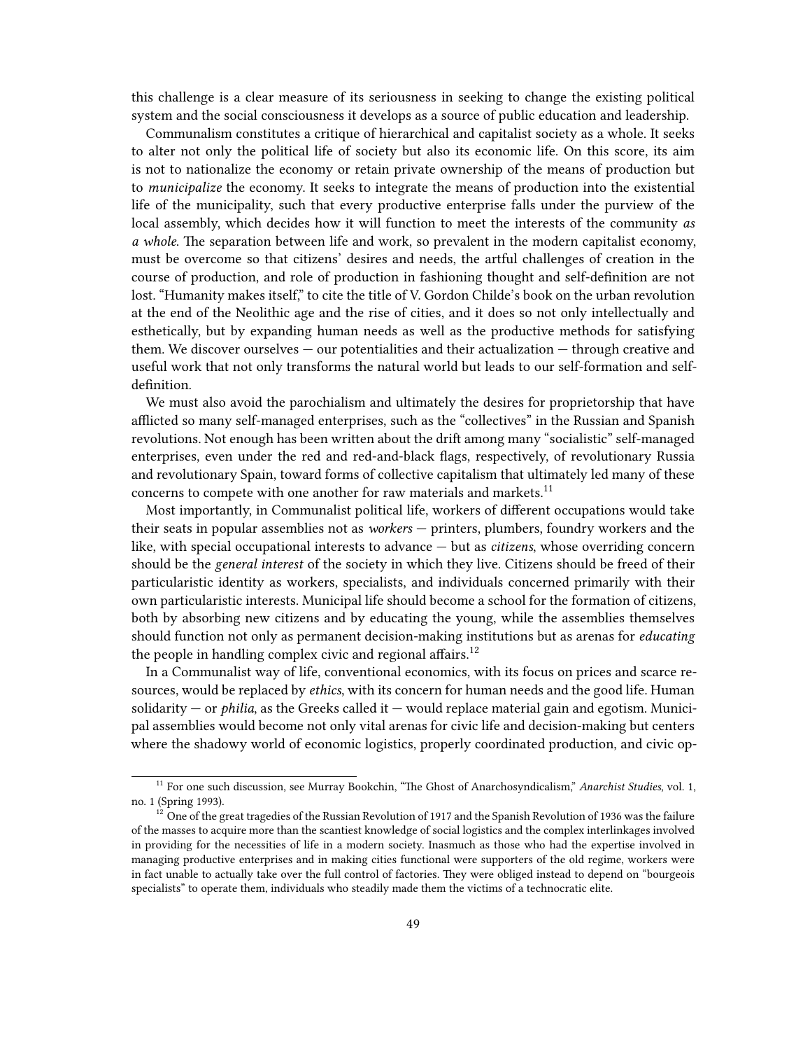this challenge is a clear measure of its seriousness in seeking to change the existing political system and the social consciousness it develops as a source of public education and leadership.

Communalism constitutes a critique of hierarchical and capitalist society as a whole. It seeks to alter not only the political life of society but also its economic life. On this score, its aim is not to nationalize the economy or retain private ownership of the means of production but to *municipalize* the economy. It seeks to integrate the means of production into the existential life of the municipality, such that every productive enterprise falls under the purview of the local assembly, which decides how it will function to meet the interests of the community *as a whole*. The separation between life and work, so prevalent in the modern capitalist economy, must be overcome so that citizens' desires and needs, the artful challenges of creation in the course of production, and role of production in fashioning thought and self-definition are not lost. "Humanity makes itself," to cite the title of V. Gordon Childe's book on the urban revolution at the end of the Neolithic age and the rise of cities, and it does so not only intellectually and esthetically, but by expanding human needs as well as the productive methods for satisfying them. We discover ourselves — our potentialities and their actualization — through creative and useful work that not only transforms the natural world but leads to our self-formation and self-definition.

We must also avoid the parochialism and ultimately the desires for proprietorship that have afflicted so many self-managed enterprises, such as the "collectives" in the Russian and Spanish revolutions. Not enough has been written about the drift among many "socialistic" self-managed enterprises, even under the red and red-and-black flags, respectively, of revolutionary Russia and revolutionary Spain, toward forms of collective capitalism that ultimately led many of these concerns to compete with one another for raw materials and markets.[11]

Most importantly, in Communalist political life, workers of different occupations would take their seats in popular assemblies not as *workers* — printers, plumbers, foundry workers and the like, with special occupational interests to advance — but as *citizens*, whose overriding concern should be the *general interest* of the society in which they live. Citizens should be freed of their particularistic identity as workers, specialists, and individuals concerned primarily with their own particularistic interests. Municipal life should become a school for the formation of citizens, both by absorbing new citizens and by educating the young, while the assemblies themselves should function not only as permanent decision-making institutions but as arenas for *educating* the people in handling complex civic and regional affairs.[12]

In a Communalist way of life, conventional economics, with its focus on prices and scarce resources, would be replaced by *ethics*, with its concern for human needs and the good life. Human solidarity — or *philia*, as the Greeks called it — would replace material gain and egotism. Municipal assemblies would become not only vital arenas for civic life and decision-making but centers where the shadowy world of economic logistics, properly coordinated production, and civic op-

---

[11] For one such discussion, see Murray Bookchin, "The Ghost of Anarchosyndicalism," *Anarchist Studies*, vol. 1, no. 1 (Spring 1993).

[12] One of the great tragedies of the Russian Revolution of 1917 and the Spanish Revolution of 1936 was the failure of the masses to acquire more than the scantiest knowledge of social logistics and the complex interlinkages involved in providing for the necessities of life in a modern society. Inasmuch as those who had the expertise involved in managing productive enterprises and in making cities functional were supporters of the old regime, workers were in fact unable to actually take over the full control of factories. They were obliged instead to depend on "bourgeois specialists" to operate them, individuals who steadily made them the victims of a technocratic elite.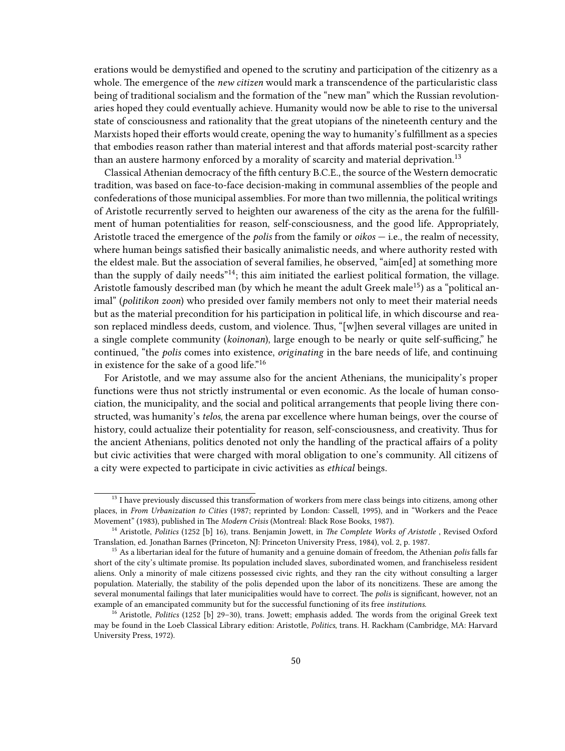erations would be demystified and opened to the scrutiny and participation of the citizenry as a whole. The emergence of the *new citizen* would mark a transcendence of the particularistic class being of traditional socialism and the formation of the "new man" which the Russian revolutionaries hoped they could eventually achieve. Humanity would now be able to rise to the universal state of consciousness and rationality that the great utopians of the nineteenth century and the Marxists hoped their efforts would create, opening the way to humanity's fulfillment as a species that embodies reason rather than material interest and that affords material post-scarcity rather than an austere harmony enforced by a morality of scarcity and material deprivation.[13]

Classical Athenian democracy of the fifth century B.C.E., the source of the Western democratic tradition, was based on face-to-face decision-making in communal assemblies of the people and confederations of those municipal assemblies. For more than two millennia, the political writings of Aristotle recurrently served to heighten our awareness of the city as the arena for the fulfillment of human potentialities for reason, self-consciousness, and the good life. Appropriately, Aristotle traced the emergence of the *polis* from the family or *oikos* — i.e., the realm of necessity, where human beings satisfied their basically animalistic needs, and where authority rested with the eldest male. But the association of several families, he observed, "aim[ed] at something more than the supply of daily needs"[14]; this aim initiated the earliest political formation, the village. Aristotle famously described man (by which he meant the adult Greek male[15]) as a "political animal" (*politikon zoon*) who presided over family members not only to meet their material needs but as the material precondition for his participation in political life, in which discourse and reason replaced mindless deeds, custom, and violence. Thus, "[w]hen several villages are united in a single complete community (*koinonan*), large enough to be nearly or quite self-sufficing," he continued, "the *polis* comes into existence, *originating* in the bare needs of life, and continuing in existence for the sake of a good life."[16]

For Aristotle, and we may assume also for the ancient Athenians, the municipality's proper functions were thus not strictly instrumental or even economic. As the locale of human consociation, the municipality, and the social and political arrangements that people living there constructed, was humanity's *telos*, the arena par excellence where human beings, over the course of history, could actualize their potentiality for reason, self-consciousness, and creativity. Thus for the ancient Athenians, politics denoted not only the handling of the practical affairs of a polity but civic activities that were charged with moral obligation to one's community. All citizens of a city were expected to participate in civic activities as *ethical* beings.

---

[13] I have previously discussed this transformation of workers from mere class beings into citizens, among other places, in *From Urbanization to Cities* (1987; reprinted by London: Cassell, 1995), and in "Workers and the Peace Movement" (1983), published in *The Modern Crisis* (Montreal: Black Rose Books, 1987).

[14] Aristotle, *Politics* (1252 [b] 16), trans. Benjamin Jowett, in *The Complete Works of Aristotle* , Revised Oxford Translation, ed. Jonathan Barnes (Princeton, NJ: Princeton University Press, 1984), vol. 2, p. 1987.

[15] As a libertarian ideal for the future of humanity and a genuine domain of freedom, the Athenian *polis* falls far short of the city's ultimate promise. Its population included slaves, subordinated women, and franchiseless resident aliens. Only a minority of male citizens possessed civic rights, and they ran the city without consulting a larger population. Materially, the stability of the polis depended upon the labor of its noncitizens. These are among the several monumental failings that later municipalities would have to correct. The *polis* is significant, however, not an example of an emancipated community but for the successful functioning of its free *institutions*.

[16] Aristotle, *Politics* (1252 [b] 29–30), trans. Jowett; emphasis added. The words from the original Greek text may be found in the Loeb Classical Library edition: Aristotle, *Politics*, trans. H. Rackham (Cambridge, MA: Harvard University Press, 1972).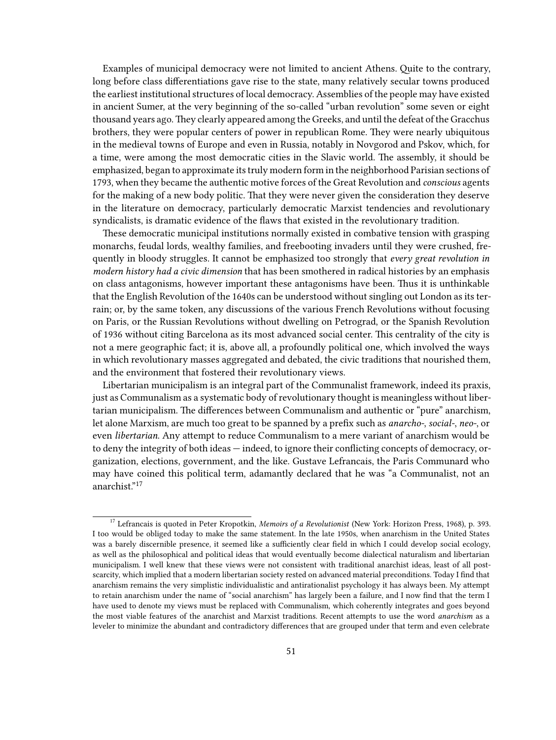Examples of municipal democracy were not limited to ancient Athens. Quite to the contrary, long before class differentiations gave rise to the state, many relatively secular towns produced the earliest institutional structures of local democracy. Assemblies of the people may have existed in ancient Sumer, at the very beginning of the so-called "urban revolution" some seven or eight thousand years ago. They clearly appeared among the Greeks, and until the defeat of the Gracchus brothers, they were popular centers of power in republican Rome. They were nearly ubiquitous in the medieval towns of Europe and even in Russia, notably in Novgorod and Pskov, which, for a time, were among the most democratic cities in the Slavic world. The assembly, it should be emphasized, began to approximate its truly modern form in the neighborhood Parisian sections of 1793, when they became the authentic motive forces of the Great Revolution and *conscious* agents for the making of a new body politic. That they were never given the consideration they deserve in the literature on democracy, particularly democratic Marxist tendencies and revolutionary syndicalists, is dramatic evidence of the flaws that existed in the revolutionary tradition.

These democratic municipal institutions normally existed in combative tension with grasping monarchs, feudal lords, wealthy families, and freebooting invaders until they were crushed, frequently in bloody struggles. It cannot be emphasized too strongly that *every great revolution in modern history had a civic dimension* that has been smothered in radical histories by an emphasis on class antagonisms, however important these antagonisms have been. Thus it is unthinkable that the English Revolution of the 1640s can be understood without singling out London as its terrain; or, by the same token, any discussions of the various French Revolutions without focusing on Paris, or the Russian Revolutions without dwelling on Petrograd, or the Spanish Revolution of 1936 without citing Barcelona as its most advanced social center. This centrality of the city is not a mere geographic fact; it is, above all, a profoundly political one, which involved the ways in which revolutionary masses aggregated and debated, the civic traditions that nourished them, and the environment that fostered their revolutionary views.

Libertarian municipalism is an integral part of the Communalist framework, indeed its praxis, just as Communalism as a systematic body of revolutionary thought is meaningless without libertarian municipalism. The differences between Communalism and authentic or "pure" anarchism, let alone Marxism, are much too great to be spanned by a prefix such as *anarcho-*, *social-*, *neo-*, or even *libertarian.* Any attempt to reduce Communalism to a mere variant of anarchism would be to deny the integrity of both ideas — indeed, to ignore their conflicting concepts of democracy, organization, elections, government, and the like. Gustave Lefrancais, the Paris Communard who may have coined this political term, adamantly declared that he was "a Communalist, not an anarchist."[17]

---

[17] Lefrancais is quoted in Peter Kropotkin, *Memoirs of a Revolutionist* (New York: Horizon Press, 1968), p. 393. I too would be obliged today to make the same statement. In the late 1950s, when anarchism in the United States was a barely discernible presence, it seemed like a sufficiently clear field in which I could develop social ecology, as well as the philosophical and political ideas that would eventually become dialectical naturalism and libertarian municipalism. I well knew that these views were not consistent with traditional anarchist ideas, least of all post-scarcity, which implied that a modern libertarian society rested on advanced material preconditions. Today I find that anarchism remains the very simplistic individualistic and antirationalist psychology it has always been. My attempt to retain anarchism under the name of "social anarchism" has largely been a failure, and I now find that the term I have used to denote my views must be replaced with Communalism, which coherently integrates and goes beyond the most viable features of the anarchist and Marxist traditions. Recent attempts to use the word *anarchism* as a leveler to minimize the abundant and contradictory differences that are grouped under that term and even celebrate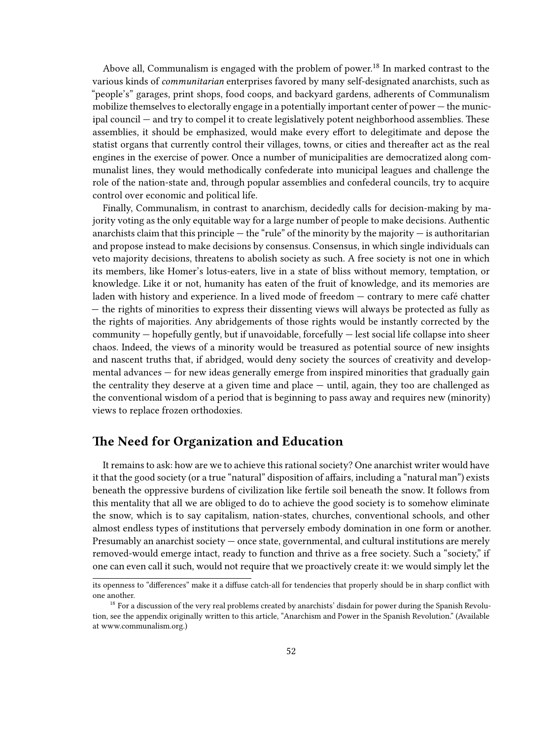Above all, Communalism is engaged with the problem of power.[18] In marked contrast to the various kinds of *communitarian* enterprises favored by many self-designated anarchists, such as "people's" garages, print shops, food coops, and backyard gardens, adherents of Communalism mobilize themselves to electorally engage in a potentially important center of power — the municipal council — and try to compel it to create legislatively potent neighborhood assemblies. These assemblies, it should be emphasized, would make every effort to delegitimate and depose the statist organs that currently control their villages, towns, or cities and thereafter act as the real engines in the exercise of power. Once a number of municipalities are democratized along communalist lines, they would methodically confederate into municipal leagues and challenge the role of the nation-state and, through popular assemblies and confederal councils, try to acquire control over economic and political life.

Finally, Communalism, in contrast to anarchism, decidedly calls for decision-making by majority voting as the only equitable way for a large number of people to make decisions. Authentic anarchists claim that this principle — the "rule" of the minority by the majority — is authoritarian and propose instead to make decisions by consensus. Consensus, in which single individuals can veto majority decisions, threatens to abolish society as such. A free society is not one in which its members, like Homer's lotus-eaters, live in a state of bliss without memory, temptation, or knowledge. Like it or not, humanity has eaten of the fruit of knowledge, and its memories are laden with history and experience. In a lived mode of freedom — contrary to mere café chatter — the rights of minorities to express their dissenting views will always be protected as fully as the rights of majorities. Any abridgements of those rights would be instantly corrected by the community — hopefully gently, but if unavoidable, forcefully — lest social life collapse into sheer chaos. Indeed, the views of a minority would be treasured as potential source of new insights and nascent truths that, if abridged, would deny society the sources of creativity and developmental advances — for new ideas generally emerge from inspired minorities that gradually gain the centrality they deserve at a given time and place — until, again, they too are challenged as the conventional wisdom of a period that is beginning to pass away and requires new (minority) views to replace frozen orthodoxies.

## The Need for Organization and Education

It remains to ask: how are we to achieve this rational society? One anarchist writer would have it that the good society (or a true "natural" disposition of affairs, including a "natural man") exists beneath the oppressive burdens of civilization like fertile soil beneath the snow. It follows from this mentality that all we are obliged to do to achieve the good society is to somehow eliminate the snow, which is to say capitalism, nation-states, churches, conventional schools, and other almost endless types of institutions that perversely embody domination in one form or another. Presumably an anarchist society — once state, governmental, and cultural institutions are merely removed-would emerge intact, ready to function and thrive as a free society. Such a "society," if one can even call it such, would not require that we proactively create it: we would simply let the

---

its openness to "differences" make it a diffuse catch-all for tendencies that properly should be in sharp conflict with one another.

[18] For a discussion of the very real problems created by anarchists' disdain for power during the Spanish Revolution, see the appendix originally written to this article, "Anarchism and Power in the Spanish Revolution." (Available at www.communalism.org.)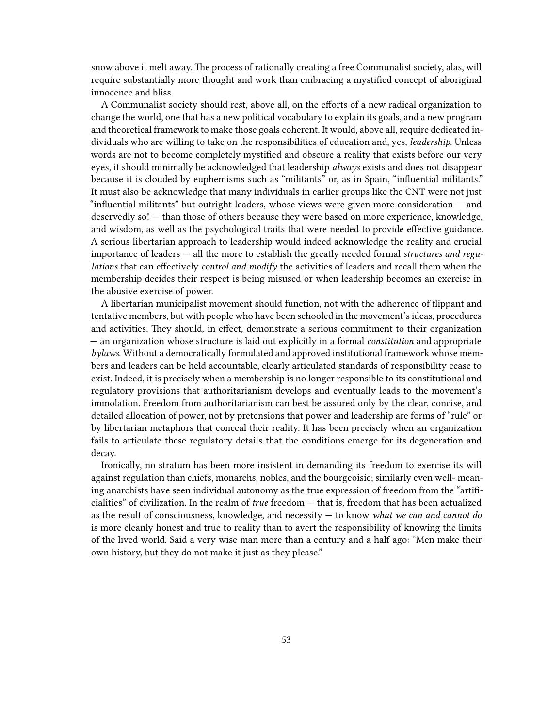snow above it melt away. The process of rationally creating a free Communalist society, alas, will require substantially more thought and work than embracing a mystified concept of aboriginal innocence and bliss.

A Communalist society should rest, above all, on the efforts of a new radical organization to change the world, one that has a new political vocabulary to explain its goals, and a new program and theoretical framework to make those goals coherent. It would, above all, require dedicated individuals who are willing to take on the responsibilities of education and, yes, *leadership*. Unless words are not to become completely mystified and obscure a reality that exists before our very eyes, it should minimally be acknowledged that leadership *always* exists and does not disappear because it is clouded by euphemisms such as "militants" or, as in Spain, "influential militants." It must also be acknowledge that many individuals in earlier groups like the CNT were not just "influential militants" but outright leaders, whose views were given more consideration — and deservedly so! — than those of others because they were based on more experience, knowledge, and wisdom, as well as the psychological traits that were needed to provide effective guidance. A serious libertarian approach to leadership would indeed acknowledge the reality and crucial importance of leaders — all the more to establish the greatly needed formal *structures and regulations* that can effectively *control and modify* the activities of leaders and recall them when the membership decides their respect is being misused or when leadership becomes an exercise in the abusive exercise of power.

A libertarian municipalist movement should function, not with the adherence of flippant and tentative members, but with people who have been schooled in the movement's ideas, procedures and activities. They should, in effect, demonstrate a serious commitment to their organization — an organization whose structure is laid out explicitly in a formal *constitution* and appropriate *bylaws*. Without a democratically formulated and approved institutional framework whose members and leaders can be held accountable, clearly articulated standards of responsibility cease to exist. Indeed, it is precisely when a membership is no longer responsible to its constitutional and regulatory provisions that authoritarianism develops and eventually leads to the movement's immolation. Freedom from authoritarianism can best be assured only by the clear, concise, and detailed allocation of power, not by pretensions that power and leadership are forms of "rule" or by libertarian metaphors that conceal their reality. It has been precisely when an organization fails to articulate these regulatory details that the conditions emerge for its degeneration and decay.

Ironically, no stratum has been more insistent in demanding its freedom to exercise its will against regulation than chiefs, monarchs, nobles, and the bourgeoisie; similarly even well- meaning anarchists have seen individual autonomy as the true expression of freedom from the "artificialities" of civilization. In the realm of *true* freedom — that is, freedom that has been actualized as the result of consciousness, knowledge, and necessity — to know *what we can and cannot do* is more cleanly honest and true to reality than to avert the responsibility of knowing the limits of the lived world. Said a very wise man more than a century and a half ago: "Men make their own history, but they do not make it just as they please."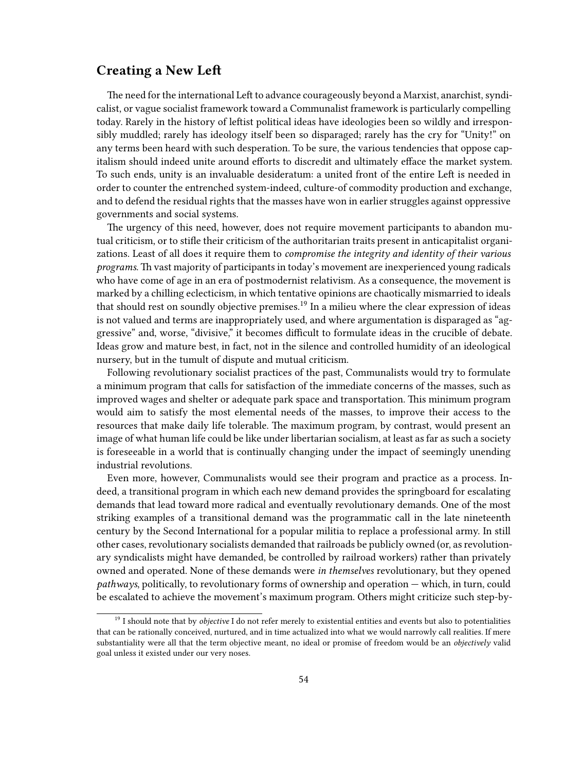## Creating a New Left

The need for the international Left to advance courageously beyond a Marxist, anarchist, syndicalist, or vague socialist framework toward a Communalist framework is particularly compelling today. Rarely in the history of leftist political ideas have ideologies been so wildly and irresponsibly muddled; rarely has ideology itself been so disparaged; rarely has the cry for "Unity!" on any terms been heard with such desperation. To be sure, the various tendencies that oppose capitalism should indeed unite around efforts to discredit and ultimately efface the market system. To such ends, unity is an invaluable desideratum: a united front of the entire Left is needed in order to counter the entrenched system-indeed, culture-of commodity production and exchange, and to defend the residual rights that the masses have won in earlier struggles against oppressive governments and social systems.

The urgency of this need, however, does not require movement participants to abandon mutual criticism, or to stifle their criticism of the authoritarian traits present in anticapitalist organizations. Least of all does it require them to *compromise the integrity and identity of their various programs*. Th vast majority of participants in today's movement are inexperienced young radicals who have come of age in an era of postmodernist relativism. As a consequence, the movement is marked by a chilling eclecticism, in which tentative opinions are chaotically mismarried to ideals that should rest on soundly objective premises.[19] In a milieu where the clear expression of ideas is not valued and terms are inappropriately used, and where argumentation is disparaged as "aggressive" and, worse, "divisive," it becomes difficult to formulate ideas in the crucible of debate. Ideas grow and mature best, in fact, not in the silence and controlled humidity of an ideological nursery, but in the tumult of dispute and mutual criticism.

Following revolutionary socialist practices of the past, Communalists would try to formulate a minimum program that calls for satisfaction of the immediate concerns of the masses, such as improved wages and shelter or adequate park space and transportation. This minimum program would aim to satisfy the most elemental needs of the masses, to improve their access to the resources that make daily life tolerable. The maximum program, by contrast, would present an image of what human life could be like under libertarian socialism, at least as far as such a society is foreseeable in a world that is continually changing under the impact of seemingly unending industrial revolutions.

Even more, however, Communalists would see their program and practice as a process. Indeed, a transitional program in which each new demand provides the springboard for escalating demands that lead toward more radical and eventually revolutionary demands. One of the most striking examples of a transitional demand was the programmatic call in the late nineteenth century by the Second International for a popular militia to replace a professional army. In still other cases, revolutionary socialists demanded that railroads be publicly owned (or, as revolutionary syndicalists might have demanded, be controlled by railroad workers) rather than privately owned and operated. None of these demands were *in themselves* revolutionary, but they opened *pathways*, politically, to revolutionary forms of ownership and operation — which, in turn, could be escalated to achieve the movement's maximum program. Others might criticize such step-by-

[19] I should note that by *objective* I do not refer merely to existential entities and events but also to potentialities that can be rationally conceived, nurtured, and in time actualized into what we would narrowly call realities. If mere substantiality were all that the term objective meant, no ideal or promise of freedom would be an *objectively* valid goal unless it existed under our very noses.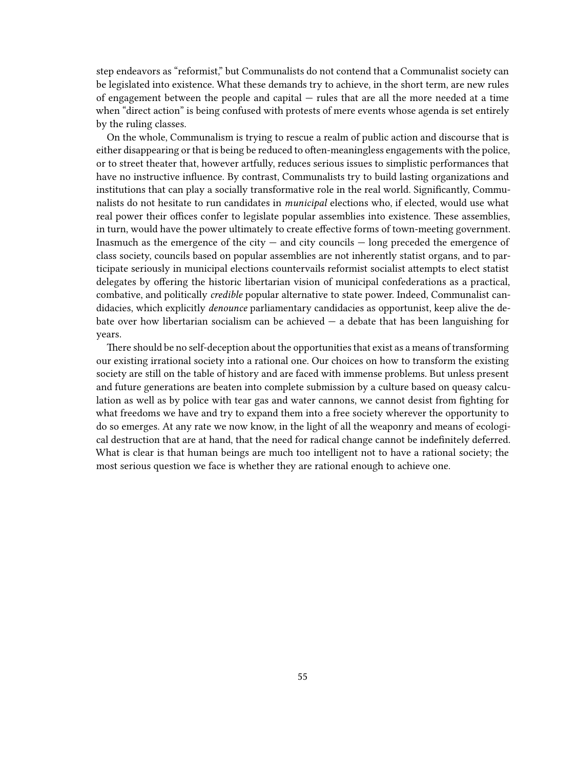step endeavors as "reformist," but Communalists do not contend that a Communalist society can be legislated into existence. What these demands try to achieve, in the short term, are new rules of engagement between the people and capital — rules that are all the more needed at a time when "direct action" is being confused with protests of mere events whose agenda is set entirely by the ruling classes.

On the whole, Communalism is trying to rescue a realm of public action and discourse that is either disappearing or that is being be reduced to often-meaningless engagements with the police, or to street theater that, however artfully, reduces serious issues to simplistic performances that have no instructive influence. By contrast, Communalists try to build lasting organizations and institutions that can play a socially transformative role in the real world. Significantly, Communalists do not hesitate to run candidates in *municipal* elections who, if elected, would use what real power their offices confer to legislate popular assemblies into existence. These assemblies, in turn, would have the power ultimately to create effective forms of town-meeting government. Inasmuch as the emergence of the city — and city councils — long preceded the emergence of class society, councils based on popular assemblies are not inherently statist organs, and to participate seriously in municipal elections countervails reformist socialist attempts to elect statist delegates by offering the historic libertarian vision of municipal confederations as a practical, combative, and politically *credible* popular alternative to state power. Indeed, Communalist candidacies, which explicitly *denounce* parliamentary candidacies as opportunist, keep alive the debate over how libertarian socialism can be achieved — a debate that has been languishing for years.

There should be no self-deception about the opportunities that exist as a means of transforming our existing irrational society into a rational one. Our choices on how to transform the existing society are still on the table of history and are faced with immense problems. But unless present and future generations are beaten into complete submission by a culture based on queasy calculation as well as by police with tear gas and water cannons, we cannot desist from fighting for what freedoms we have and try to expand them into a free society wherever the opportunity to do so emerges. At any rate we now know, in the light of all the weaponry and means of ecological destruction that are at hand, that the need for radical change cannot be indefinitely deferred. What is clear is that human beings are much too intelligent not to have a rational society; the most serious question we face is whether they are rational enough to achieve one.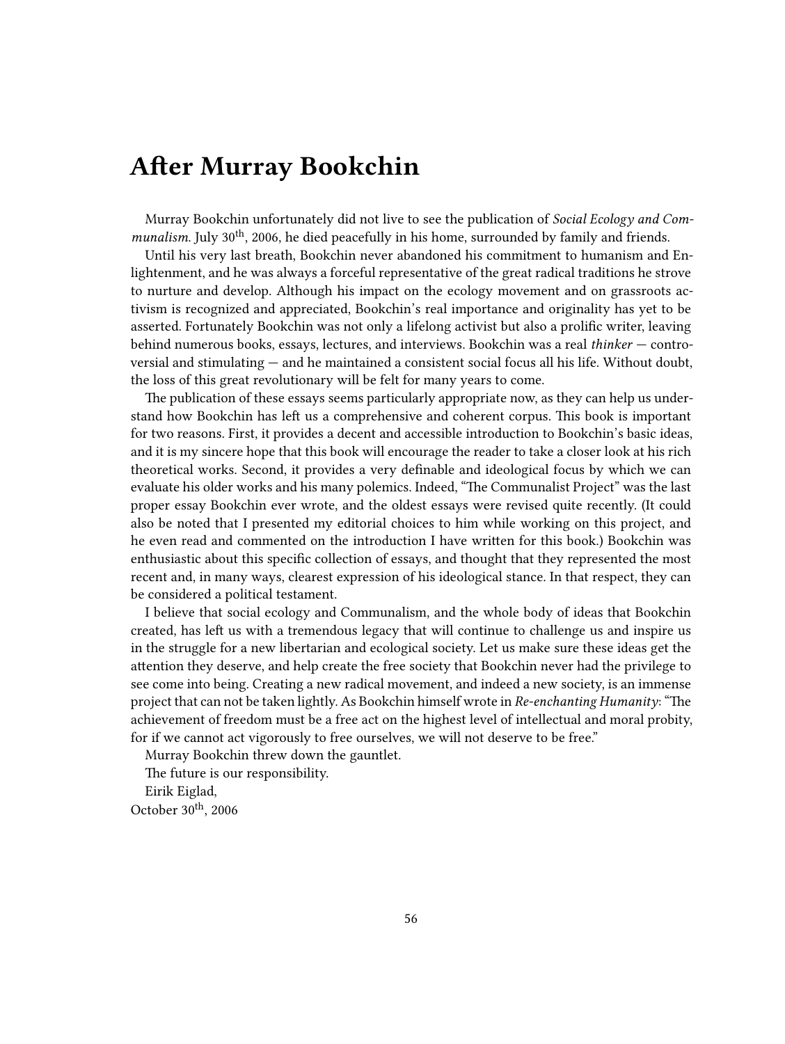# After Murray Bookchin

Murray Bookchin unfortunately did not live to see the publication of *Social Ecology and Communalism.* July 30th, 2006, he died peacefully in his home, surrounded by family and friends.

Until his very last breath, Bookchin never abandoned his commitment to humanism and Enlightenment, and he was always a forceful representative of the great radical traditions he strove to nurture and develop. Although his impact on the ecology movement and on grassroots activism is recognized and appreciated, Bookchin's real importance and originality has yet to be asserted. Fortunately Bookchin was not only a lifelong activist but also a prolific writer, leaving behind numerous books, essays, lectures, and interviews. Bookchin was a real *thinker* — controversial and stimulating — and he maintained a consistent social focus all his life. Without doubt, the loss of this great revolutionary will be felt for many years to come.

The publication of these essays seems particularly appropriate now, as they can help us understand how Bookchin has left us a comprehensive and coherent corpus. This book is important for two reasons. First, it provides a decent and accessible introduction to Bookchin's basic ideas, and it is my sincere hope that this book will encourage the reader to take a closer look at his rich theoretical works. Second, it provides a very definable and ideological focus by which we can evaluate his older works and his many polemics. Indeed, "The Communalist Project" was the last proper essay Bookchin ever wrote, and the oldest essays were revised quite recently. (It could also be noted that I presented my editorial choices to him while working on this project, and he even read and commented on the introduction I have written for this book.) Bookchin was enthusiastic about this specific collection of essays, and thought that they represented the most recent and, in many ways, clearest expression of his ideological stance. In that respect, they can be considered a political testament.

I believe that social ecology and Communalism, and the whole body of ideas that Bookchin created, has left us with a tremendous legacy that will continue to challenge us and inspire us in the struggle for a new libertarian and ecological society. Let us make sure these ideas get the attention they deserve, and help create the free society that Bookchin never had the privilege to see come into being. Creating a new radical movement, and indeed a new society, is an immense project that can not be taken lightly. As Bookchin himself wrote in *Re-enchanting Humanity*: "The achievement of freedom must be a free act on the highest level of intellectual and moral probity, for if we cannot act vigorously to free ourselves, we will not deserve to be free."

Murray Bookchin threw down the gauntlet.

The future is our responsibility.

Eirik Eiglad,

October 30th, 2006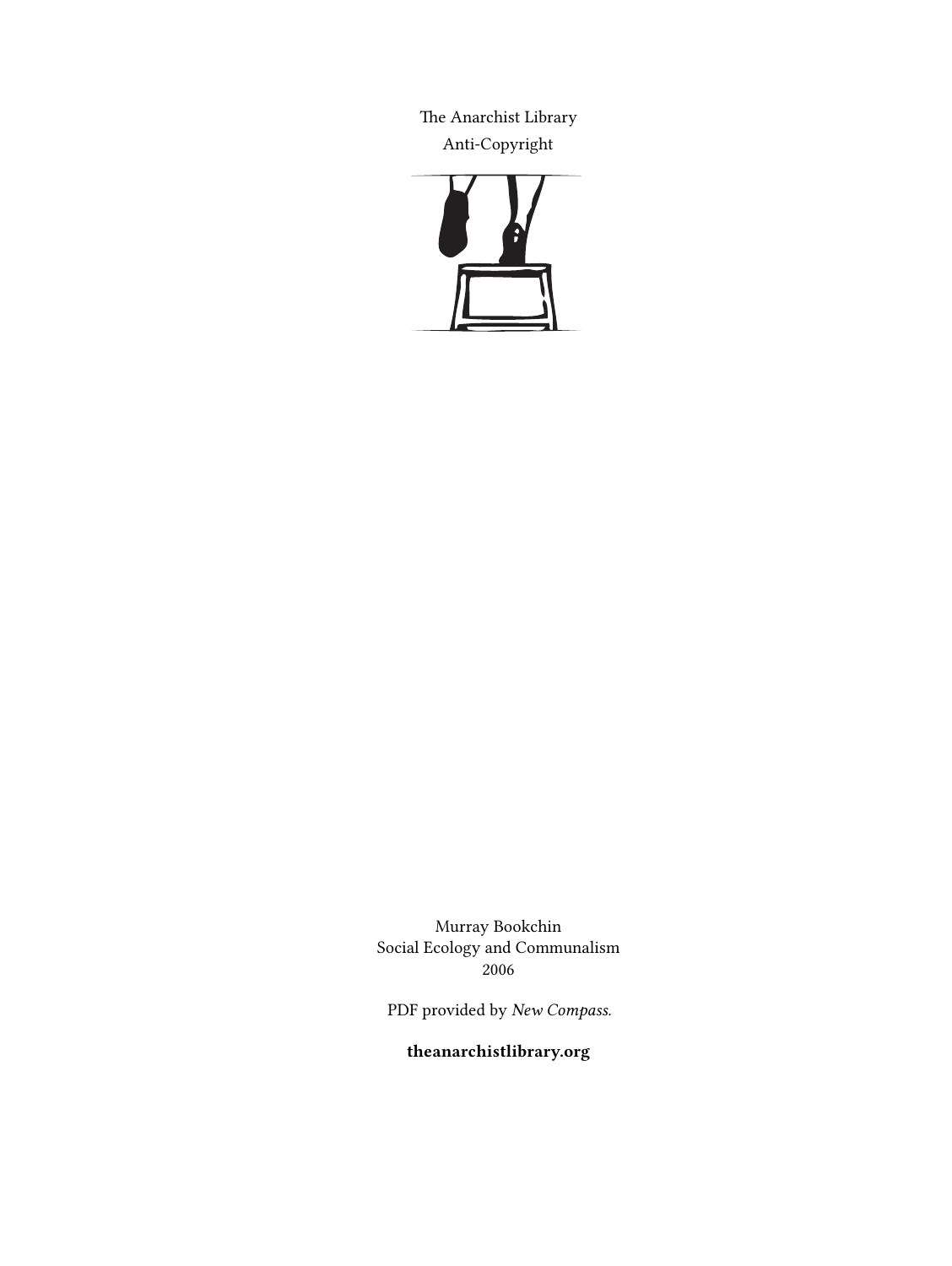The Anarchist Library
Anti-Copyright

Murray Bookchin
Social Ecology and Communalism
2006

PDF provided by *New Compass.*

**theanarchistlibrary.org**